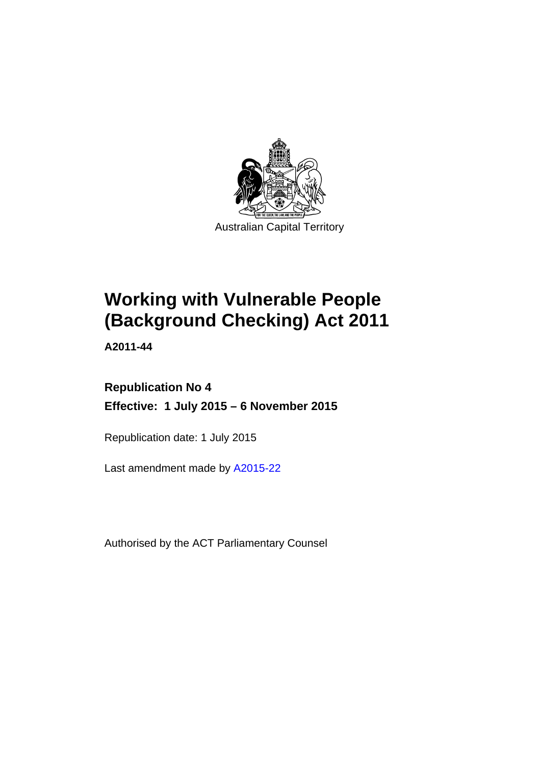Australian Capital Territory

# Working with Vulnerable People (Background Checking) Act 2011

**A2011-44**

**Republication No 4**

**Effective: 1 July 2015 – 6 November 2015**

Republication date: 1 July 2015

Last amendment made by A2015-22

Authorised by the ACT Parliamentary Counsel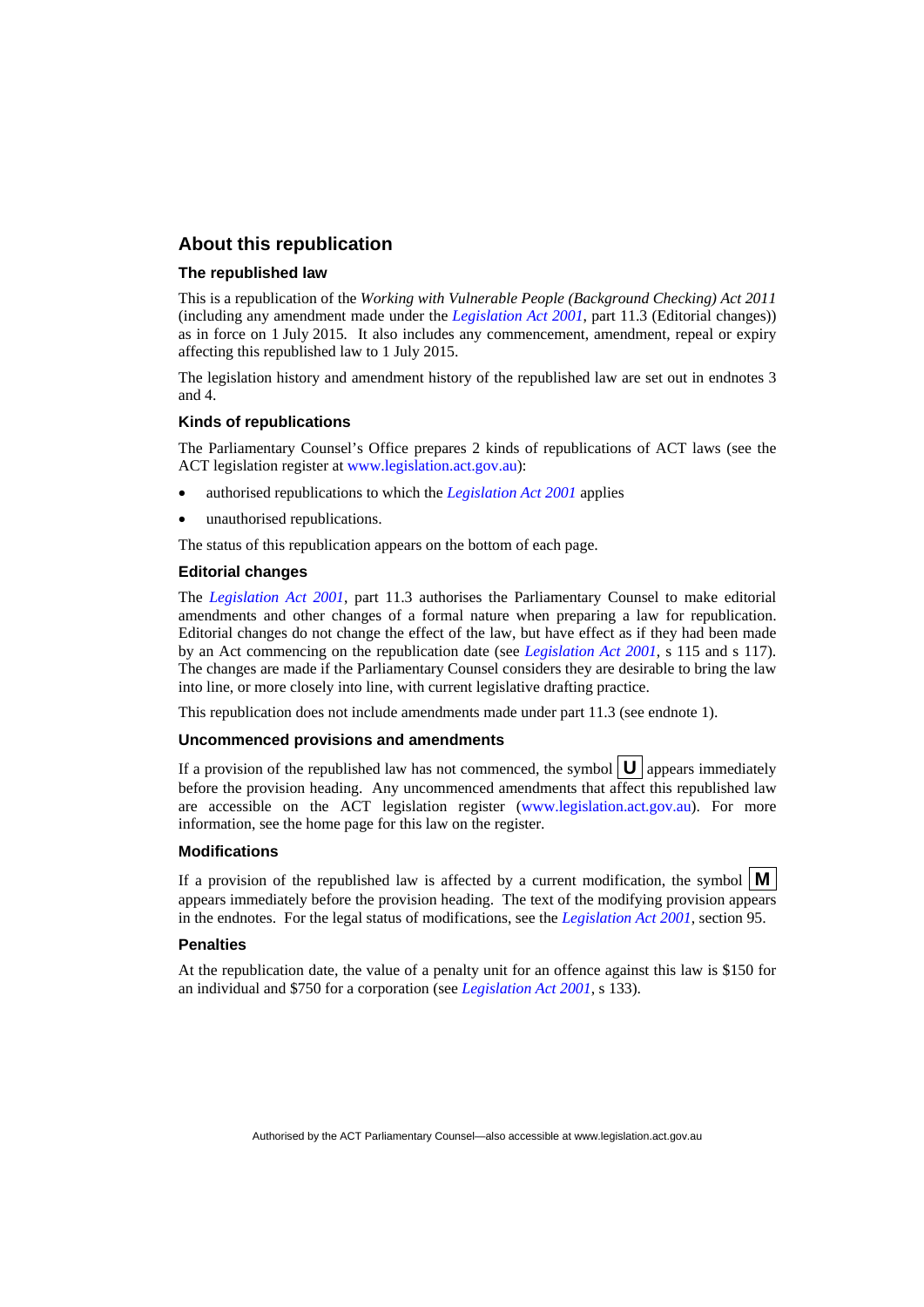## About this republication

### The republished law

This is a republication of the *Working with Vulnerable People (Background Checking) Act 2011* (including any amendment made under the *Legislation Act 2001*, part 11.3 (Editorial changes)) as in force on 1 July 2015. It also includes any commencement, amendment, repeal or expiry affecting this republished law to 1 July 2015.

The legislation history and amendment history of the republished law are set out in endnotes 3 and 4.

### Kinds of republications

The Parliamentary Counsel's Office prepares 2 kinds of republications of ACT laws (see the ACT legislation register at www.legislation.act.gov.au):

- authorised republications to which the *Legislation Act 2001* applies
- unauthorised republications.

The status of this republication appears on the bottom of each page.

### Editorial changes

The *Legislation Act 2001*, part 11.3 authorises the Parliamentary Counsel to make editorial amendments and other changes of a formal nature when preparing a law for republication. Editorial changes do not change the effect of the law, but have effect as if they had been made by an Act commencing on the republication date (see *Legislation Act 2001*, s 115 and s 117). The changes are made if the Parliamentary Counsel considers they are desirable to bring the law into line, or more closely into line, with current legislative drafting practice.

This republication does not include amendments made under part 11.3 (see endnote 1).

### Uncommenced provisions and amendments

If a provision of the republished law has not commenced, the symbol **U** appears immediately before the provision heading. Any uncommenced amendments that affect this republished law are accessible on the ACT legislation register (www.legislation.act.gov.au). For more information, see the home page for this law on the register.

### Modifications

If a provision of the republished law is affected by a current modification, the symbol **M** appears immediately before the provision heading. The text of the modifying provision appears in the endnotes. For the legal status of modifications, see the *Legislation Act 2001*, section 95.

### Penalties

At the republication date, the value of a penalty unit for an offence against this law is $150 for an individual and $750 for a corporation (see *Legislation Act 2001*, s 133).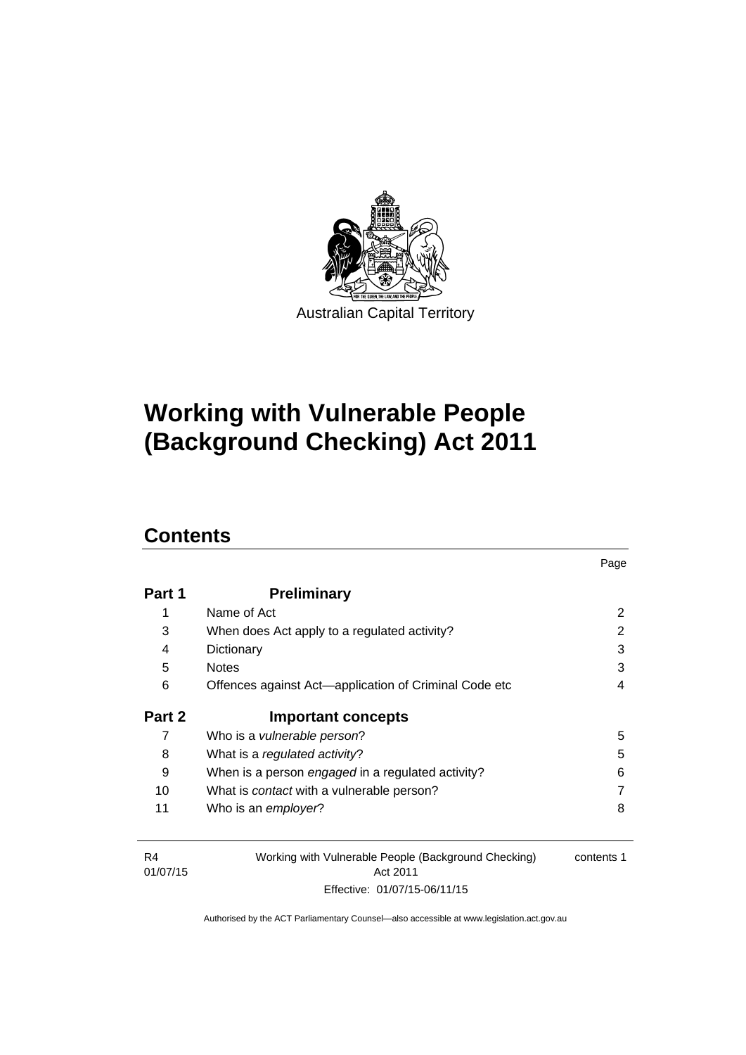Australian Capital Territory

# Working with Vulnerable People (Background Checking) Act 2011

## Contents

| | | Page |
|---|---|---|
| **Part 1** | **Preliminary** | |
| 1 | Name of Act | 2 |
| 3 | When does Act apply to a regulated activity? | 2 |
| 4 | Dictionary | 3 |
| 5 | Notes | 3 |
| 6 | Offences against Act—application of Criminal Code etc | 4 |
| **Part 2** | **Important concepts** | |
| 7 | Who is a *vulnerable person*? | 5 |
| 8 | What is a *regulated activity*? | 5 |
| 9 | When is a person *engaged* in a regulated activity? | 6 |
| 10 | What is *contact* with a vulnerable person? | 7 |
| 11 | Who is an *employer*? | 8 |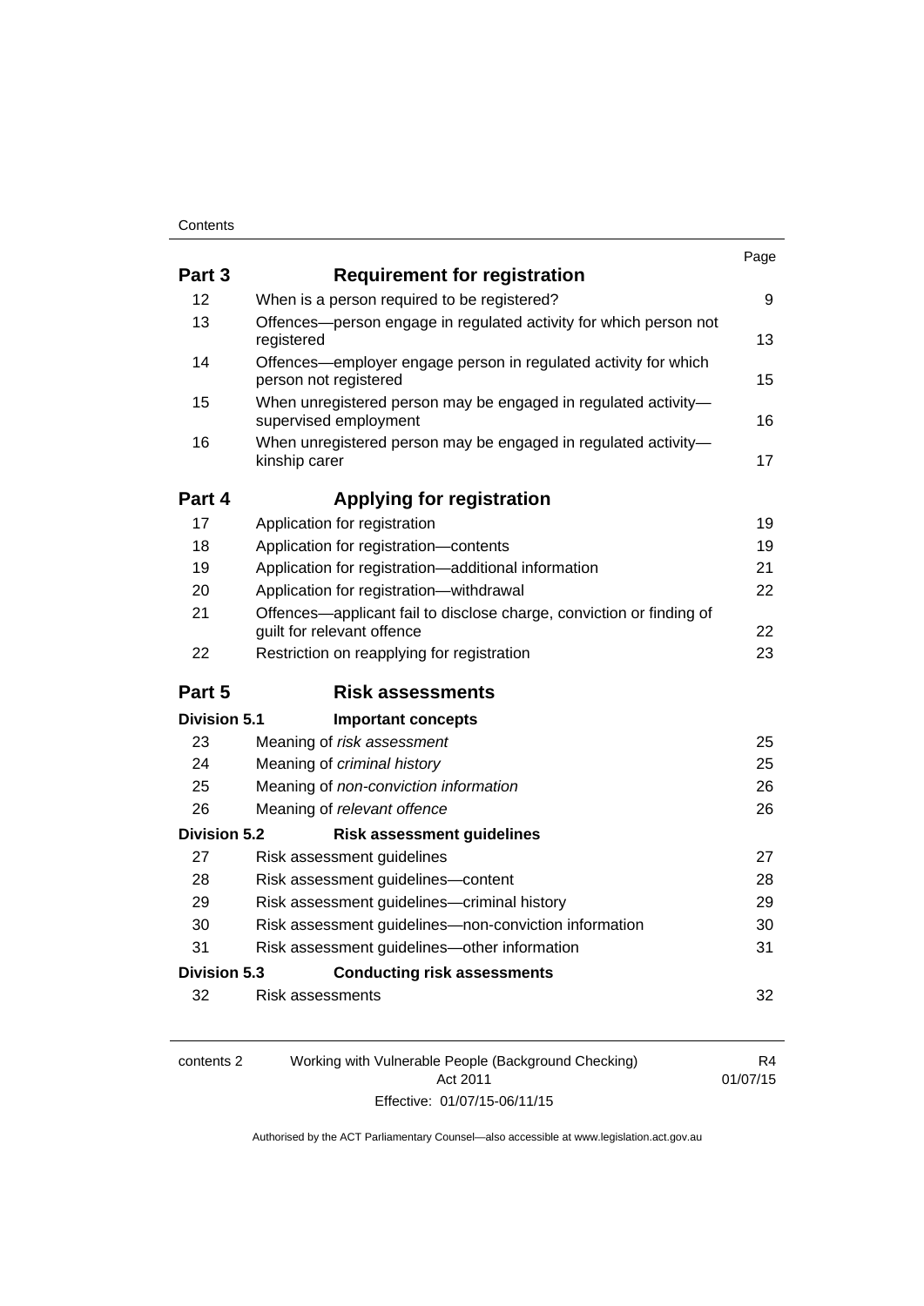| | | Page |
|---|---|---|
| **Part 3** | **Requirement for registration** | |
| 12 | When is a person required to be registered? | 9 |
| 13 | Offences—person engage in regulated activity for which person not registered | 13 |
| 14 | Offences—employer engage person in regulated activity for which person not registered | 15 |
| 15 | When unregistered person may be engaged in regulated activity—supervised employment | 16 |
| 16 | When unregistered person may be engaged in regulated activity—kinship carer | 17 |
| **Part 4** | **Applying for registration** | |
| 17 | Application for registration | 19 |
| 18 | Application for registration—contents | 19 |
| 19 | Application for registration—additional information | 21 |
| 20 | Application for registration—withdrawal | 22 |
| 21 | Offences—applicant fail to disclose charge, conviction or finding of guilt for relevant offence | 22 |
| 22 | Restriction on reapplying for registration | 23 |
| **Part 5** | **Risk assessments** | |
| **Division 5.1** | **Important concepts** | |
| 23 | Meaning of *risk assessment* | 25 |
| 24 | Meaning of *criminal history* | 25 |
| 25 | Meaning of *non-conviction information* | 26 |
| 26 | Meaning of *relevant offence* | 26 |
| **Division 5.2** | **Risk assessment guidelines** | |
| 27 | Risk assessment guidelines | 27 |
| 28 | Risk assessment guidelines—content | 28 |
| 29 | Risk assessment guidelines—criminal history | 29 |
| 30 | Risk assessment guidelines—non-conviction information | 30 |
| 31 | Risk assessment guidelines—other information | 31 |
| **Division 5.3** | **Conducting risk assessments** | |
| 32 | Risk assessments | 32 |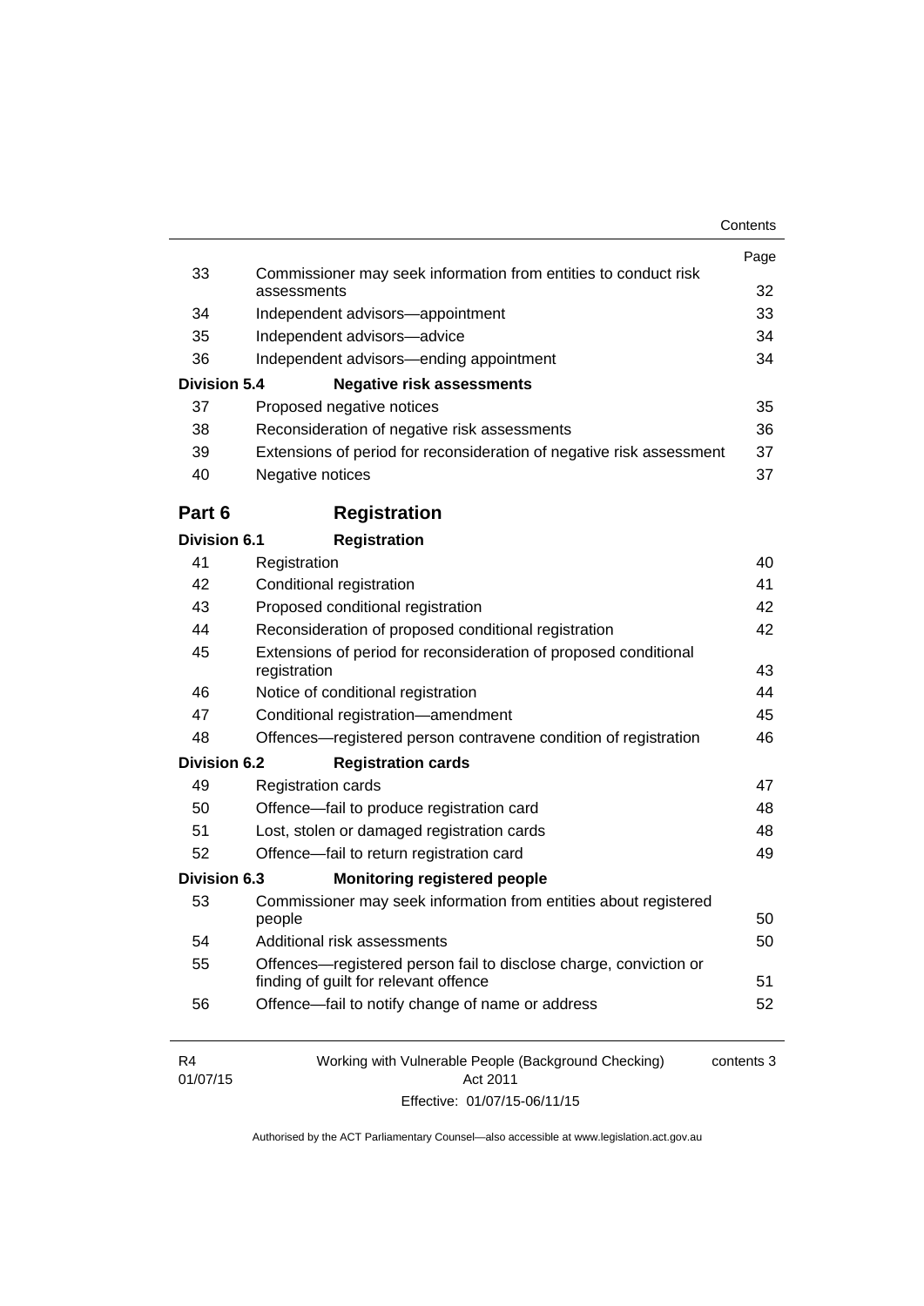| | | Page |
|---|---|---|
| 33 | Commissioner may seek information from entities to conduct risk assessments | 32 |
| 34 | Independent advisors—appointment | 33 |
| 35 | Independent advisors—advice | 34 |
| 36 | Independent advisors—ending appointment | 34 |
| **Division 5.4** | **Negative risk assessments** | |
| 37 | Proposed negative notices | 35 |
| 38 | Reconsideration of negative risk assessments | 36 |
| 39 | Extensions of period for reconsideration of negative risk assessment | 37 |
| 40 | Negative notices | 37 |

## Part 6 Registration

| | | |
|---|---|---|
| **Division 6.1** | **Registration** | |
| 41 | Registration | 40 |
| 42 | Conditional registration | 41 |
| 43 | Proposed conditional registration | 42 |
| 44 | Reconsideration of proposed conditional registration | 42 |
| 45 | Extensions of period for reconsideration of proposed conditional registration | 43 |
| 46 | Notice of conditional registration | 44 |
| 47 | Conditional registration—amendment | 45 |
| 48 | Offences—registered person contravene condition of registration | 46 |
| **Division 6.2** | **Registration cards** | |
| 49 | Registration cards | 47 |
| 50 | Offence—fail to produce registration card | 48 |
| 51 | Lost, stolen or damaged registration cards | 48 |
| 52 | Offence—fail to return registration card | 49 |
| **Division 6.3** | **Monitoring registered people** | |
| 53 | Commissioner may seek information from entities about registered people | 50 |
| 54 | Additional risk assessments | 50 |
| 55 | Offences—registered person fail to disclose charge, conviction or finding of guilt for relevant offence | 51 |
| 56 | Offence—fail to notify change of name or address | 52 |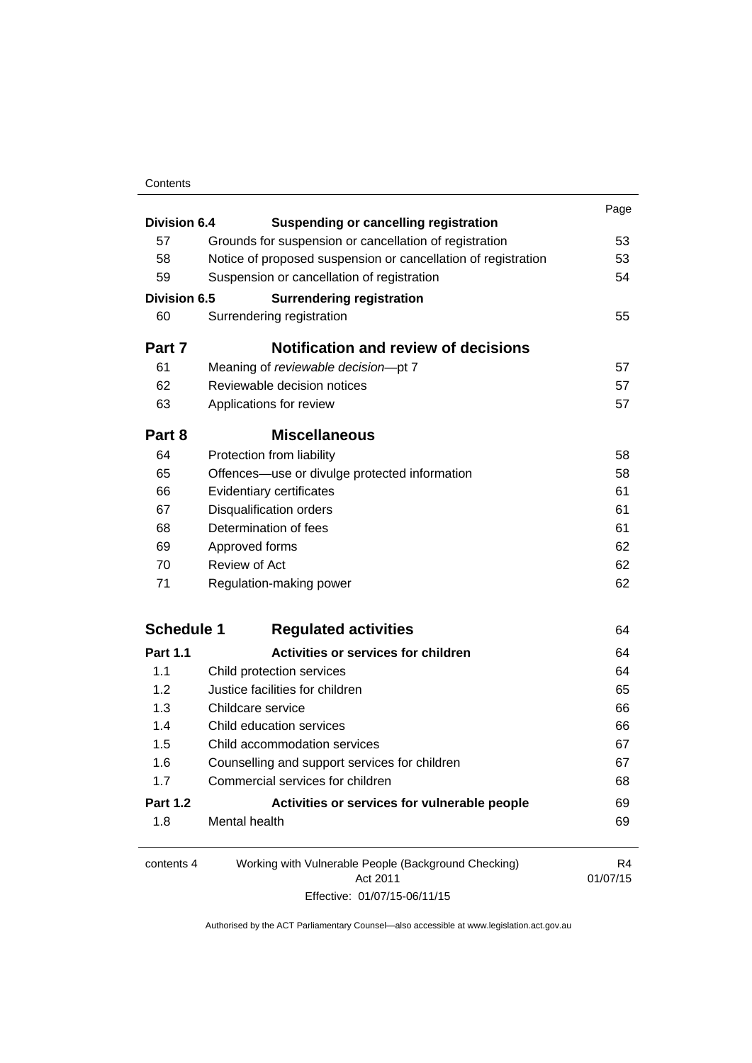| | | Page |
|---|---|---|
| **Division 6.4** | **Suspending or cancelling registration** | |
| 57 | Grounds for suspension or cancellation of registration | 53 |
| 58 | Notice of proposed suspension or cancellation of registration | 53 |
| 59 | Suspension or cancellation of registration | 54 |
| **Division 6.5** | **Surrendering registration** | |
| 60 | Surrendering registration | 55 |
| **Part 7** | **Notification and review of decisions** | |
| 61 | Meaning of *reviewable decision*—pt 7 | 57 |
| 62 | Reviewable decision notices | 57 |
| 63 | Applications for review | 57 |
| **Part 8** | **Miscellaneous** | |
| 64 | Protection from liability | 58 |
| 65 | Offences—use or divulge protected information | 58 |
| 66 | Evidentiary certificates | 61 |
| 67 | Disqualification orders | 61 |
| 68 | Determination of fees | 61 |
| 69 | Approved forms | 62 |
| 70 | Review of Act | 62 |
| 71 | Regulation-making power | 62 |
| **Schedule 1** | **Regulated activities** | 64 |
| **Part 1.1** | **Activities or services for children** | 64 |
| 1.1 | Child protection services | 64 |
| 1.2 | Justice facilities for children | 65 |
| 1.3 | Childcare service | 66 |
| 1.4 | Child education services | 66 |
| 1.5 | Child accommodation services | 67 |
| 1.6 | Counselling and support services for children | 67 |
| 1.7 | Commercial services for children | 68 |
| **Part 1.2** | **Activities or services for vulnerable people** | 69 |
| 1.8 | Mental health | 69 |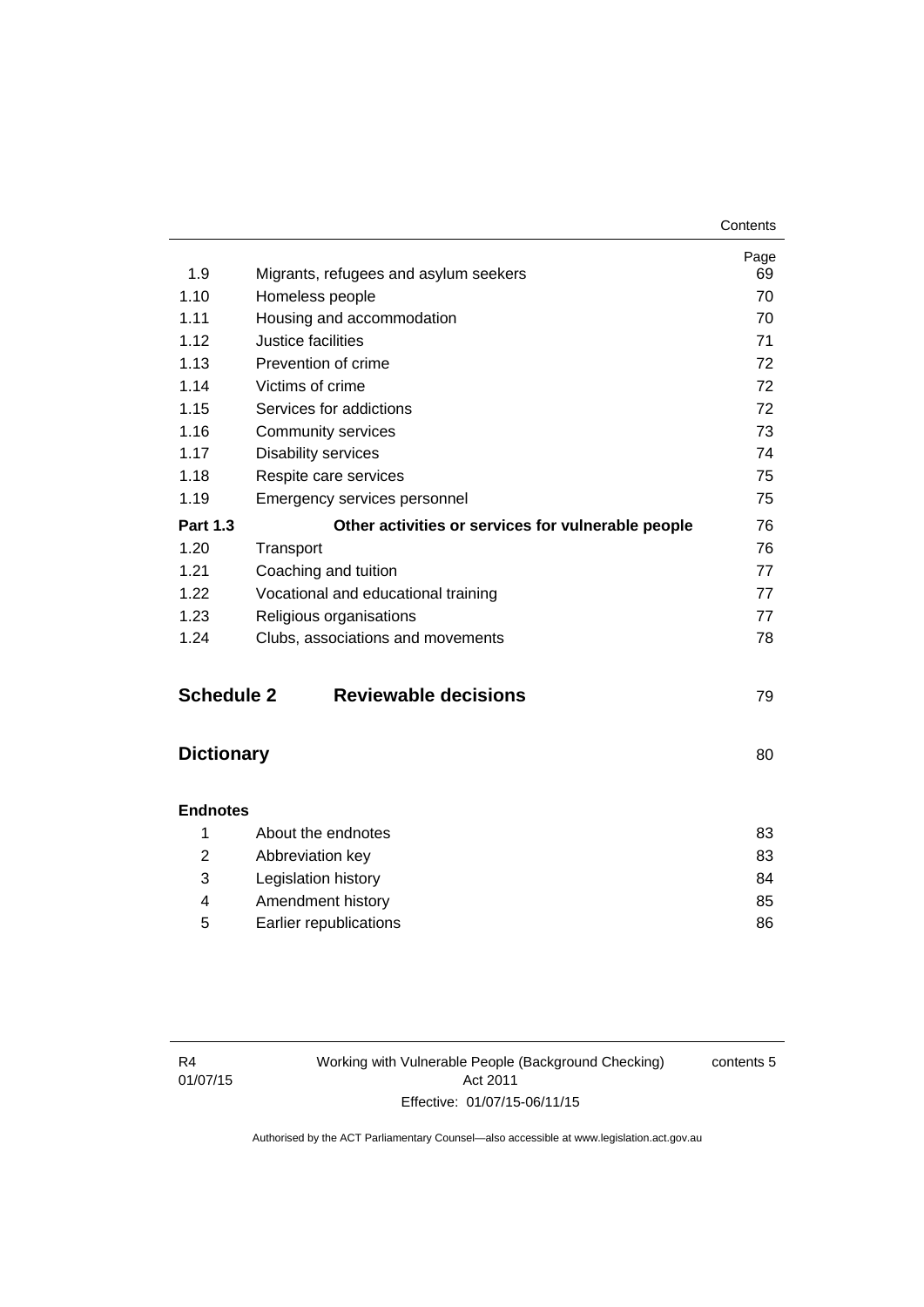| | | Page |
|---|---|---|
| 1.9 | Migrants, refugees and asylum seekers | 69 |
| 1.10 | Homeless people | 70 |
| 1.11 | Housing and accommodation | 70 |
| 1.12 | Justice facilities | 71 |
| 1.13 | Prevention of crime | 72 |
| 1.14 | Victims of crime | 72 |
| 1.15 | Services for addictions | 72 |
| 1.16 | Community services | 73 |
| 1.17 | Disability services | 74 |
| 1.18 | Respite care services | 75 |
| 1.19 | Emergency services personnel | 75 |
| **Part 1.3** | **Other activities or services for vulnerable people** | 76 |
| 1.20 | Transport | 76 |
| 1.21 | Coaching and tuition | 77 |
| 1.22 | Vocational and educational training | 77 |
| 1.23 | Religious organisations | 77 |
| 1.24 | Clubs, associations and movements | 78 |

**Schedule 2 Reviewable decisions** 79

**Dictionary** 80

**Endnotes**

| | | |
|---|---|---|
| 1 | About the endnotes | 83 |
| 2 | Abbreviation key | 83 |
| 3 | Legislation history | 84 |
| 4 | Amendment history | 85 |
| 5 | Earlier republications | 86 |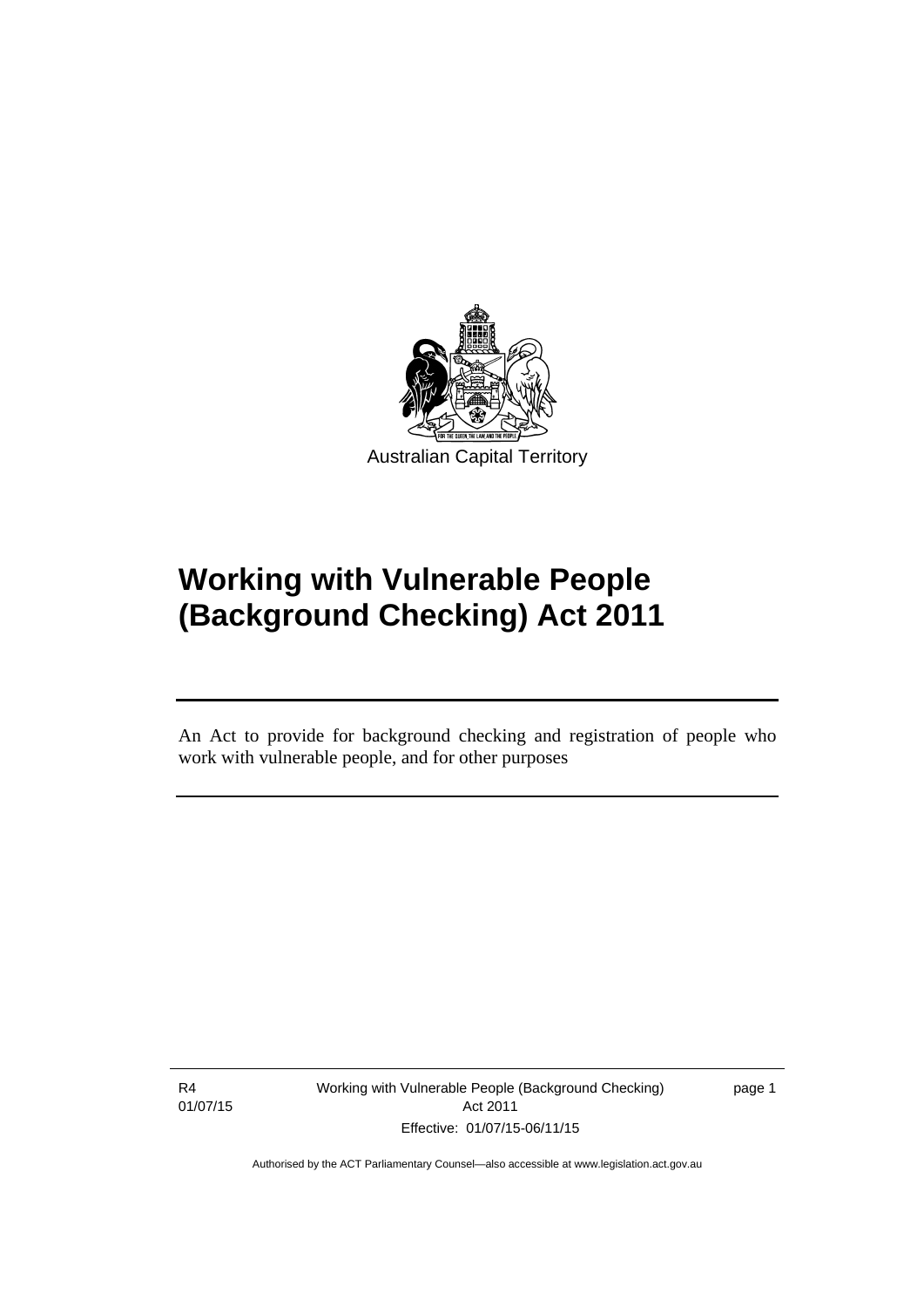Australian Capital Territory

# Working with Vulnerable People (Background Checking) Act 2011

An Act to provide for background checking and registration of people who work with vulnerable people, and for other purposes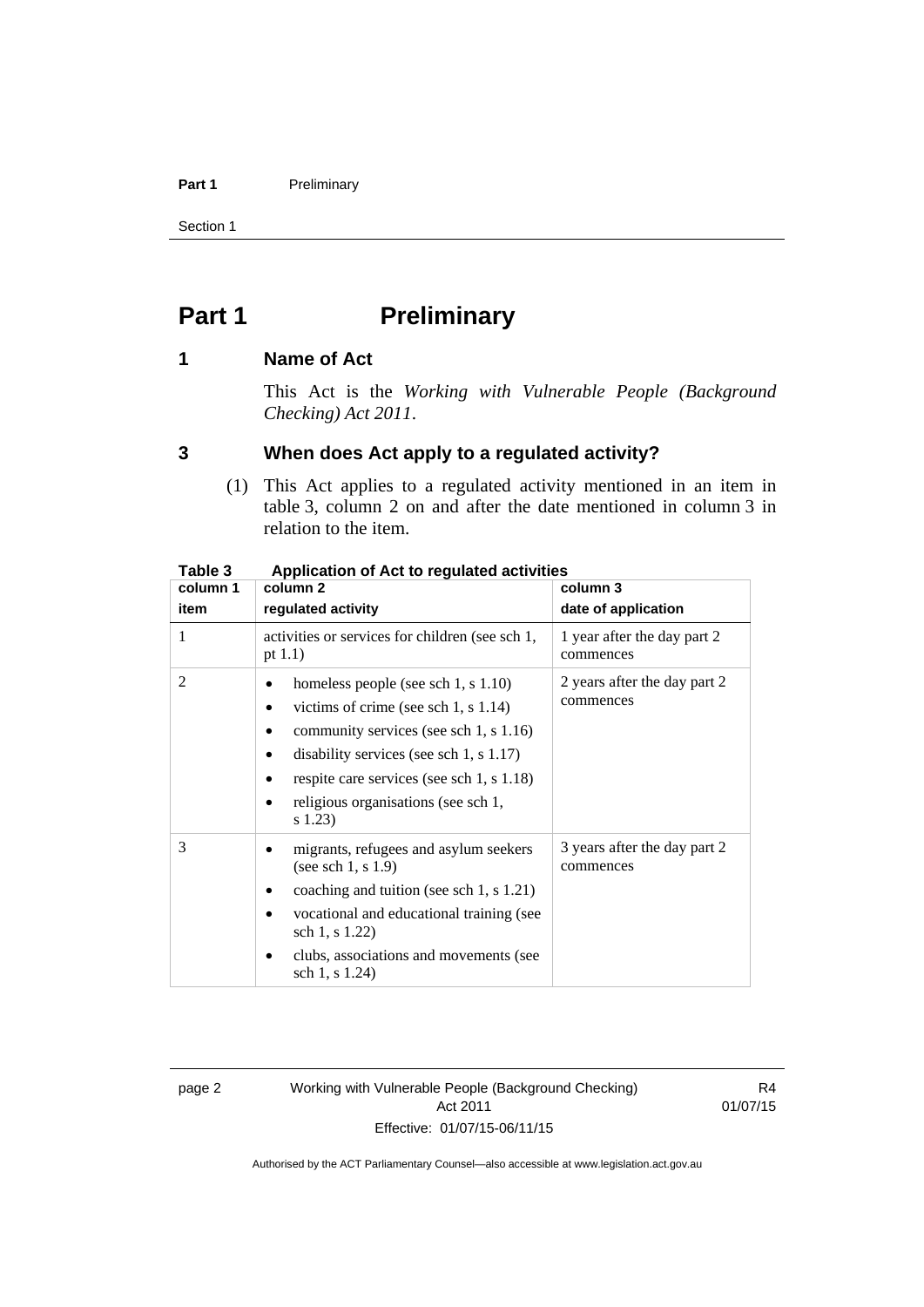# Part 1 Preliminary

## 1 Name of Act

This Act is the *Working with Vulnerable People (Background Checking) Act 2011*.

## 3 When does Act apply to a regulated activity?

(1) This Act applies to a regulated activity mentioned in an item in table 3, column 2 on and after the date mentioned in column 3 in relation to the item.

**Table 3 Application of Act to regulated activities**

| column 1<br>item | column 2<br>regulated activity | column 3<br>date of application |
|---|---|---|
| 1 | activities or services for children (see sch 1, pt 1.1) | 1 year after the day part 2 commences |
| 2 | • homeless people (see sch 1, s 1.10)<br>• victims of crime (see sch 1, s 1.14)<br>• community services (see sch 1, s 1.16)<br>• disability services (see sch 1, s 1.17)<br>• respite care services (see sch 1, s 1.18)<br>• religious organisations (see sch 1, s 1.23) | 2 years after the day part 2 commences |
| 3 | • migrants, refugees and asylum seekers (see sch 1, s 1.9)<br>• coaching and tuition (see sch 1, s 1.21)<br>• vocational and educational training (see sch 1, s 1.22)<br>• clubs, associations and movements (see sch 1, s 1.24) | 3 years after the day part 2 commences |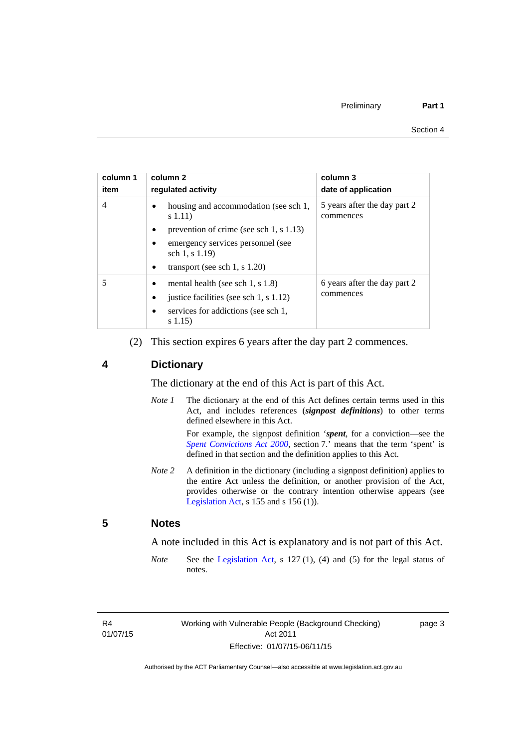| column 1<br>item | column 2<br>regulated activity | column 3<br>date of application |
|---|---|---|
| 4 | • housing and accommodation (see sch 1, s 1.11)<br>• prevention of crime (see sch 1, s 1.13)<br>• emergency services personnel (see sch 1, s 1.19)<br>• transport (see sch 1, s 1.20) | 5 years after the day part 2 commences |
| 5 | • mental health (see sch 1, s 1.8)<br>• justice facilities (see sch 1, s 1.12)<br>• services for addictions (see sch 1, s 1.15) | 6 years after the day part 2 commences |

(2) This section expires 6 years after the day part 2 commences.

## 4 Dictionary

The dictionary at the end of this Act is part of this Act.

*Note 1* The dictionary at the end of this Act defines certain terms used in this Act, and includes references (***signpost definitions***) to other terms defined elsewhere in this Act.

For example, the signpost definition '***spent***, for a conviction—see the *Spent Convictions Act 2000*, section 7.' means that the term 'spent' is defined in that section and the definition applies to this Act.

*Note 2* A definition in the dictionary (including a signpost definition) applies to the entire Act unless the definition, or another provision of the Act, provides otherwise or the contrary intention otherwise appears (see Legislation Act, s 155 and s 156 (1)).

## 5 Notes

A note included in this Act is explanatory and is not part of this Act.

*Note* See the Legislation Act, s 127 (1), (4) and (5) for the legal status of notes.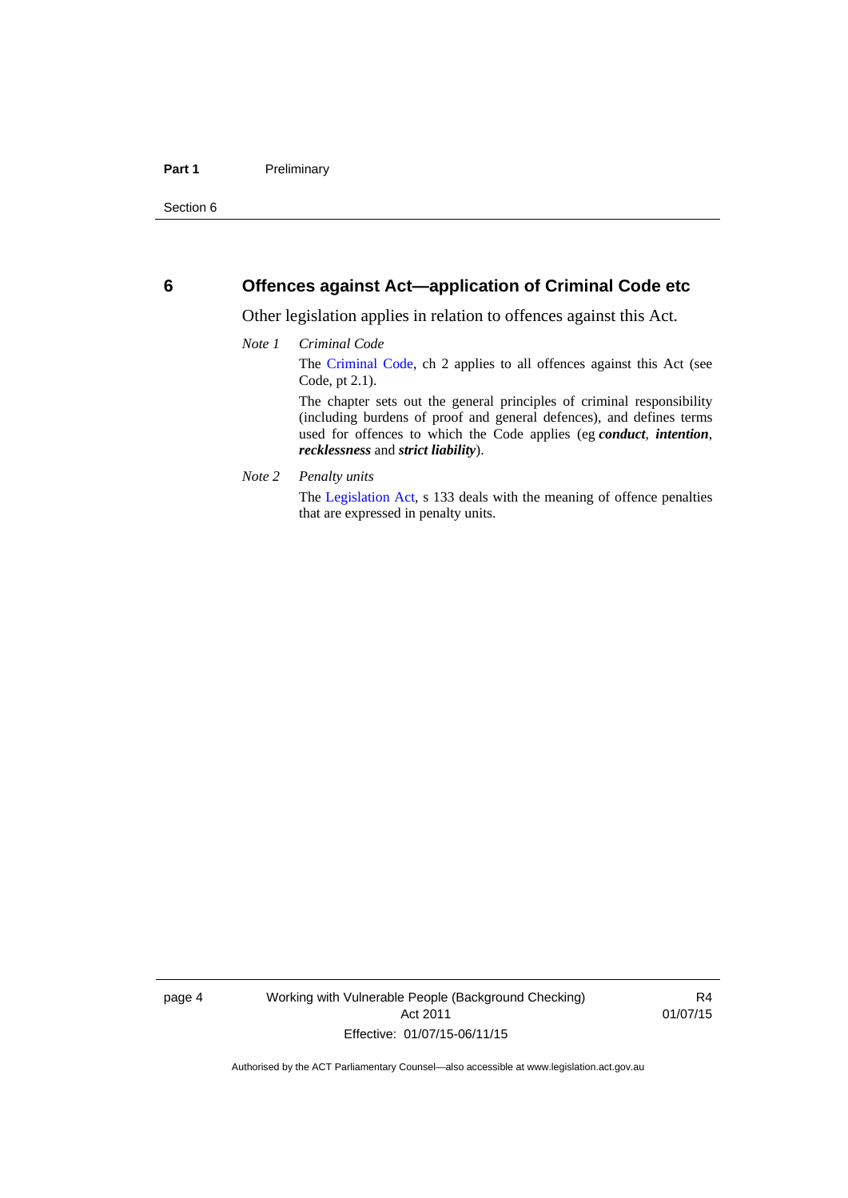## 6 Offences against Act—application of Criminal Code etc

Other legislation applies in relation to offences against this Act.

*Note 1* *Criminal Code*

The Criminal Code, ch 2 applies to all offences against this Act (see Code, pt 2.1).

The chapter sets out the general principles of criminal responsibility (including burdens of proof and general defences), and defines terms used for offences to which the Code applies (eg ***conduct***, ***intention***, ***recklessness*** and ***strict liability***).

*Note 2* *Penalty units*

The Legislation Act, s 133 deals with the meaning of offence penalties that are expressed in penalty units.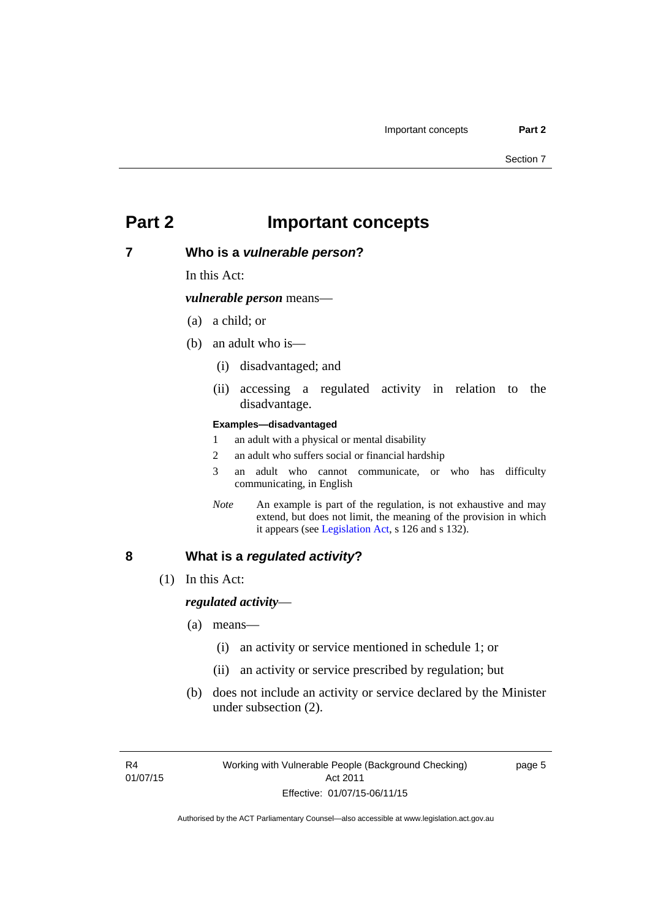# Part 2 Important concepts

## 7 Who is a *vulnerable person*?

In this Act:

***vulnerable person*** means—

(a) a child; or

(b) an adult who is—

(i) disadvantaged; and

(ii) accessing a regulated activity in relation to the disadvantage.

**Examples—disadvantaged**

1 an adult with a physical or mental disability

2 an adult who suffers social or financial hardship

3 an adult who cannot communicate, or who has difficulty communicating, in English

*Note* An example is part of the regulation, is not exhaustive and may extend, but does not limit, the meaning of the provision in which it appears (see Legislation Act, s 126 and s 132).

## 8 What is a *regulated activity*?

(1) In this Act:

***regulated activity***—

(a) means—

(i) an activity or service mentioned in schedule 1; or

(ii) an activity or service prescribed by regulation; but

(b) does not include an activity or service declared by the Minister under subsection (2).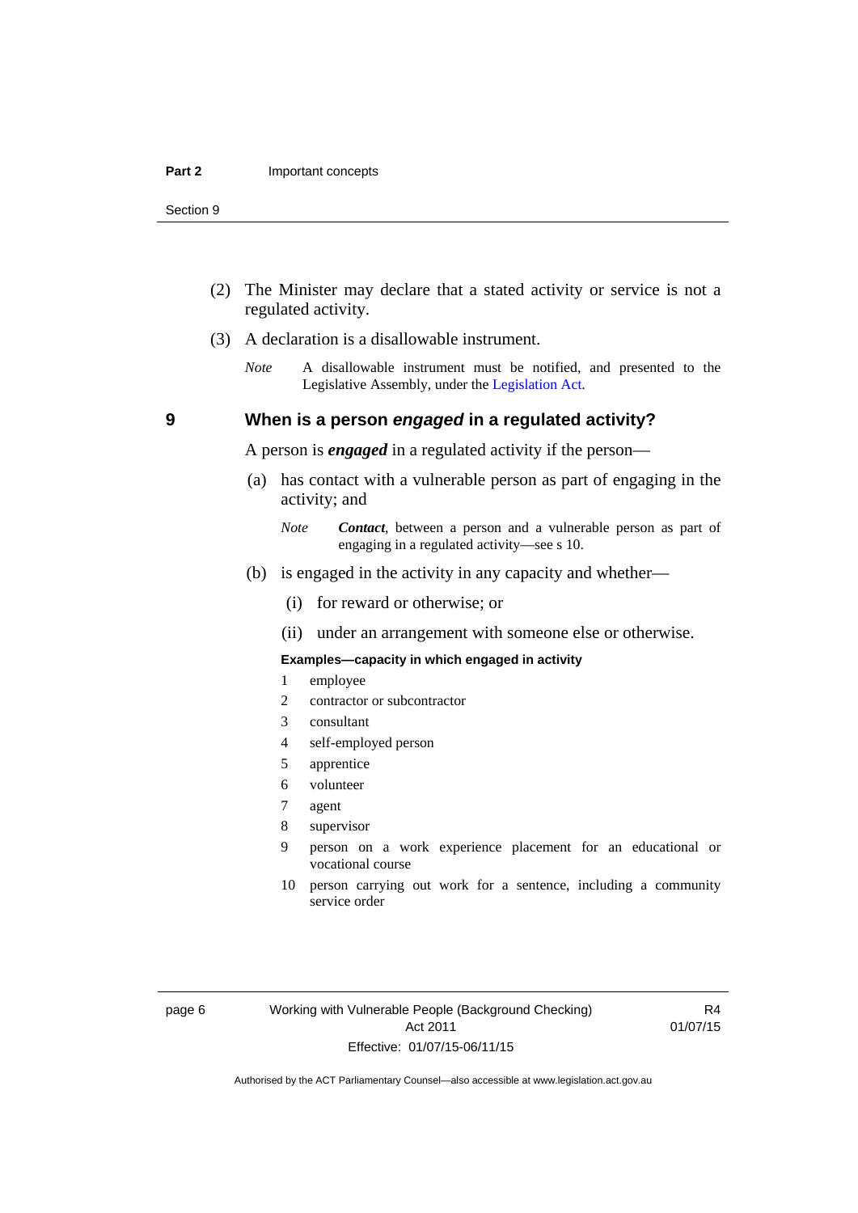(2) The Minister may declare that a stated activity or service is not a regulated activity.

(3) A declaration is a disallowable instrument.

*Note* A disallowable instrument must be notified, and presented to the Legislative Assembly, under the Legislation Act.

## 9 When is a person *engaged* in a regulated activity?

A person is ***engaged*** in a regulated activity if the person—

(a) has contact with a vulnerable person as part of engaging in the activity; and

*Note* ***Contact***, between a person and a vulnerable person as part of engaging in a regulated activity—see s 10.

(b) is engaged in the activity in any capacity and whether—

(i) for reward or otherwise; or

(ii) under an arrangement with someone else or otherwise.

**Examples—capacity in which engaged in activity**

1 employee
2 contractor or subcontractor
3 consultant
4 self-employed person
5 apprentice
6 volunteer
7 agent
8 supervisor
9 person on a work experience placement for an educational or vocational course
10 person carrying out work for a sentence, including a community service order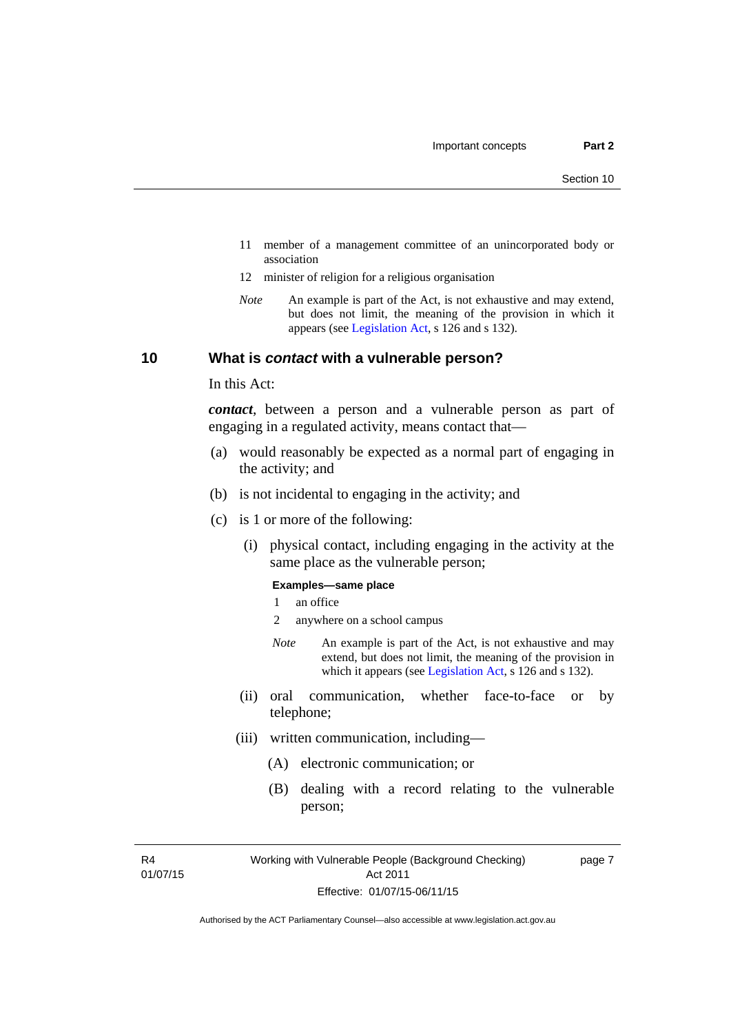11 member of a management committee of an unincorporated body or association

12 minister of religion for a religious organisation

*Note* An example is part of the Act, is not exhaustive and may extend, but does not limit, the meaning of the provision in which it appears (see Legislation Act, s 126 and s 132).

## 10 What is *contact* with a vulnerable person?

In this Act:

***contact***, between a person and a vulnerable person as part of engaging in a regulated activity, means contact that—

(a) would reasonably be expected as a normal part of engaging in the activity; and

(b) is not incidental to engaging in the activity; and

(c) is 1 or more of the following:

(i) physical contact, including engaging in the activity at the same place as the vulnerable person;

**Examples—same place**

1 an office

2 anywhere on a school campus

*Note* An example is part of the Act, is not exhaustive and may extend, but does not limit, the meaning of the provision in which it appears (see Legislation Act, s 126 and s 132).

(ii) oral communication, whether face-to-face or by telephone;

(iii) written communication, including—

(A) electronic communication; or

(B) dealing with a record relating to the vulnerable person;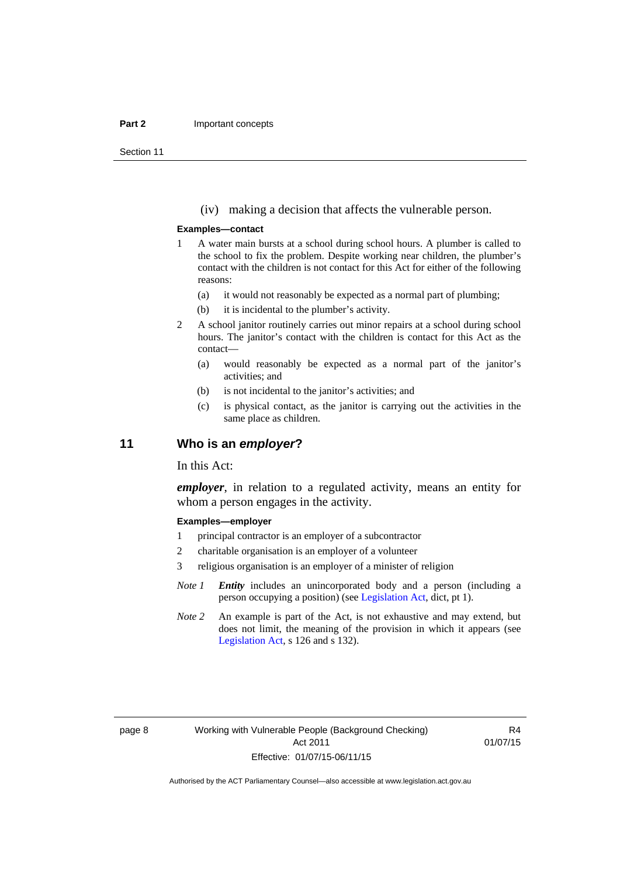(iv) making a decision that affects the vulnerable person.

**Examples—contact**

1 A water main bursts at a school during school hours. A plumber is called to the school to fix the problem. Despite working near children, the plumber's contact with the children is not contact for this Act for either of the following reasons:

   (a) it would not reasonably be expected as a normal part of plumbing;

   (b) it is incidental to the plumber's activity.

2 A school janitor routinely carries out minor repairs at a school during school hours. The janitor's contact with the children is contact for this Act as the contact—

   (a) would reasonably be expected as a normal part of the janitor's activities; and

   (b) is not incidental to the janitor's activities; and

   (c) is physical contact, as the janitor is carrying out the activities in the same place as children.

## 11 Who is an *employer*?

In this Act:

***employer***, in relation to a regulated activity, means an entity for whom a person engages in the activity.

**Examples—employer**

1 principal contractor is an employer of a subcontractor

2 charitable organisation is an employer of a volunteer

3 religious organisation is an employer of a minister of religion

*Note 1* ***Entity*** includes an unincorporated body and a person (including a person occupying a position) (see Legislation Act, dict, pt 1).

*Note 2* An example is part of the Act, is not exhaustive and may extend, but does not limit, the meaning of the provision in which it appears (see Legislation Act, s 126 and s 132).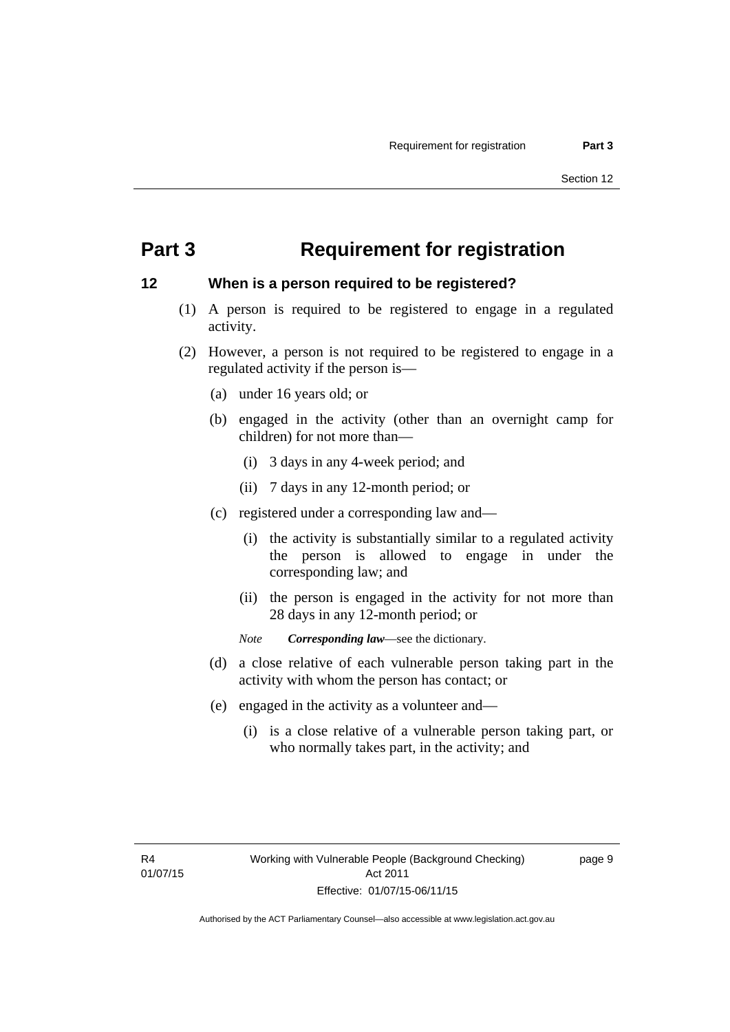# Part 3 Requirement for registration

## 12 When is a person required to be registered?

(1) A person is required to be registered to engage in a regulated activity.

(2) However, a person is not required to be registered to engage in a regulated activity if the person is—

(a) under 16 years old; or

(b) engaged in the activity (other than an overnight camp for children) for not more than—

(i) 3 days in any 4-week period; and

(ii) 7 days in any 12-month period; or

(c) registered under a corresponding law and—

(i) the activity is substantially similar to a regulated activity the person is allowed to engage in under the corresponding law; and

(ii) the person is engaged in the activity for not more than 28 days in any 12-month period; or

*Note* ***Corresponding law***—see the dictionary.

(d) a close relative of each vulnerable person taking part in the activity with whom the person has contact; or

(e) engaged in the activity as a volunteer and—

(i) is a close relative of a vulnerable person taking part, or who normally takes part, in the activity; and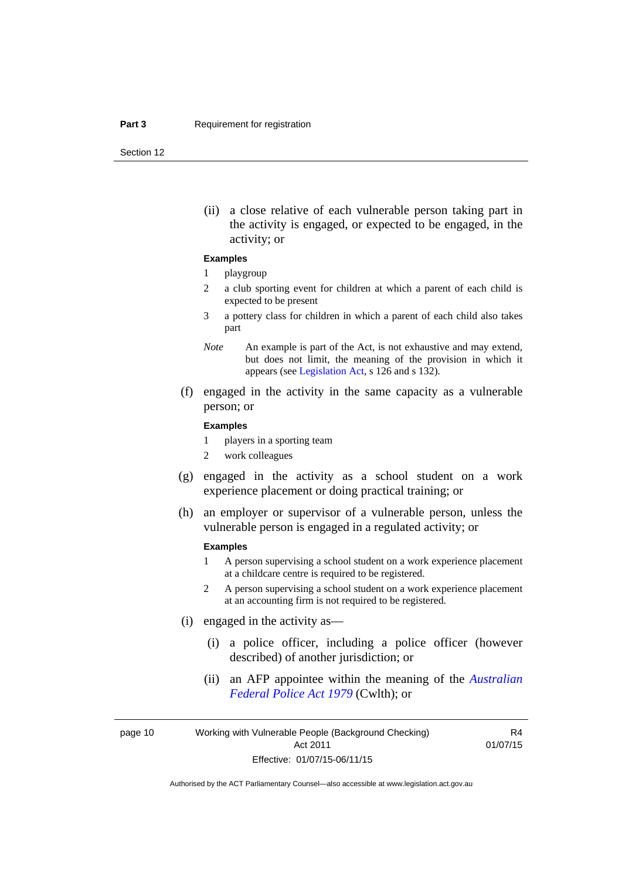(ii) a close relative of each vulnerable person taking part in the activity is engaged, or expected to be engaged, in the activity; or

**Examples**

1 playgroup

2 a club sporting event for children at which a parent of each child is expected to be present

3 a pottery class for children in which a parent of each child also takes part

*Note* An example is part of the Act, is not exhaustive and may extend, but does not limit, the meaning of the provision in which it appears (see Legislation Act, s 126 and s 132).

(f) engaged in the activity in the same capacity as a vulnerable person; or

**Examples**

1 players in a sporting team

2 work colleagues

(g) engaged in the activity as a school student on a work experience placement or doing practical training; or

(h) an employer or supervisor of a vulnerable person, unless the vulnerable person is engaged in a regulated activity; or

**Examples**

1 A person supervising a school student on a work experience placement at a childcare centre is required to be registered.

2 A person supervising a school student on a work experience placement at an accounting firm is not required to be registered.

(i) engaged in the activity as—

(i) a police officer, including a police officer (however described) of another jurisdiction; or

(ii) an AFP appointee within the meaning of the *Australian Federal Police Act 1979* (Cwlth); or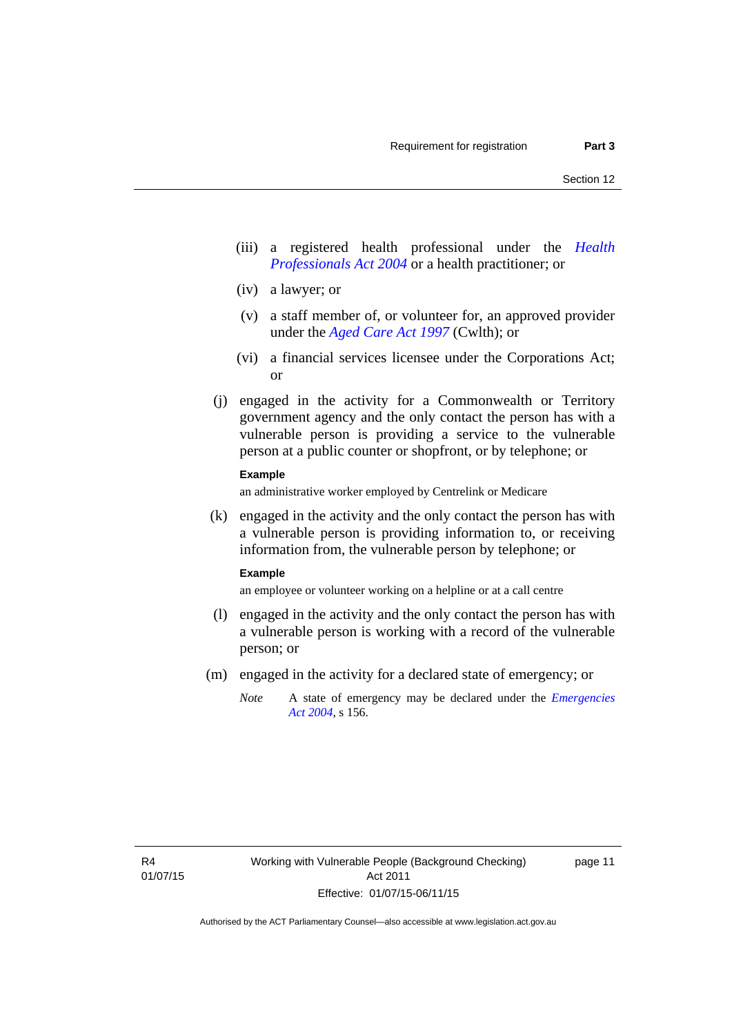(iii) a registered health professional under the *Health Professionals Act 2004* or a health practitioner; or

(iv) a lawyer; or

(v) a staff member of, or volunteer for, an approved provider under the *Aged Care Act 1997* (Cwlth); or

(vi) a financial services licensee under the Corporations Act; or

(j) engaged in the activity for a Commonwealth or Territory government agency and the only contact the person has with a vulnerable person is providing a service to the vulnerable person at a public counter or shopfront, or by telephone; or

**Example**

an administrative worker employed by Centrelink or Medicare

(k) engaged in the activity and the only contact the person has with a vulnerable person is providing information to, or receiving information from, the vulnerable person by telephone; or

**Example**

an employee or volunteer working on a helpline or at a call centre

(l) engaged in the activity and the only contact the person has with a vulnerable person is working with a record of the vulnerable person; or

(m) engaged in the activity for a declared state of emergency; or

*Note* A state of emergency may be declared under the *Emergencies Act 2004*, s 156.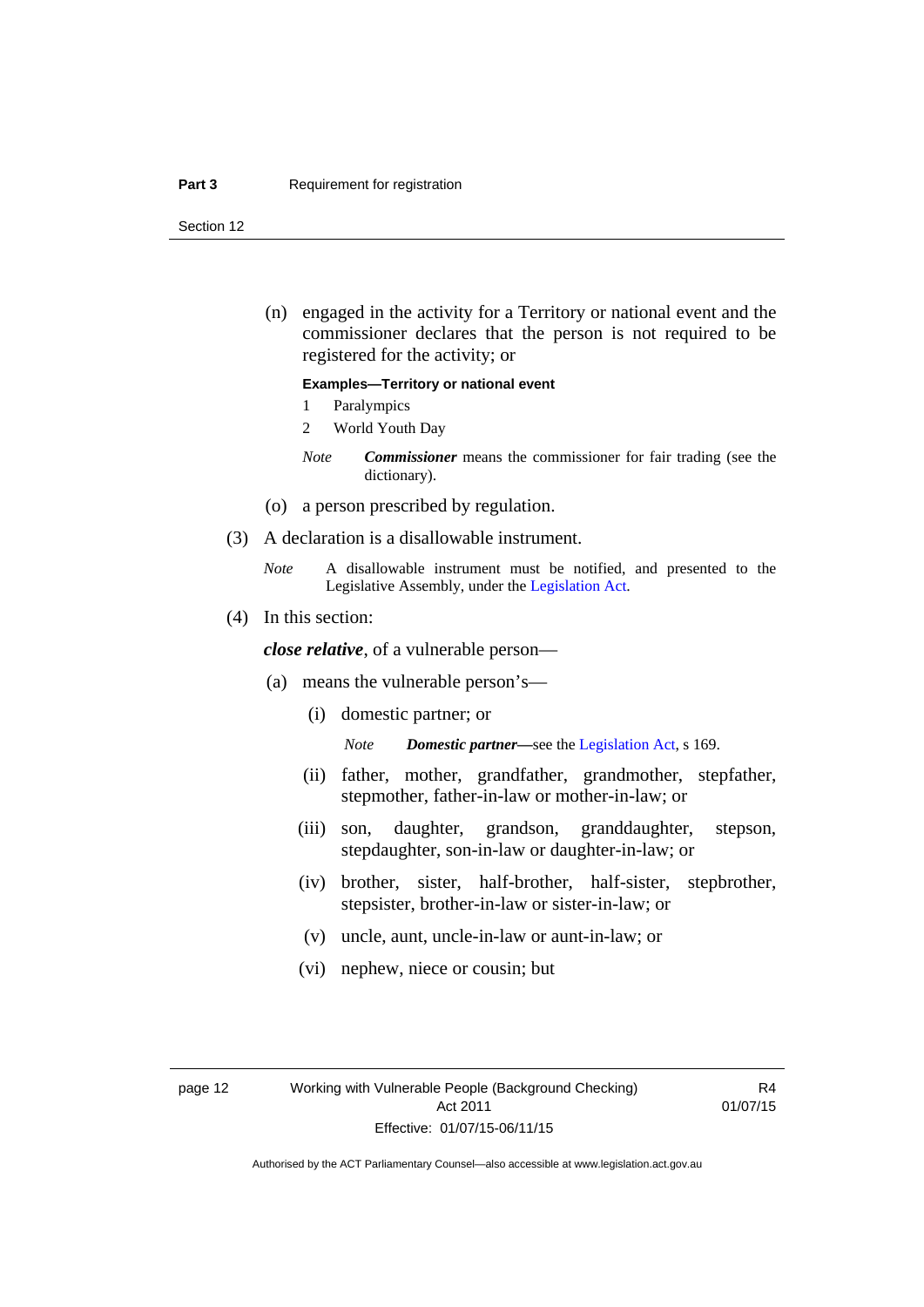(n) engaged in the activity for a Territory or national event and the commissioner declares that the person is not required to be registered for the activity; or

**Examples—Territory or national event**

1 Paralympics

2 World Youth Day

*Note* ***Commissioner*** means the commissioner for fair trading (see the dictionary).

(o) a person prescribed by regulation.

(3) A declaration is a disallowable instrument.

*Note* A disallowable instrument must be notified, and presented to the Legislative Assembly, under the Legislation Act.

(4) In this section:

***close relative***, of a vulnerable person—

(a) means the vulnerable person's—

(i) domestic partner; or

*Note* ***Domestic partner***—see the Legislation Act, s 169.

(ii) father, mother, grandfather, grandmother, stepfather, stepmother, father-in-law or mother-in-law; or

(iii) son, daughter, grandson, granddaughter, stepson, stepdaughter, son-in-law or daughter-in-law; or

(iv) brother, sister, half-brother, half-sister, stepbrother, stepsister, brother-in-law or sister-in-law; or

(v) uncle, aunt, uncle-in-law or aunt-in-law; or

(vi) nephew, niece or cousin; but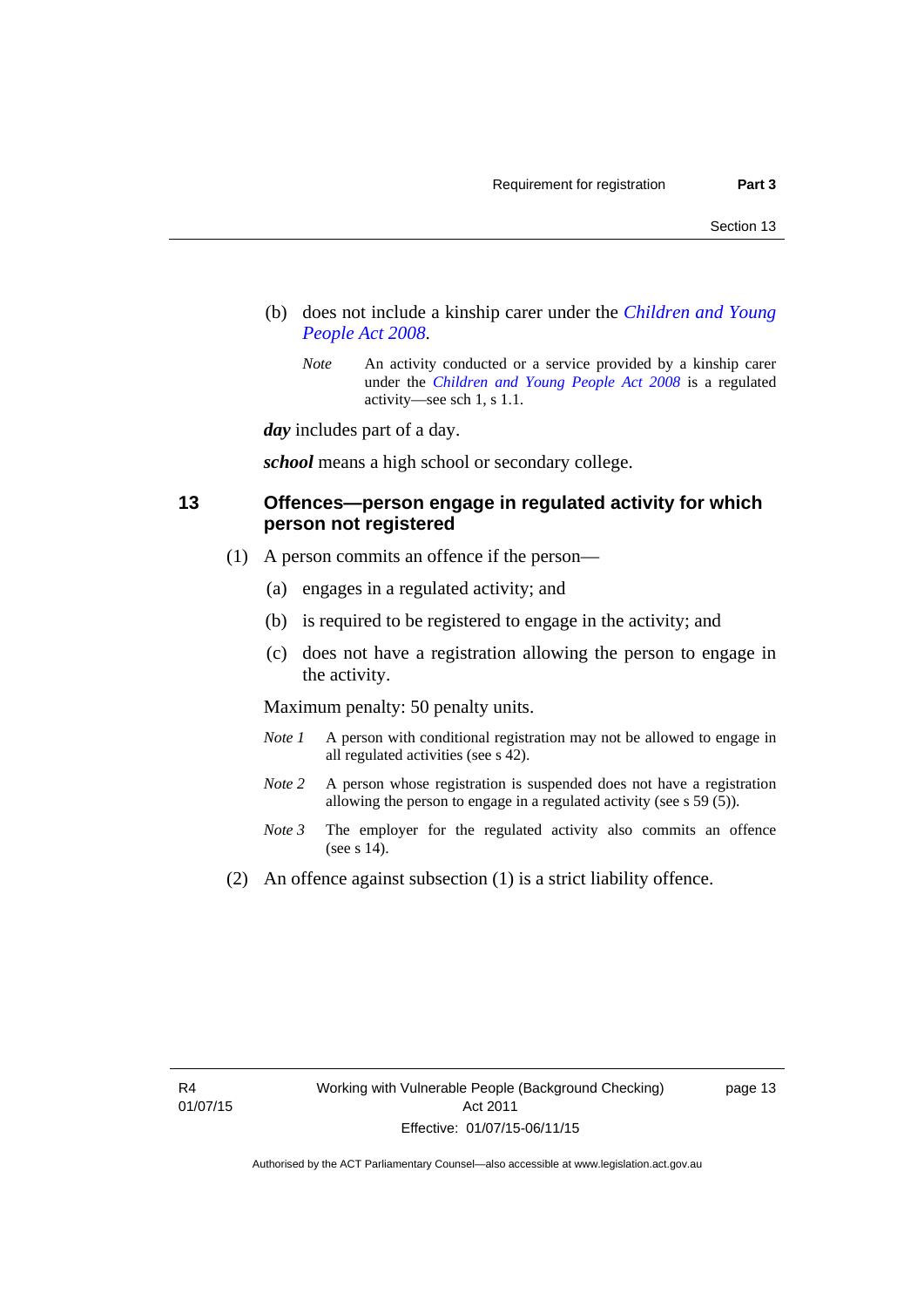(b) does not include a kinship carer under the *Children and Young People Act 2008*.

*Note* An activity conducted or a service provided by a kinship carer under the *Children and Young People Act 2008* is a regulated activity—see sch 1, s 1.1.

***day*** includes part of a day.

***school*** means a high school or secondary college.

## 13 Offences—person engage in regulated activity for which person not registered

(1) A person commits an offence if the person—

(a) engages in a regulated activity; and

(b) is required to be registered to engage in the activity; and

(c) does not have a registration allowing the person to engage in the activity.

Maximum penalty: 50 penalty units.

*Note 1* A person with conditional registration may not be allowed to engage in all regulated activities (see s 42).

*Note 2* A person whose registration is suspended does not have a registration allowing the person to engage in a regulated activity (see s 59 (5)).

*Note 3* The employer for the regulated activity also commits an offence (see s 14).

(2) An offence against subsection (1) is a strict liability offence.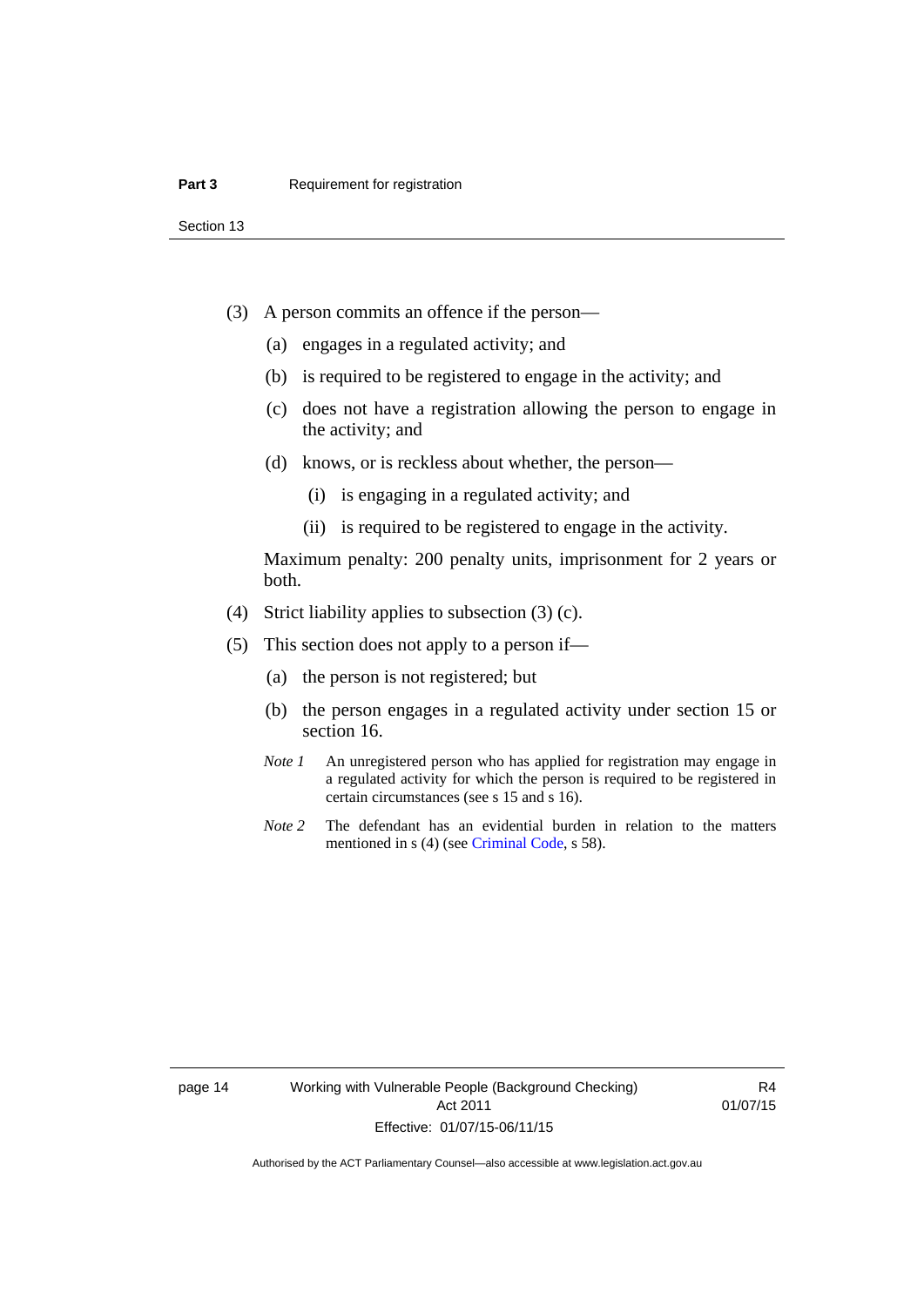(3) A person commits an offence if the person—

(a) engages in a regulated activity; and

(b) is required to be registered to engage in the activity; and

(c) does not have a registration allowing the person to engage in the activity; and

(d) knows, or is reckless about whether, the person—

(i) is engaging in a regulated activity; and

(ii) is required to be registered to engage in the activity.

Maximum penalty: 200 penalty units, imprisonment for 2 years or both.

(4) Strict liability applies to subsection (3) (c).

(5) This section does not apply to a person if—

(a) the person is not registered; but

(b) the person engages in a regulated activity under section 15 or section 16.

*Note 1* An unregistered person who has applied for registration may engage in a regulated activity for which the person is required to be registered in certain circumstances (see s 15 and s 16).

*Note 2* The defendant has an evidential burden in relation to the matters mentioned in s (4) (see Criminal Code, s 58).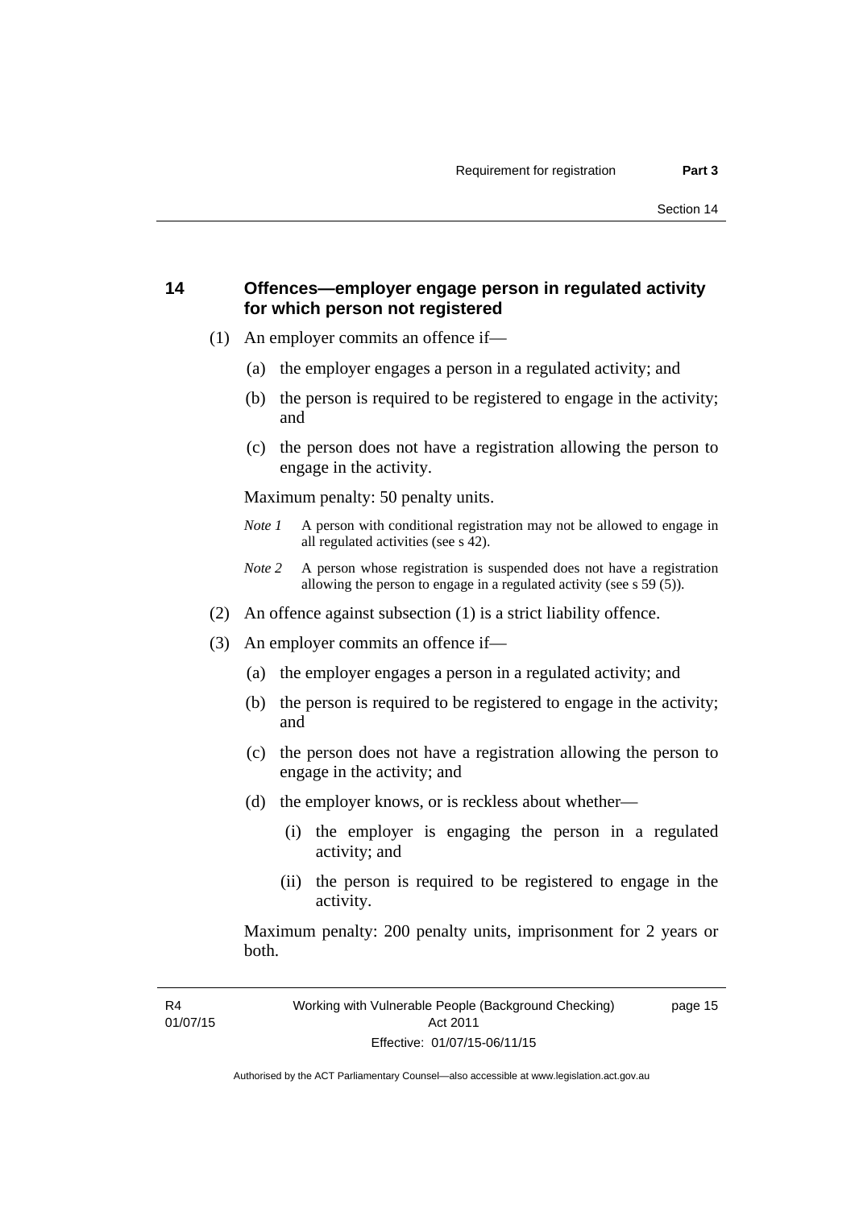## 14 Offences—employer engage person in regulated activity for which person not registered

(1) An employer commits an offence if—

   (a) the employer engages a person in a regulated activity; and

   (b) the person is required to be registered to engage in the activity; and

   (c) the person does not have a registration allowing the person to engage in the activity.

   Maximum penalty: 50 penalty units.

   *Note 1* A person with conditional registration may not be allowed to engage in all regulated activities (see s 42).

   *Note 2* A person whose registration is suspended does not have a registration allowing the person to engage in a regulated activity (see s 59 (5)).

(2) An offence against subsection (1) is a strict liability offence.

(3) An employer commits an offence if—

   (a) the employer engages a person in a regulated activity; and

   (b) the person is required to be registered to engage in the activity; and

   (c) the person does not have a registration allowing the person to engage in the activity; and

   (d) the employer knows, or is reckless about whether—

      (i) the employer is engaging the person in a regulated activity; and

      (ii) the person is required to be registered to engage in the activity.

   Maximum penalty: 200 penalty units, imprisonment for 2 years or both.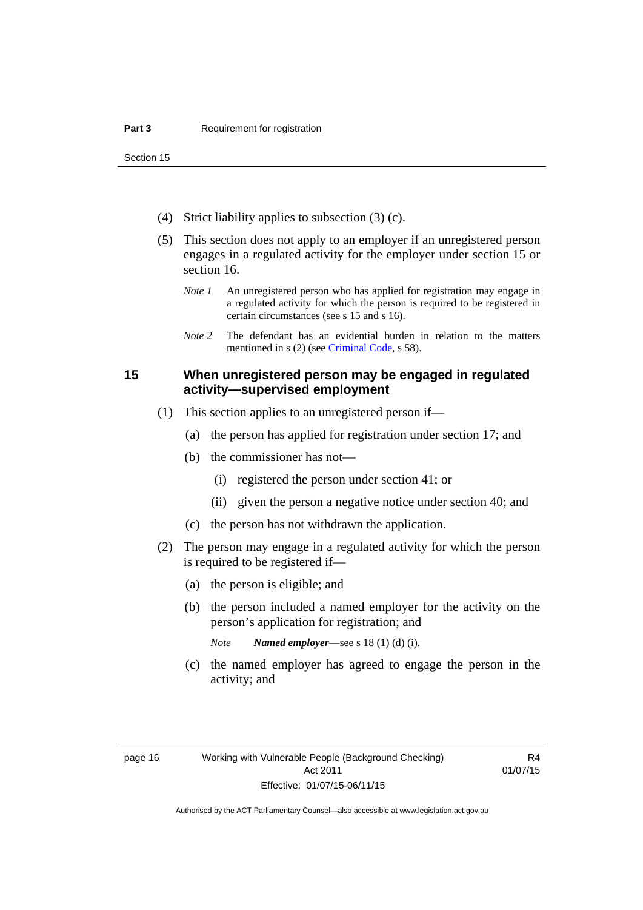(4) Strict liability applies to subsection (3) (c).

(5) This section does not apply to an employer if an unregistered person engages in a regulated activity for the employer under section 15 or section 16.

*Note 1* An unregistered person who has applied for registration may engage in a regulated activity for which the person is required to be registered in certain circumstances (see s 15 and s 16).

*Note 2* The defendant has an evidential burden in relation to the matters mentioned in s (2) (see Criminal Code, s 58).

## 15 When unregistered person may be engaged in regulated activity—supervised employment

(1) This section applies to an unregistered person if—

(a) the person has applied for registration under section 17; and

(b) the commissioner has not—

(i) registered the person under section 41; or

(ii) given the person a negative notice under section 40; and

(c) the person has not withdrawn the application.

(2) The person may engage in a regulated activity for which the person is required to be registered if—

(a) the person is eligible; and

(b) the person included a named employer for the activity on the person's application for registration; and

*Note* ***Named employer***—see s 18 (1) (d) (i).

(c) the named employer has agreed to engage the person in the activity; and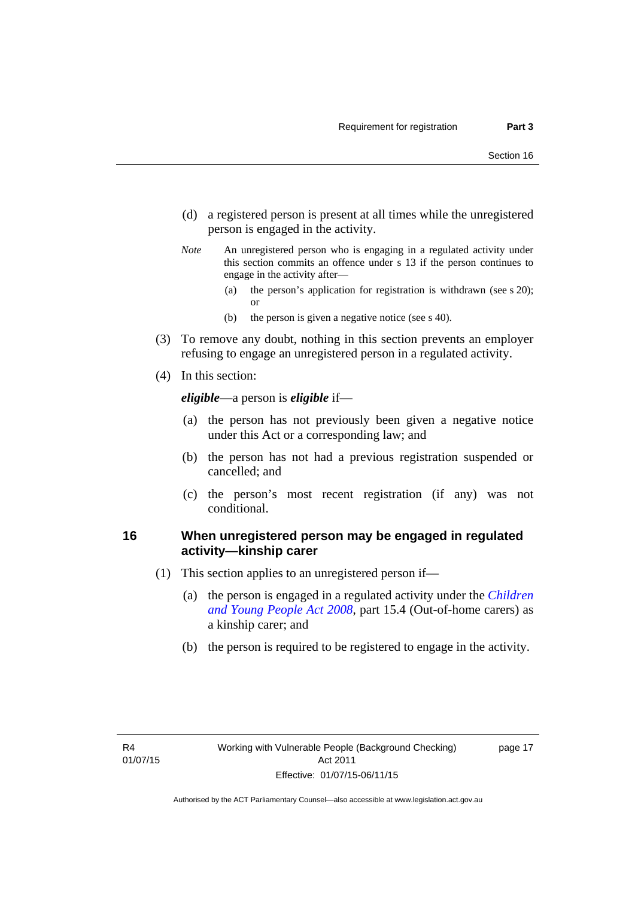(d) a registered person is present at all times while the unregistered person is engaged in the activity.

*Note* An unregistered person who is engaging in a regulated activity under this section commits an offence under s 13 if the person continues to engage in the activity after—

(a) the person's application for registration is withdrawn (see s 20); or

(b) the person is given a negative notice (see s 40).

(3) To remove any doubt, nothing in this section prevents an employer refusing to engage an unregistered person in a regulated activity.

(4) In this section:

***eligible***—a person is ***eligible*** if—

(a) the person has not previously been given a negative notice under this Act or a corresponding law; and

(b) the person has not had a previous registration suspended or cancelled; and

(c) the person's most recent registration (if any) was not conditional.

## 16 When unregistered person may be engaged in regulated activity—kinship carer

(1) This section applies to an unregistered person if—

(a) the person is engaged in a regulated activity under the *Children and Young People Act 2008*, part 15.4 (Out-of-home carers) as a kinship carer; and

(b) the person is required to be registered to engage in the activity.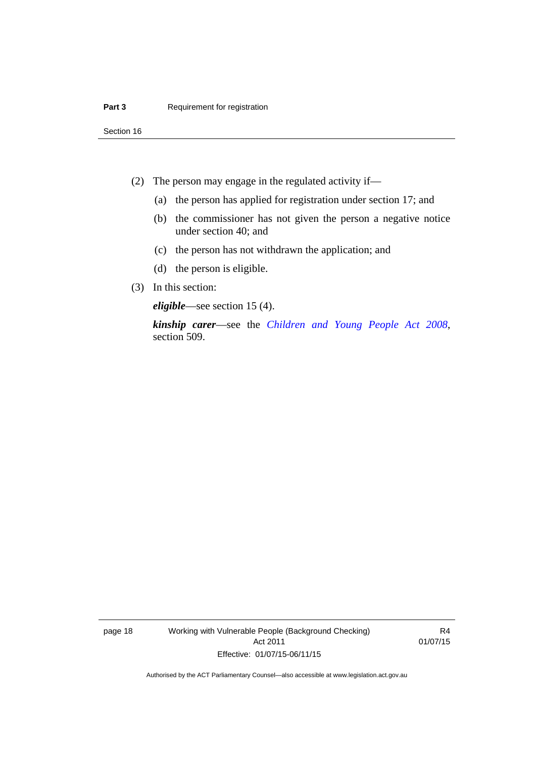(2) The person may engage in the regulated activity if—

(a) the person has applied for registration under section 17; and

(b) the commissioner has not given the person a negative notice under section 40; and

(c) the person has not withdrawn the application; and

(d) the person is eligible.

(3) In this section:

***eligible***—see section 15 (4).

***kinship carer***—see the *Children and Young People Act 2008*, section 509.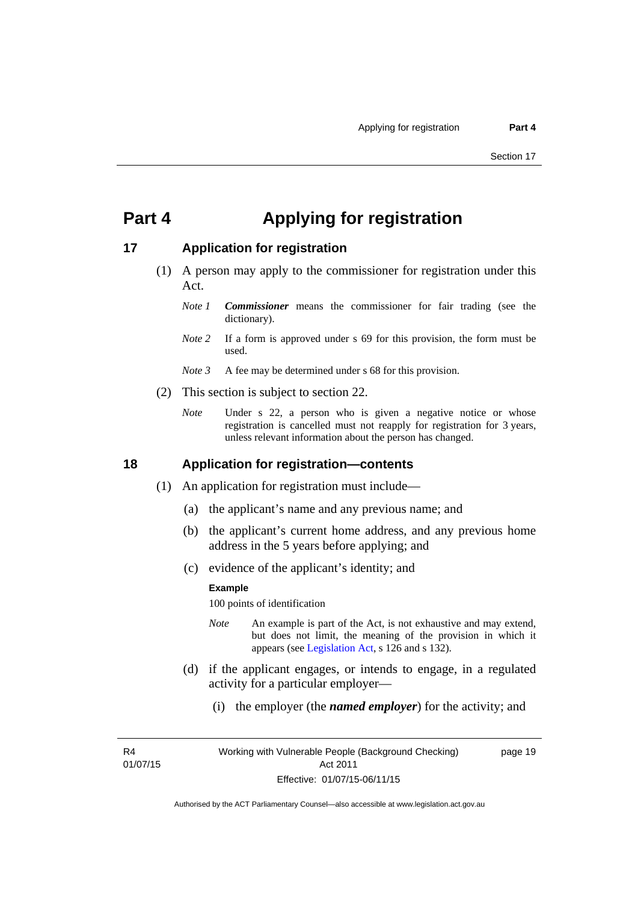# Part 4 Applying for registration

## 17 Application for registration

(1) A person may apply to the commissioner for registration under this Act.

*Note 1* ***Commissioner*** means the commissioner for fair trading (see the dictionary).

*Note 2* If a form is approved under s 69 for this provision, the form must be used.

*Note 3* A fee may be determined under s 68 for this provision.

(2) This section is subject to section 22.

*Note* Under s 22, a person who is given a negative notice or whose registration is cancelled must not reapply for registration for 3 years, unless relevant information about the person has changed.

## 18 Application for registration—contents

(1) An application for registration must include—

(a) the applicant's name and any previous name; and

(b) the applicant's current home address, and any previous home address in the 5 years before applying; and

(c) evidence of the applicant's identity; and

**Example**

100 points of identification

*Note* An example is part of the Act, is not exhaustive and may extend, but does not limit, the meaning of the provision in which it appears (see Legislation Act, s 126 and s 132).

(d) if the applicant engages, or intends to engage, in a regulated activity for a particular employer—

(i) the employer (the ***named employer***) for the activity; and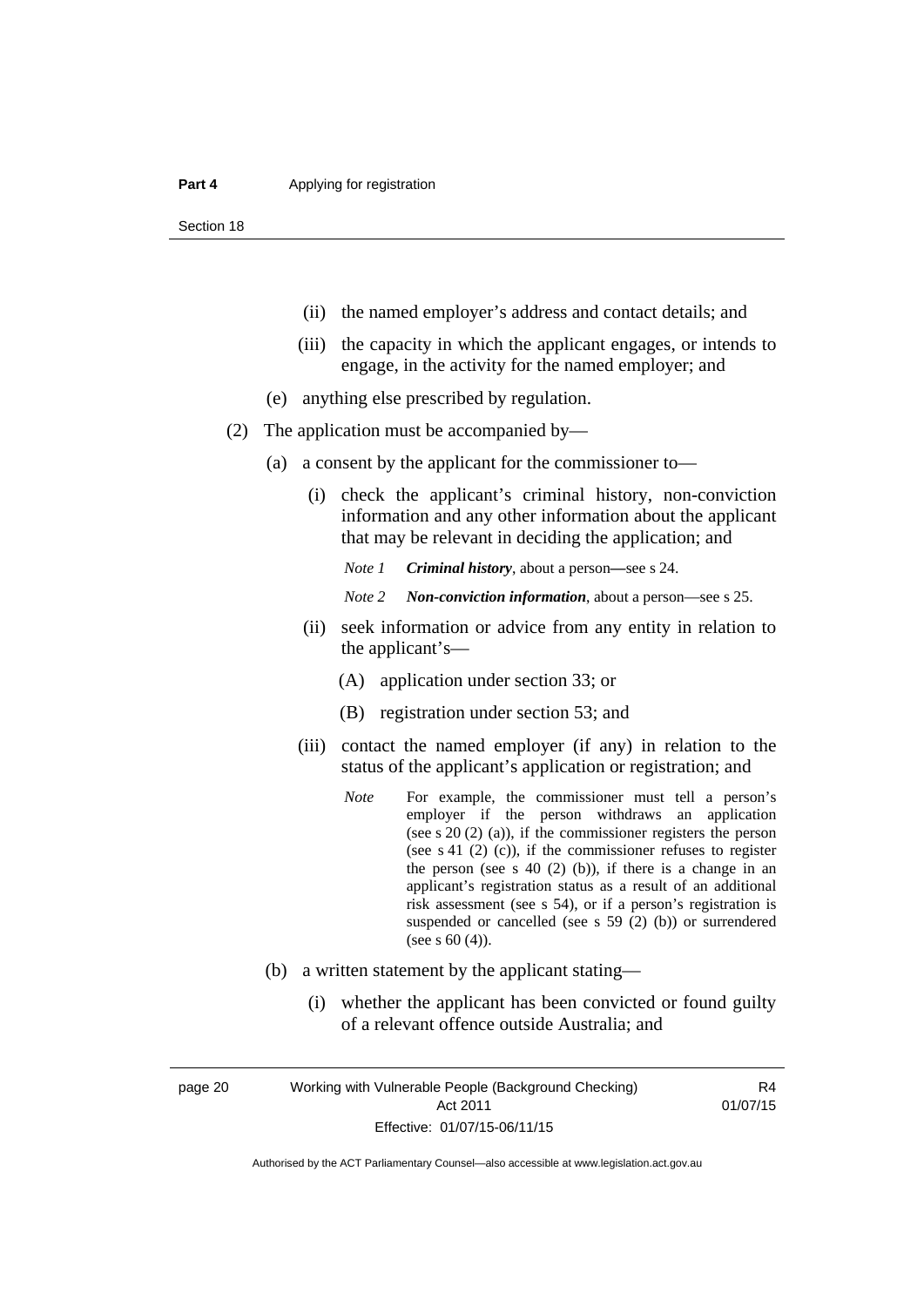(ii) the named employer's address and contact details; and

(iii) the capacity in which the applicant engages, or intends to engage, in the activity for the named employer; and

(e) anything else prescribed by regulation.

(2) The application must be accompanied by—

(a) a consent by the applicant for the commissioner to—

(i) check the applicant's criminal history, non-conviction information and any other information about the applicant that may be relevant in deciding the application; and

*Note 1* ***Criminal history***, about a person—see s 24.

*Note 2* ***Non-conviction information***, about a person—see s 25.

(ii) seek information or advice from any entity in relation to the applicant's—

(A) application under section 33; or

(B) registration under section 53; and

(iii) contact the named employer (if any) in relation to the status of the applicant's application or registration; and

*Note* For example, the commissioner must tell a person's employer if the person withdraws an application (see s 20 (2) (a)), if the commissioner registers the person (see s 41 (2) (c)), if the commissioner refuses to register the person (see s 40 (2) (b)), if there is a change in an applicant's registration status as a result of an additional risk assessment (see s 54), or if a person's registration is suspended or cancelled (see s 59 (2) (b)) or surrendered (see s 60 (4)).

(b) a written statement by the applicant stating—

(i) whether the applicant has been convicted or found guilty of a relevant offence outside Australia; and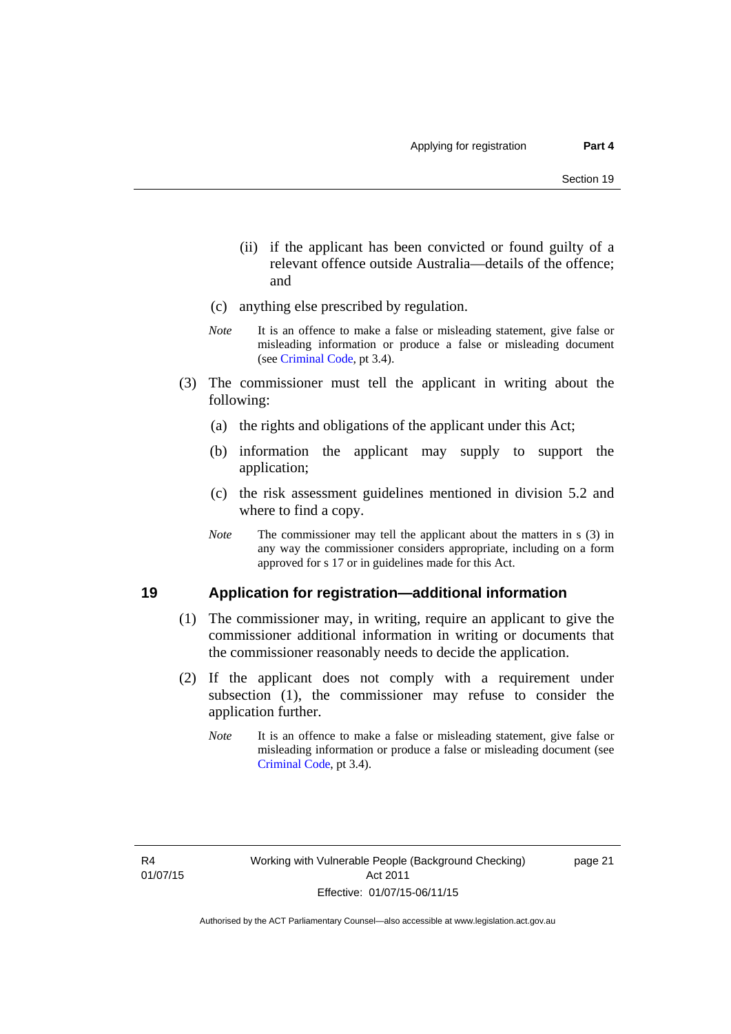(ii) if the applicant has been convicted or found guilty of a relevant offence outside Australia—details of the offence; and

(c) anything else prescribed by regulation.

*Note* It is an offence to make a false or misleading statement, give false or misleading information or produce a false or misleading document (see Criminal Code, pt 3.4).

(3) The commissioner must tell the applicant in writing about the following:

(a) the rights and obligations of the applicant under this Act;

(b) information the applicant may supply to support the application;

(c) the risk assessment guidelines mentioned in division 5.2 and where to find a copy.

*Note* The commissioner may tell the applicant about the matters in s (3) in any way the commissioner considers appropriate, including on a form approved for s 17 or in guidelines made for this Act.

## 19 Application for registration—additional information

(1) The commissioner may, in writing, require an applicant to give the commissioner additional information in writing or documents that the commissioner reasonably needs to decide the application.

(2) If the applicant does not comply with a requirement under subsection (1), the commissioner may refuse to consider the application further.

*Note* It is an offence to make a false or misleading statement, give false or misleading information or produce a false or misleading document (see Criminal Code, pt 3.4).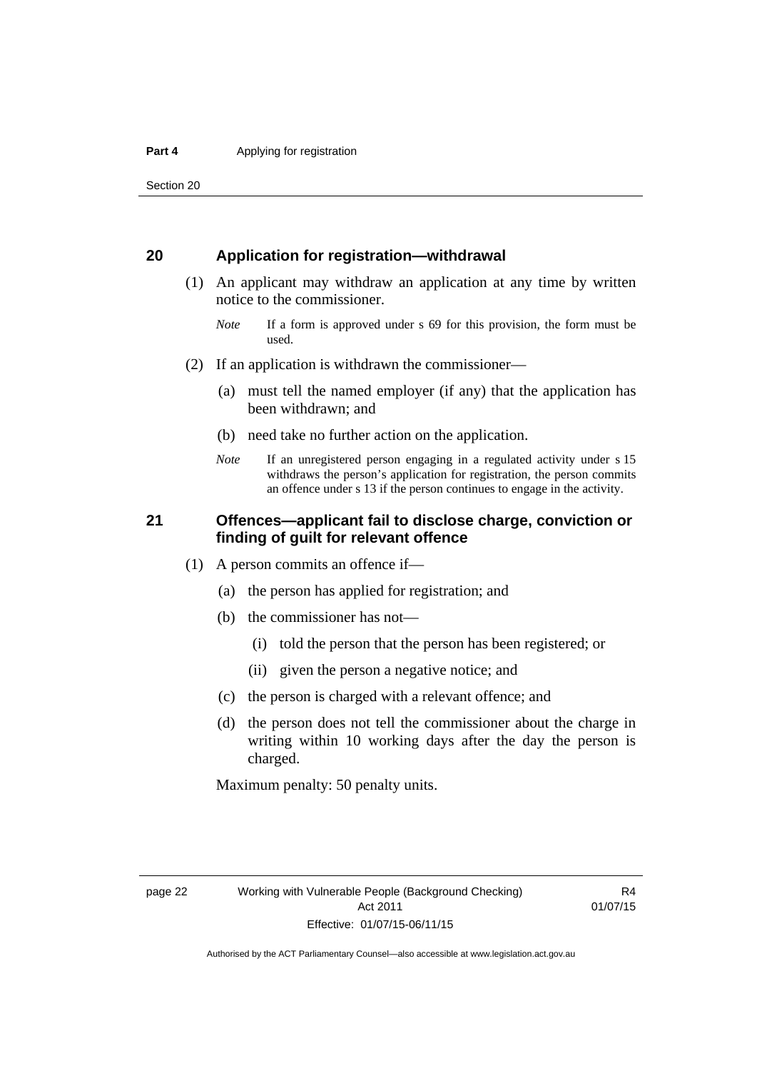## 20 Application for registration—withdrawal

(1) An applicant may withdraw an application at any time by written notice to the commissioner.

*Note* If a form is approved under s 69 for this provision, the form must be used.

(2) If an application is withdrawn the commissioner—

(a) must tell the named employer (if any) that the application has been withdrawn; and

(b) need take no further action on the application.

*Note* If an unregistered person engaging in a regulated activity under s 15 withdraws the person's application for registration, the person commits an offence under s 13 if the person continues to engage in the activity.

## 21 Offences—applicant fail to disclose charge, conviction or finding of guilt for relevant offence

(1) A person commits an offence if—

(a) the person has applied for registration; and

(b) the commissioner has not—

(i) told the person that the person has been registered; or

(ii) given the person a negative notice; and

(c) the person is charged with a relevant offence; and

(d) the person does not tell the commissioner about the charge in writing within 10 working days after the day the person is charged.

Maximum penalty: 50 penalty units.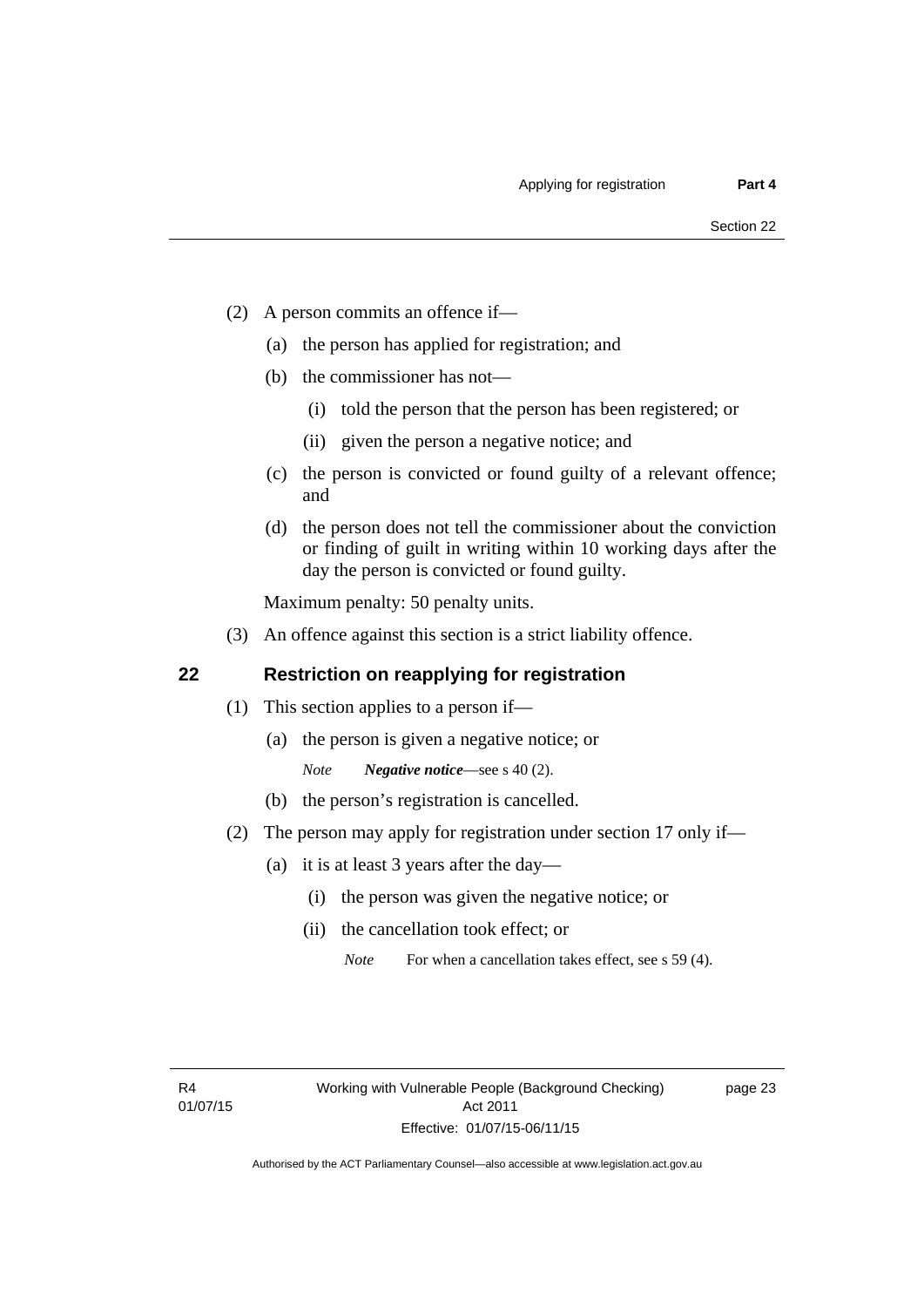(2) A person commits an offence if—

(a) the person has applied for registration; and

(b) the commissioner has not—

(i) told the person that the person has been registered; or

(ii) given the person a negative notice; and

(c) the person is convicted or found guilty of a relevant offence; and

(d) the person does not tell the commissioner about the conviction or finding of guilt in writing within 10 working days after the day the person is convicted or found guilty.

Maximum penalty: 50 penalty units.

(3) An offence against this section is a strict liability offence.

## 22 Restriction on reapplying for registration

(1) This section applies to a person if—

(a) the person is given a negative notice; or

*Note* ***Negative notice***—see s 40 (2).

(b) the person's registration is cancelled.

(2) The person may apply for registration under section 17 only if—

(a) it is at least 3 years after the day—

(i) the person was given the negative notice; or

(ii) the cancellation took effect; or

*Note* For when a cancellation takes effect, see s 59 (4).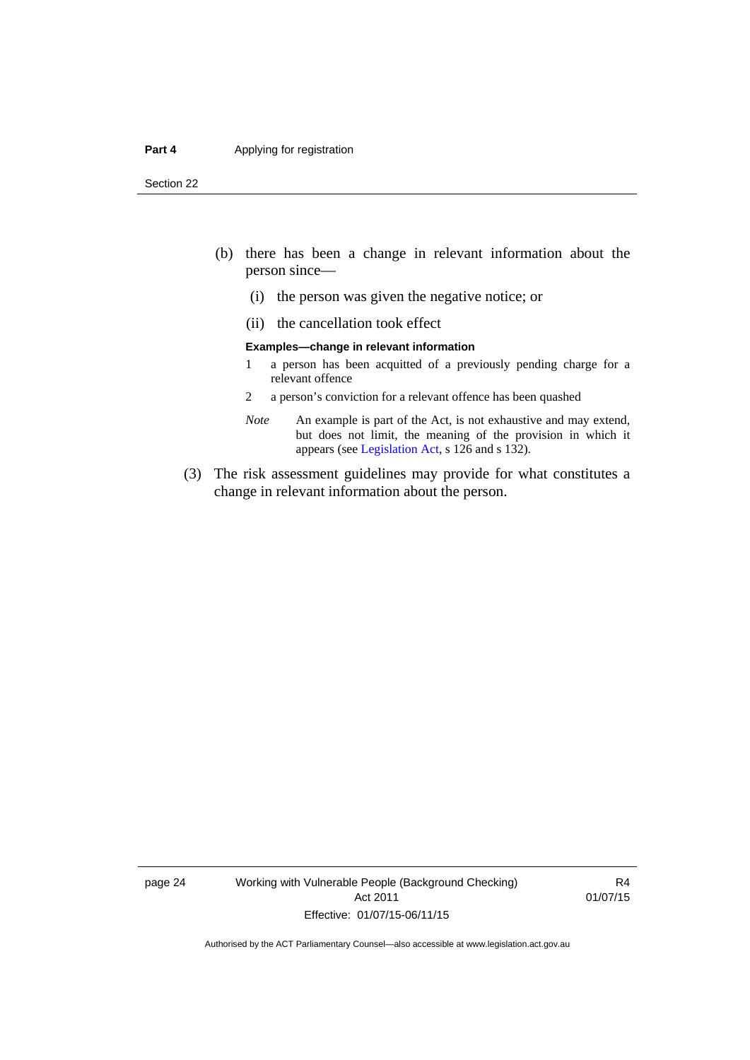(b) there has been a change in relevant information about the person since—

  (i) the person was given the negative notice; or

  (ii) the cancellation took effect

**Examples—change in relevant information**

1 a person has been acquitted of a previously pending charge for a relevant offence

2 a person's conviction for a relevant offence has been quashed

*Note* An example is part of the Act, is not exhaustive and may extend, but does not limit, the meaning of the provision in which it appears (see Legislation Act, s 126 and s 132).

(3) The risk assessment guidelines may provide for what constitutes a change in relevant information about the person.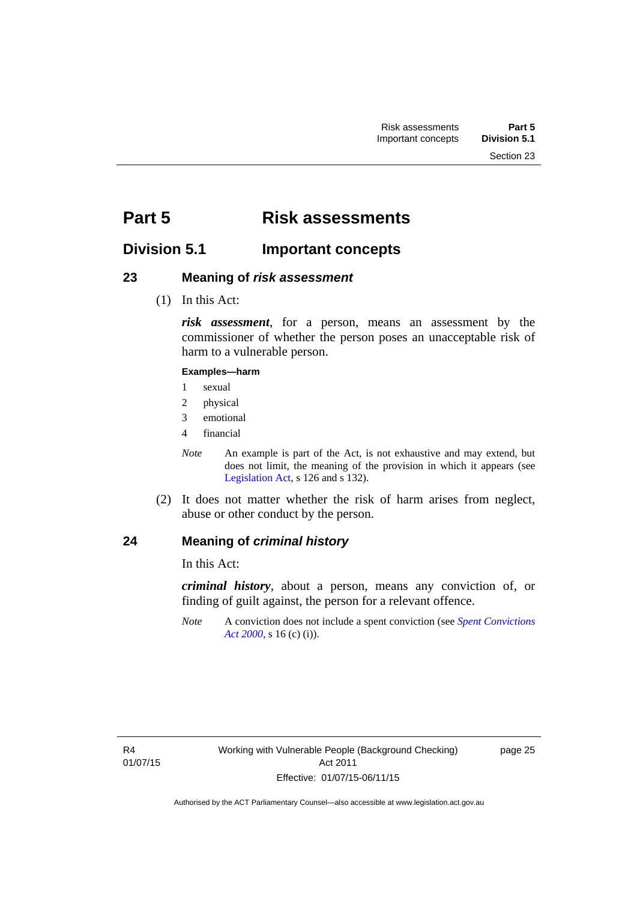# Part 5 Risk assessments

## Division 5.1 Important concepts

### 23 Meaning of *risk assessment*

(1) In this Act:

***risk assessment***, for a person, means an assessment by the commissioner of whether the person poses an unacceptable risk of harm to a vulnerable person.

**Examples—harm**

1 sexual

2 physical

3 emotional

4 financial

*Note* An example is part of the Act, is not exhaustive and may extend, but does not limit, the meaning of the provision in which it appears (see Legislation Act, s 126 and s 132).

(2) It does not matter whether the risk of harm arises from neglect, abuse or other conduct by the person.

### 24 Meaning of *criminal history*

In this Act:

***criminal history***, about a person, means any conviction of, or finding of guilt against, the person for a relevant offence.

*Note* A conviction does not include a spent conviction (see *Spent Convictions Act 2000*, s 16 (c) (i)).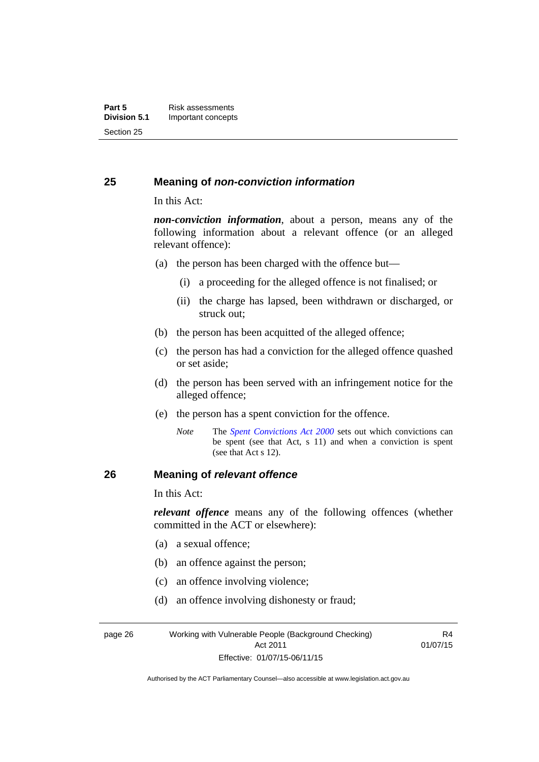## 25 Meaning of *non-conviction information*

In this Act:

***non-conviction information***, about a person, means any of the following information about a relevant offence (or an alleged relevant offence):

(a) the person has been charged with the offence but—

  (i) a proceeding for the alleged offence is not finalised; or

  (ii) the charge has lapsed, been withdrawn or discharged, or struck out;

(b) the person has been acquitted of the alleged offence;

(c) the person has had a conviction for the alleged offence quashed or set aside;

(d) the person has been served with an infringement notice for the alleged offence;

(e) the person has a spent conviction for the offence.

*Note* The *Spent Convictions Act 2000* sets out which convictions can be spent (see that Act, s 11) and when a conviction is spent (see that Act s 12).

## 26 Meaning of *relevant offence*

In this Act:

***relevant offence*** means any of the following offences (whether committed in the ACT or elsewhere):

(a) a sexual offence;

(b) an offence against the person;

(c) an offence involving violence;

(d) an offence involving dishonesty or fraud;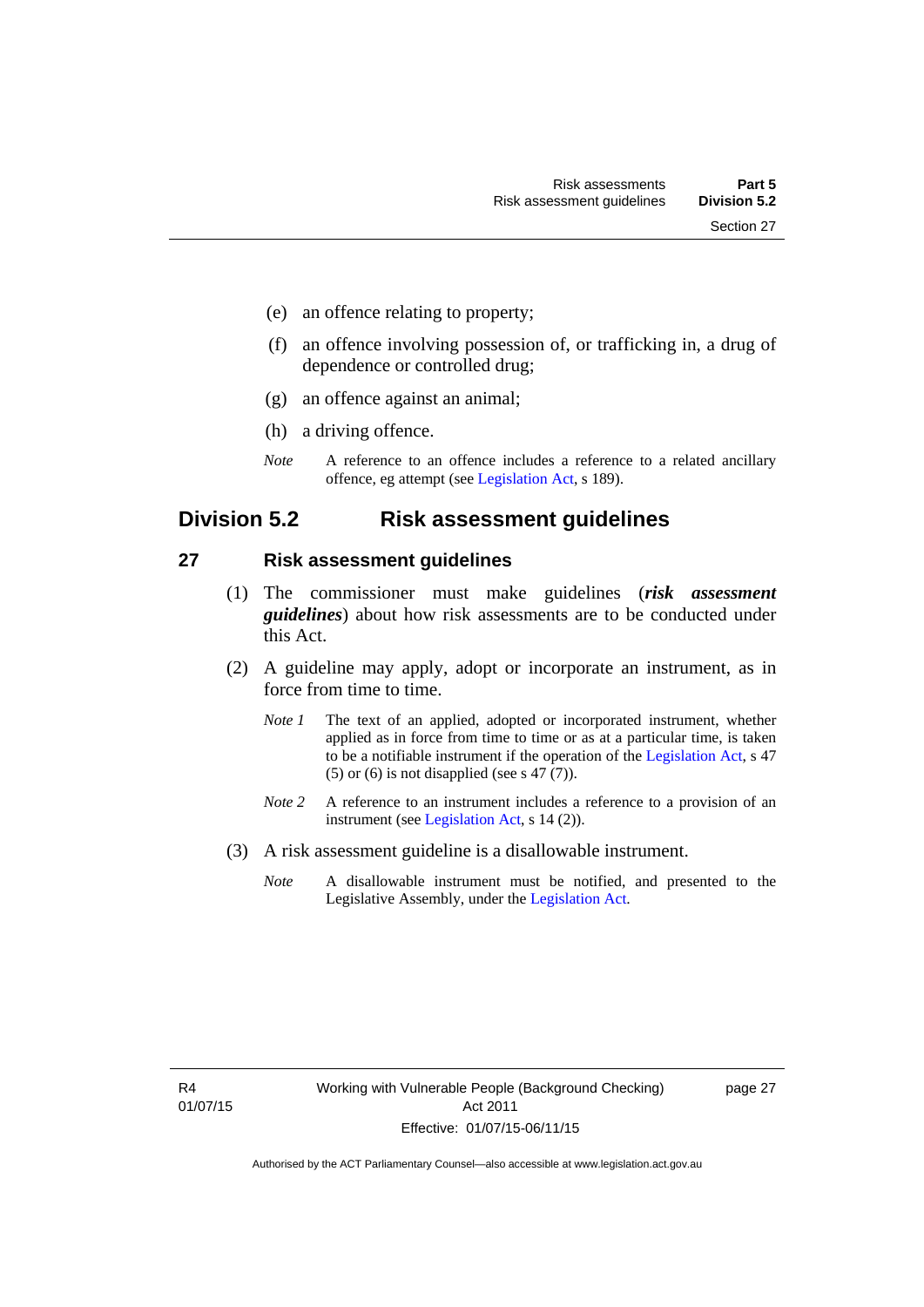(e) an offence relating to property;

(f) an offence involving possession of, or trafficking in, a drug of dependence or controlled drug;

(g) an offence against an animal;

(h) a driving offence.

*Note* A reference to an offence includes a reference to a related ancillary offence, eg attempt (see Legislation Act, s 189).

## Division 5.2 Risk assessment guidelines

### 27 Risk assessment guidelines

(1) The commissioner must make guidelines (***risk assessment guidelines***) about how risk assessments are to be conducted under this Act.

(2) A guideline may apply, adopt or incorporate an instrument, as in force from time to time.

*Note 1* The text of an applied, adopted or incorporated instrument, whether applied as in force from time to time or as at a particular time, is taken to be a notifiable instrument if the operation of the Legislation Act, s 47 (5) or (6) is not disapplied (see s 47 (7)).

*Note 2* A reference to an instrument includes a reference to a provision of an instrument (see Legislation Act, s 14 (2)).

(3) A risk assessment guideline is a disallowable instrument.

*Note* A disallowable instrument must be notified, and presented to the Legislative Assembly, under the Legislation Act.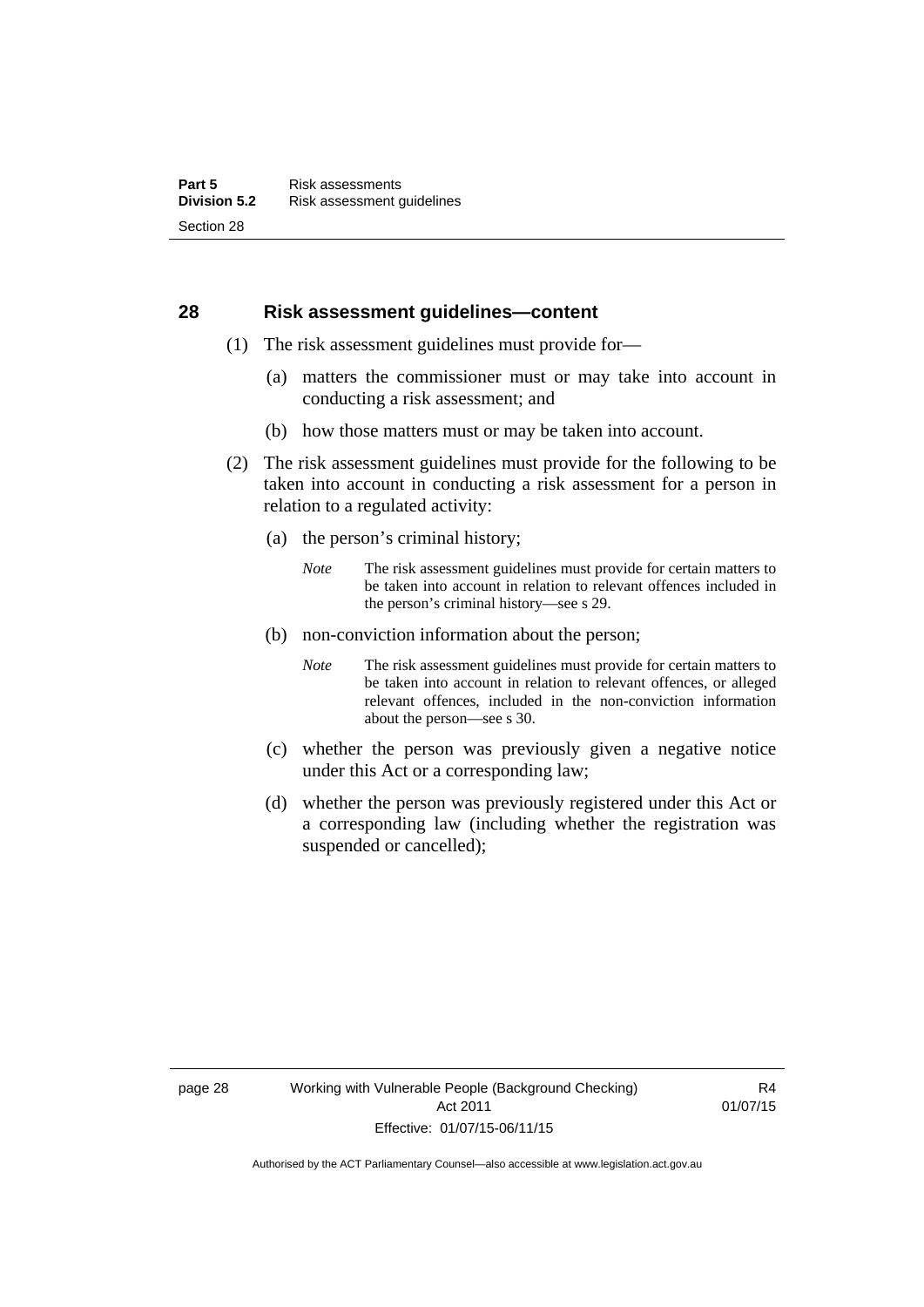## 28 Risk assessment guidelines—content

(1) The risk assessment guidelines must provide for—

(a) matters the commissioner must or may take into account in conducting a risk assessment; and

(b) how those matters must or may be taken into account.

(2) The risk assessment guidelines must provide for the following to be taken into account in conducting a risk assessment for a person in relation to a regulated activity:

(a) the person's criminal history;

*Note* The risk assessment guidelines must provide for certain matters to be taken into account in relation to relevant offences included in the person's criminal history—see s 29.

(b) non-conviction information about the person;

*Note* The risk assessment guidelines must provide for certain matters to be taken into account in relation to relevant offences, or alleged relevant offences, included in the non-conviction information about the person—see s 30.

(c) whether the person was previously given a negative notice under this Act or a corresponding law;

(d) whether the person was previously registered under this Act or a corresponding law (including whether the registration was suspended or cancelled);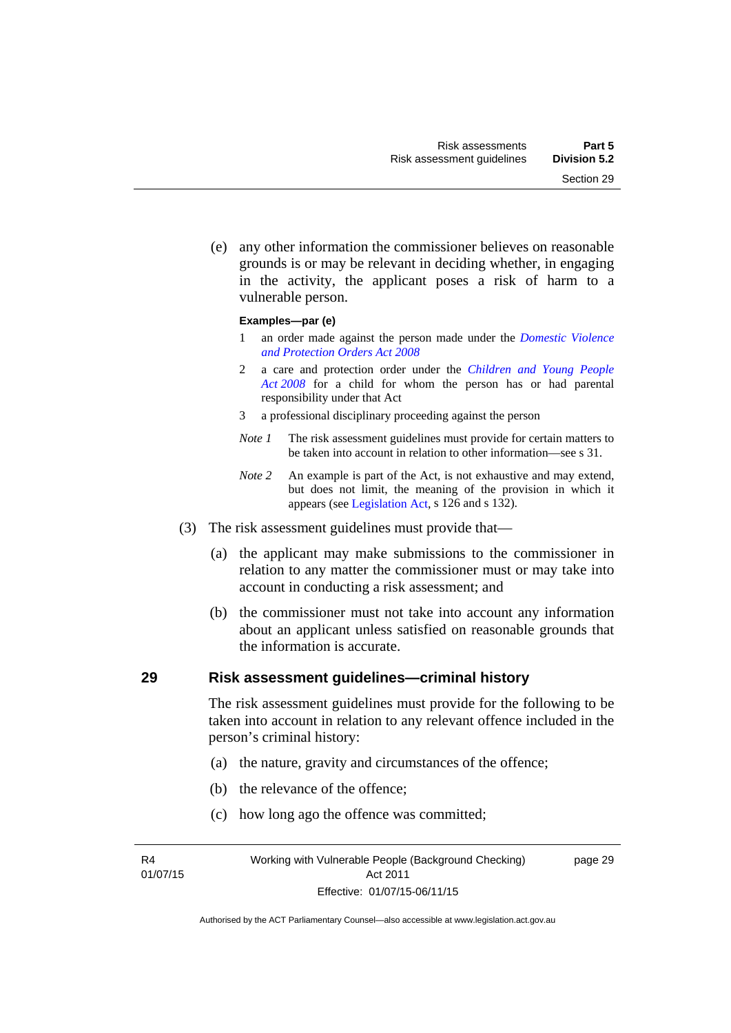(e) any other information the commissioner believes on reasonable grounds is or may be relevant in deciding whether, in engaging in the activity, the applicant poses a risk of harm to a vulnerable person.

**Examples—par (e)**

1 an order made against the person made under the *Domestic Violence and Protection Orders Act 2008*

2 a care and protection order under the *Children and Young People Act 2008* for a child for whom the person has or had parental responsibility under that Act

3 a professional disciplinary proceeding against the person

*Note 1* The risk assessment guidelines must provide for certain matters to be taken into account in relation to other information—see s 31.

*Note 2* An example is part of the Act, is not exhaustive and may extend, but does not limit, the meaning of the provision in which it appears (see Legislation Act, s 126 and s 132).

(3) The risk assessment guidelines must provide that—

(a) the applicant may make submissions to the commissioner in relation to any matter the commissioner must or may take into account in conducting a risk assessment; and

(b) the commissioner must not take into account any information about an applicant unless satisfied on reasonable grounds that the information is accurate.

## 29 Risk assessment guidelines—criminal history

The risk assessment guidelines must provide for the following to be taken into account in relation to any relevant offence included in the person's criminal history:

(a) the nature, gravity and circumstances of the offence;

(b) the relevance of the offence;

(c) how long ago the offence was committed;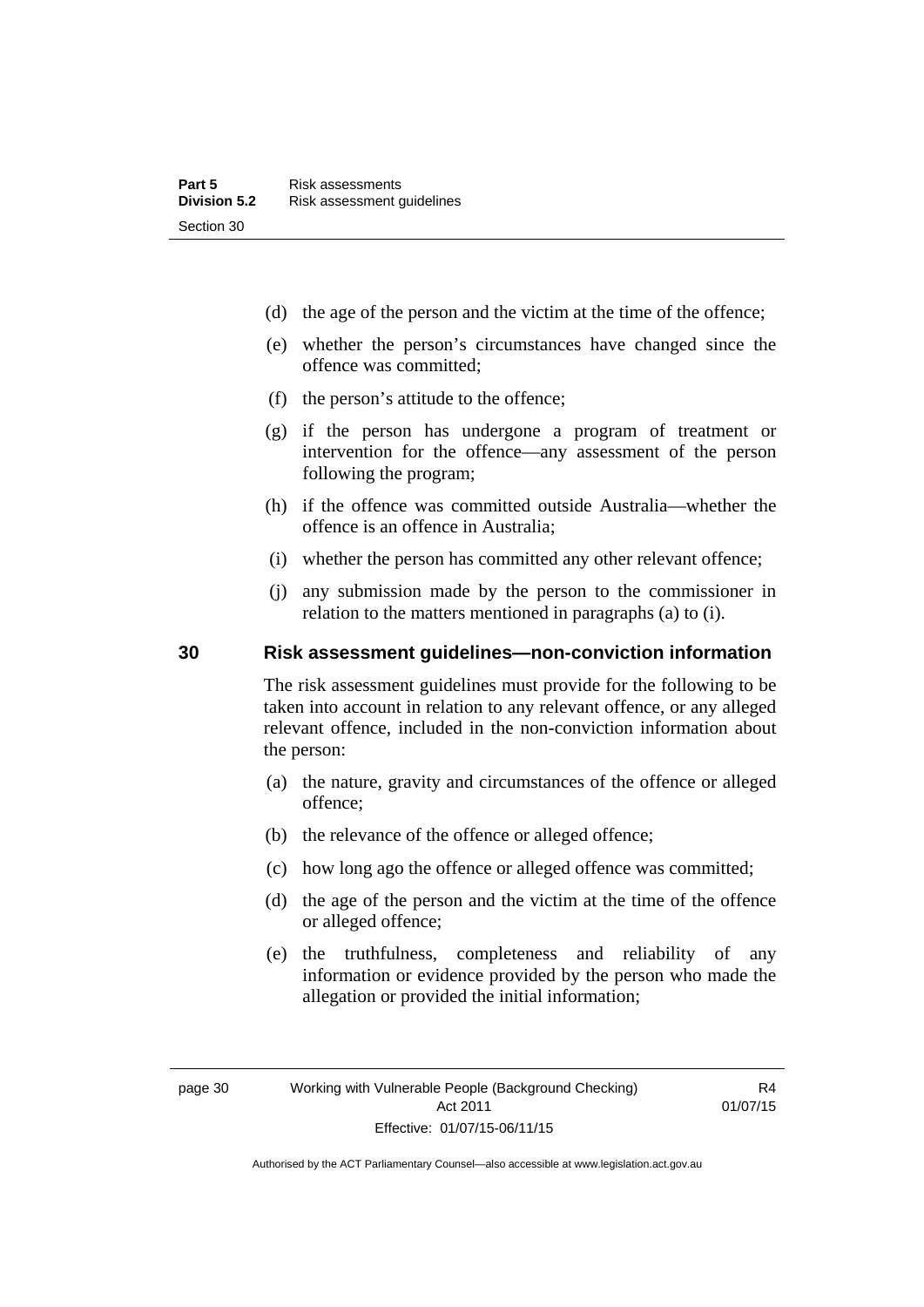(d) the age of the person and the victim at the time of the offence;

(e) whether the person's circumstances have changed since the offence was committed;

(f) the person's attitude to the offence;

(g) if the person has undergone a program of treatment or intervention for the offence—any assessment of the person following the program;

(h) if the offence was committed outside Australia—whether the offence is an offence in Australia;

(i) whether the person has committed any other relevant offence;

(j) any submission made by the person to the commissioner in relation to the matters mentioned in paragraphs (a) to (i).

## 30 Risk assessment guidelines—non-conviction information

The risk assessment guidelines must provide for the following to be taken into account in relation to any relevant offence, or any alleged relevant offence, included in the non-conviction information about the person:

(a) the nature, gravity and circumstances of the offence or alleged offence;

(b) the relevance of the offence or alleged offence;

(c) how long ago the offence or alleged offence was committed;

(d) the age of the person and the victim at the time of the offence or alleged offence;

(e) the truthfulness, completeness and reliability of any information or evidence provided by the person who made the allegation or provided the initial information;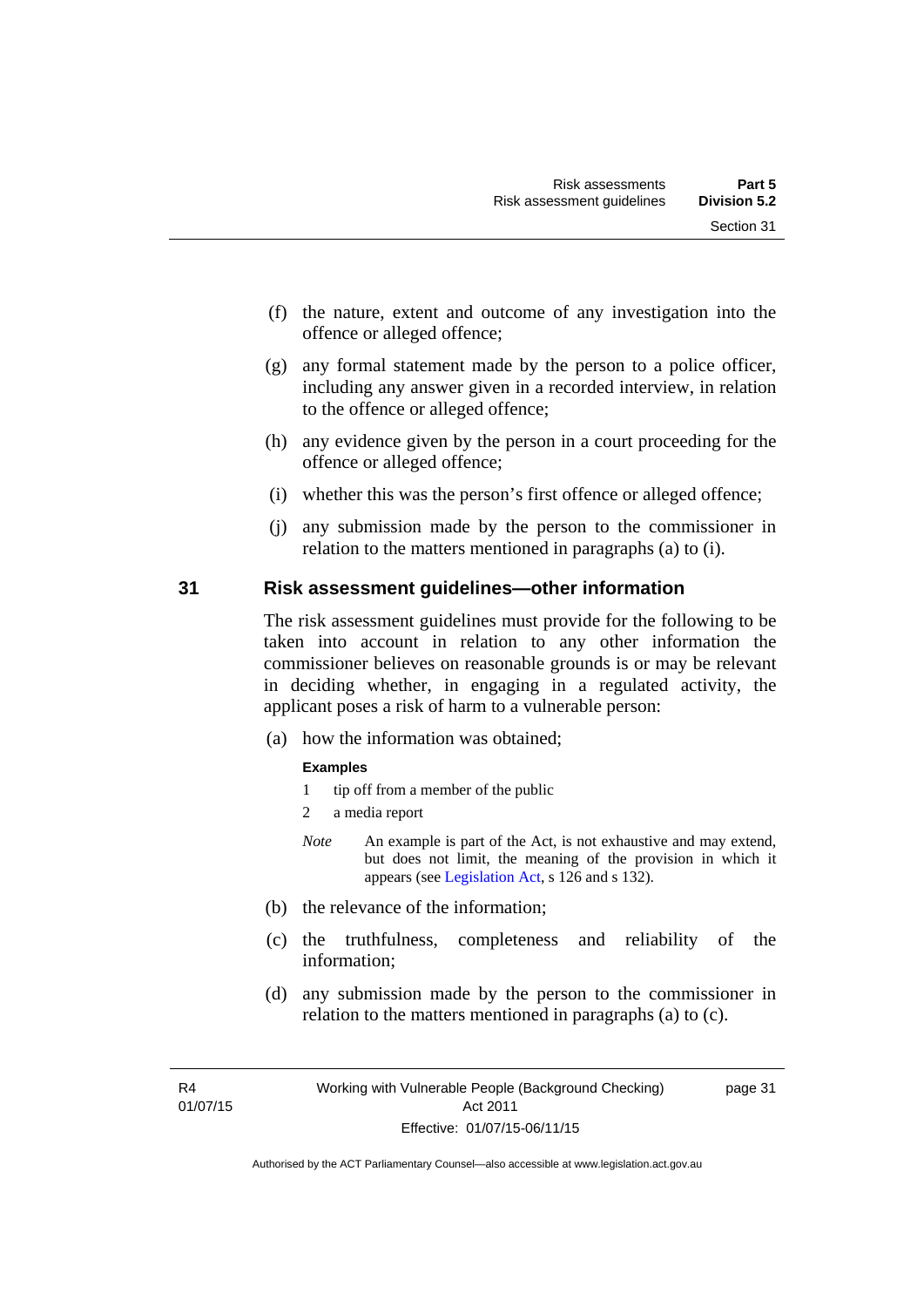(f) the nature, extent and outcome of any investigation into the offence or alleged offence;

(g) any formal statement made by the person to a police officer, including any answer given in a recorded interview, in relation to the offence or alleged offence;

(h) any evidence given by the person in a court proceeding for the offence or alleged offence;

(i) whether this was the person's first offence or alleged offence;

(j) any submission made by the person to the commissioner in relation to the matters mentioned in paragraphs (a) to (i).

## 31 Risk assessment guidelines—other information

The risk assessment guidelines must provide for the following to be taken into account in relation to any other information the commissioner believes on reasonable grounds is or may be relevant in deciding whether, in engaging in a regulated activity, the applicant poses a risk of harm to a vulnerable person:

(a) how the information was obtained;

**Examples**

1 tip off from a member of the public

2 a media report

*Note* An example is part of the Act, is not exhaustive and may extend, but does not limit, the meaning of the provision in which it appears (see Legislation Act, s 126 and s 132).

(b) the relevance of the information;

(c) the truthfulness, completeness and reliability of the information;

(d) any submission made by the person to the commissioner in relation to the matters mentioned in paragraphs (a) to (c).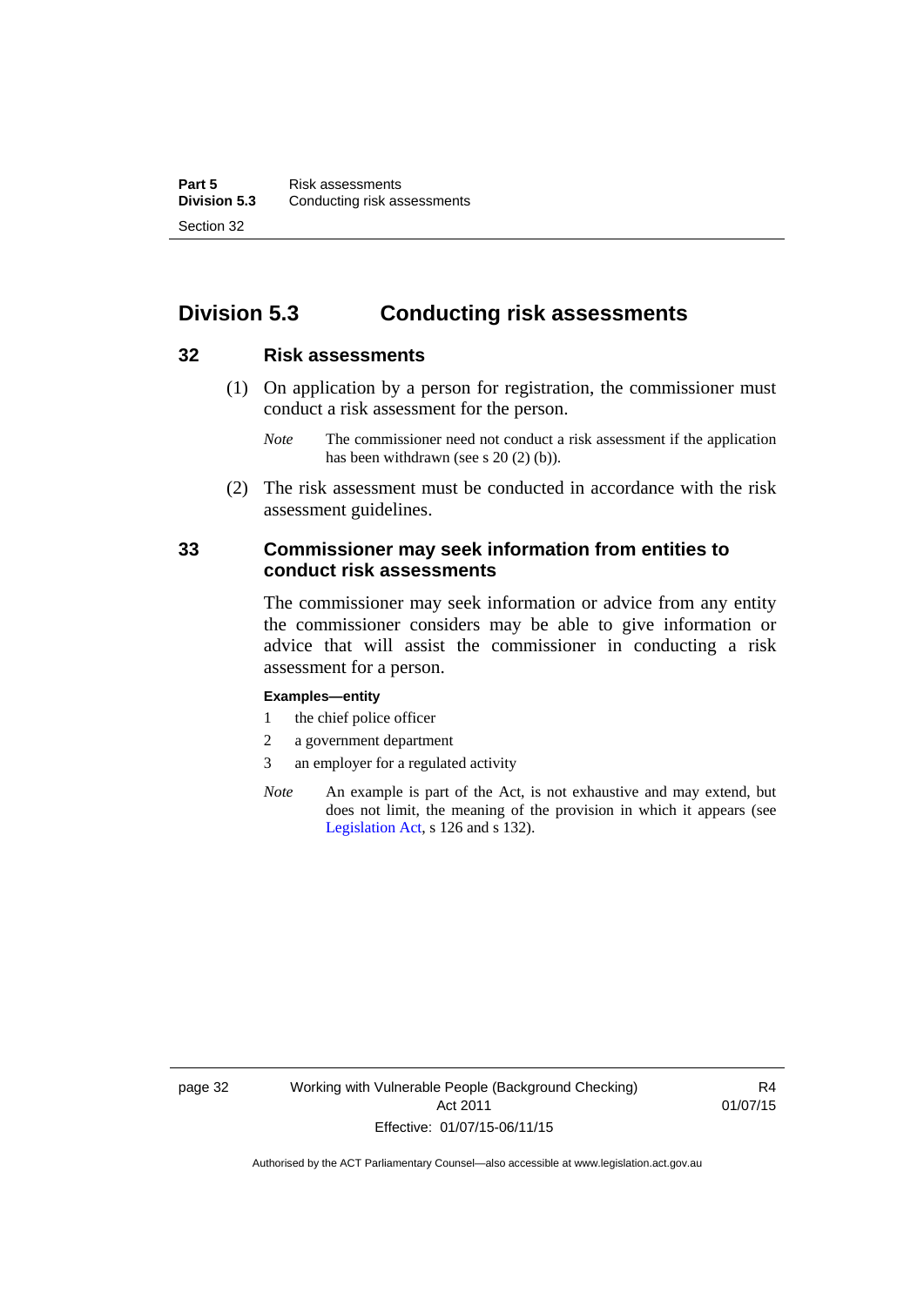## Division 5.3 Conducting risk assessments

### 32 Risk assessments

(1) On application by a person for registration, the commissioner must conduct a risk assessment for the person.

*Note* The commissioner need not conduct a risk assessment if the application has been withdrawn (see s 20 (2) (b)).

(2) The risk assessment must be conducted in accordance with the risk assessment guidelines.

### 33 Commissioner may seek information from entities to conduct risk assessments

The commissioner may seek information or advice from any entity the commissioner considers may be able to give information or advice that will assist the commissioner in conducting a risk assessment for a person.

**Examples—entity**

1 the chief police officer

2 a government department

3 an employer for a regulated activity

*Note* An example is part of the Act, is not exhaustive and may extend, but does not limit, the meaning of the provision in which it appears (see Legislation Act, s 126 and s 132).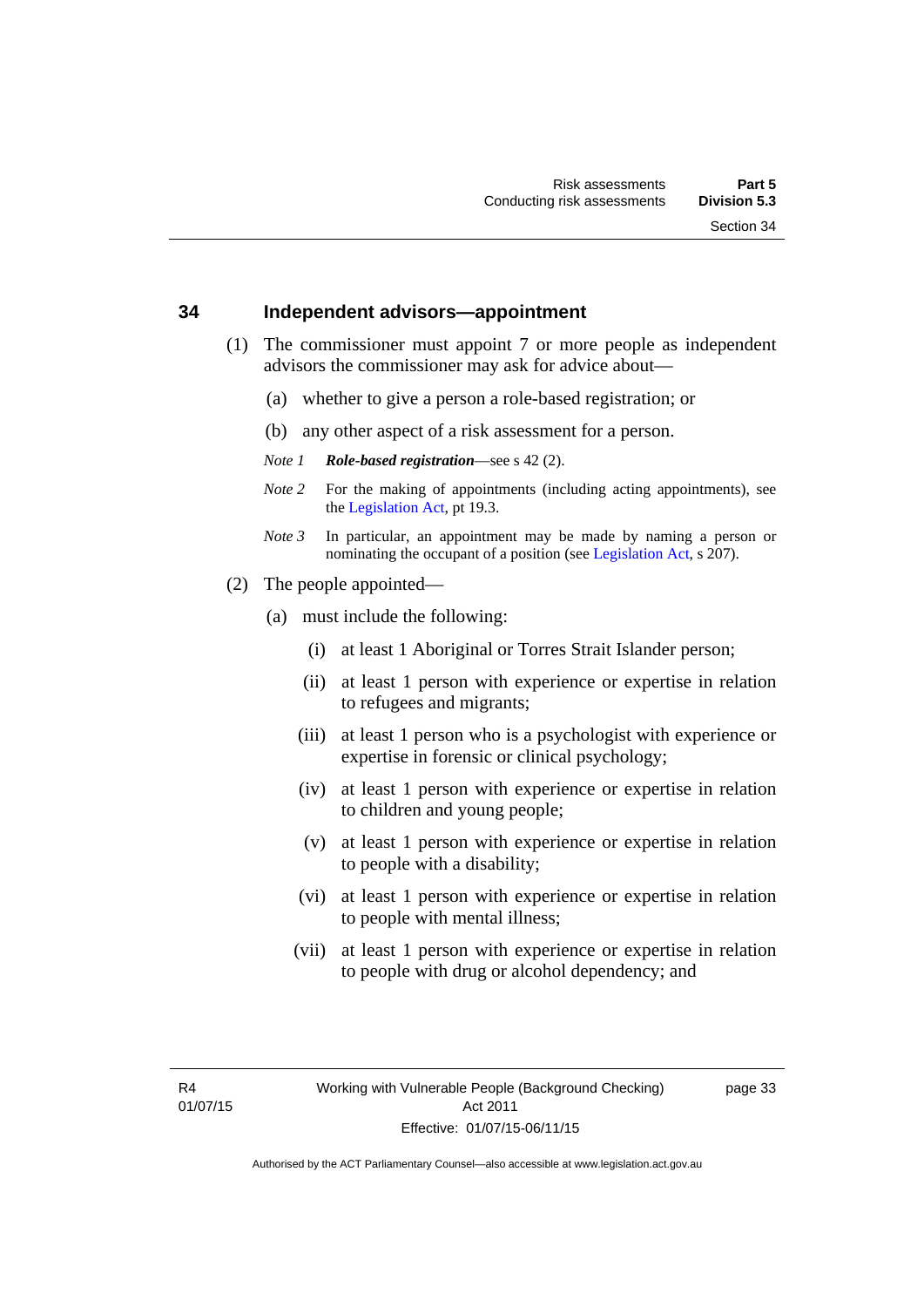## 34 Independent advisors—appointment

(1) The commissioner must appoint 7 or more people as independent advisors the commissioner may ask for advice about—

(a) whether to give a person a role-based registration; or

(b) any other aspect of a risk assessment for a person.

*Note 1* ***Role-based registration***—see s 42 (2).

*Note 2* For the making of appointments (including acting appointments), see the Legislation Act, pt 19.3.

*Note 3* In particular, an appointment may be made by naming a person or nominating the occupant of a position (see Legislation Act, s 207).

(2) The people appointed—

(a) must include the following:

(i) at least 1 Aboriginal or Torres Strait Islander person;

(ii) at least 1 person with experience or expertise in relation to refugees and migrants;

(iii) at least 1 person who is a psychologist with experience or expertise in forensic or clinical psychology;

(iv) at least 1 person with experience or expertise in relation to children and young people;

(v) at least 1 person with experience or expertise in relation to people with a disability;

(vi) at least 1 person with experience or expertise in relation to people with mental illness;

(vii) at least 1 person with experience or expertise in relation to people with drug or alcohol dependency; and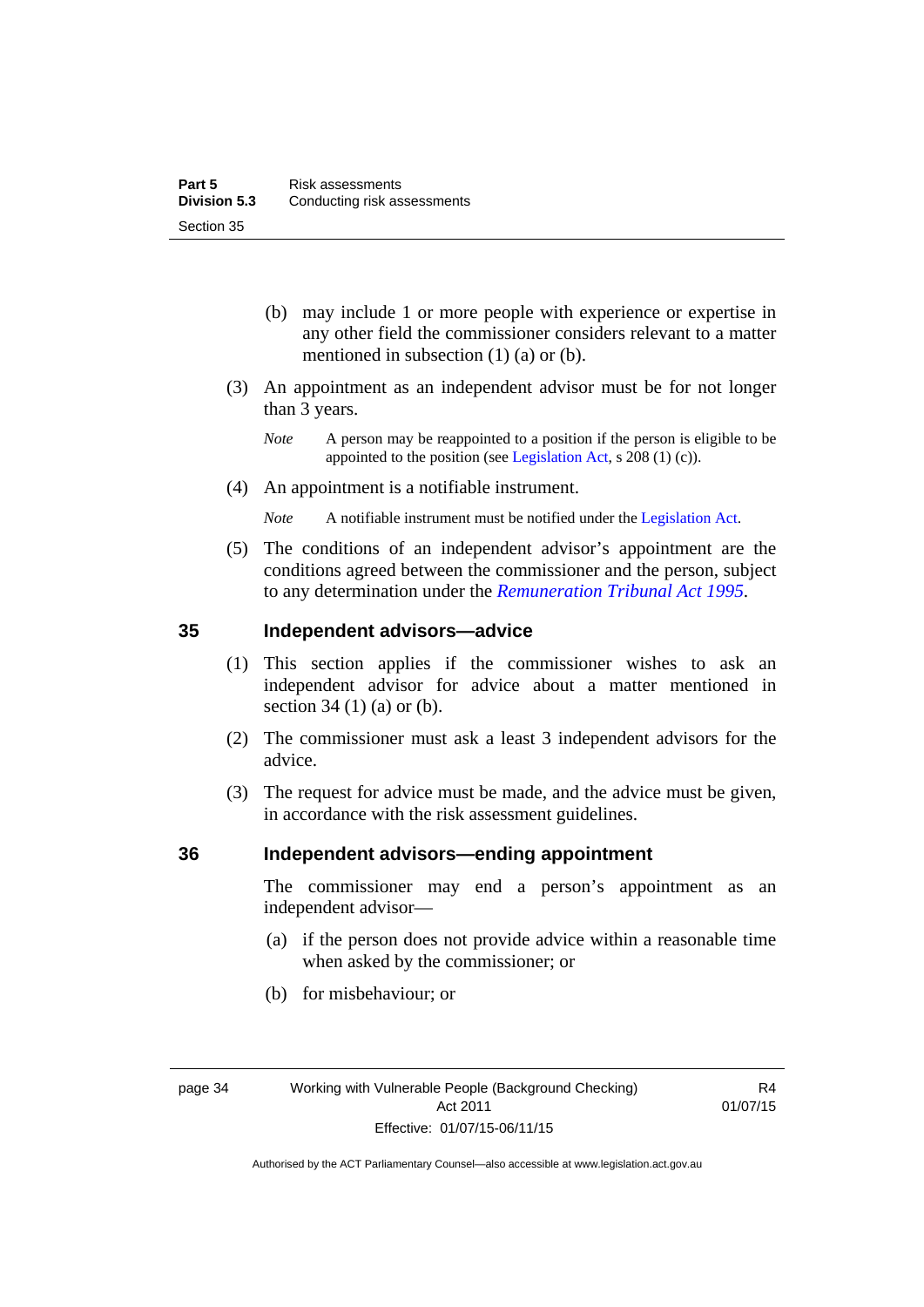(b) may include 1 or more people with experience or expertise in any other field the commissioner considers relevant to a matter mentioned in subsection (1) (a) or (b).

(3) An appointment as an independent advisor must be for not longer than 3 years.

*Note* A person may be reappointed to a position if the person is eligible to be appointed to the position (see Legislation Act, s 208 (1) (c)).

(4) An appointment is a notifiable instrument.

*Note* A notifiable instrument must be notified under the Legislation Act.

(5) The conditions of an independent advisor's appointment are the conditions agreed between the commissioner and the person, subject to any determination under the *Remuneration Tribunal Act 1995*.

### 35 Independent advisors—advice

(1) This section applies if the commissioner wishes to ask an independent advisor for advice about a matter mentioned in section 34 (1) (a) or (b).

(2) The commissioner must ask a least 3 independent advisors for the advice.

(3) The request for advice must be made, and the advice must be given, in accordance with the risk assessment guidelines.

### 36 Independent advisors—ending appointment

The commissioner may end a person's appointment as an independent advisor—

(a) if the person does not provide advice within a reasonable time when asked by the commissioner; or

(b) for misbehaviour; or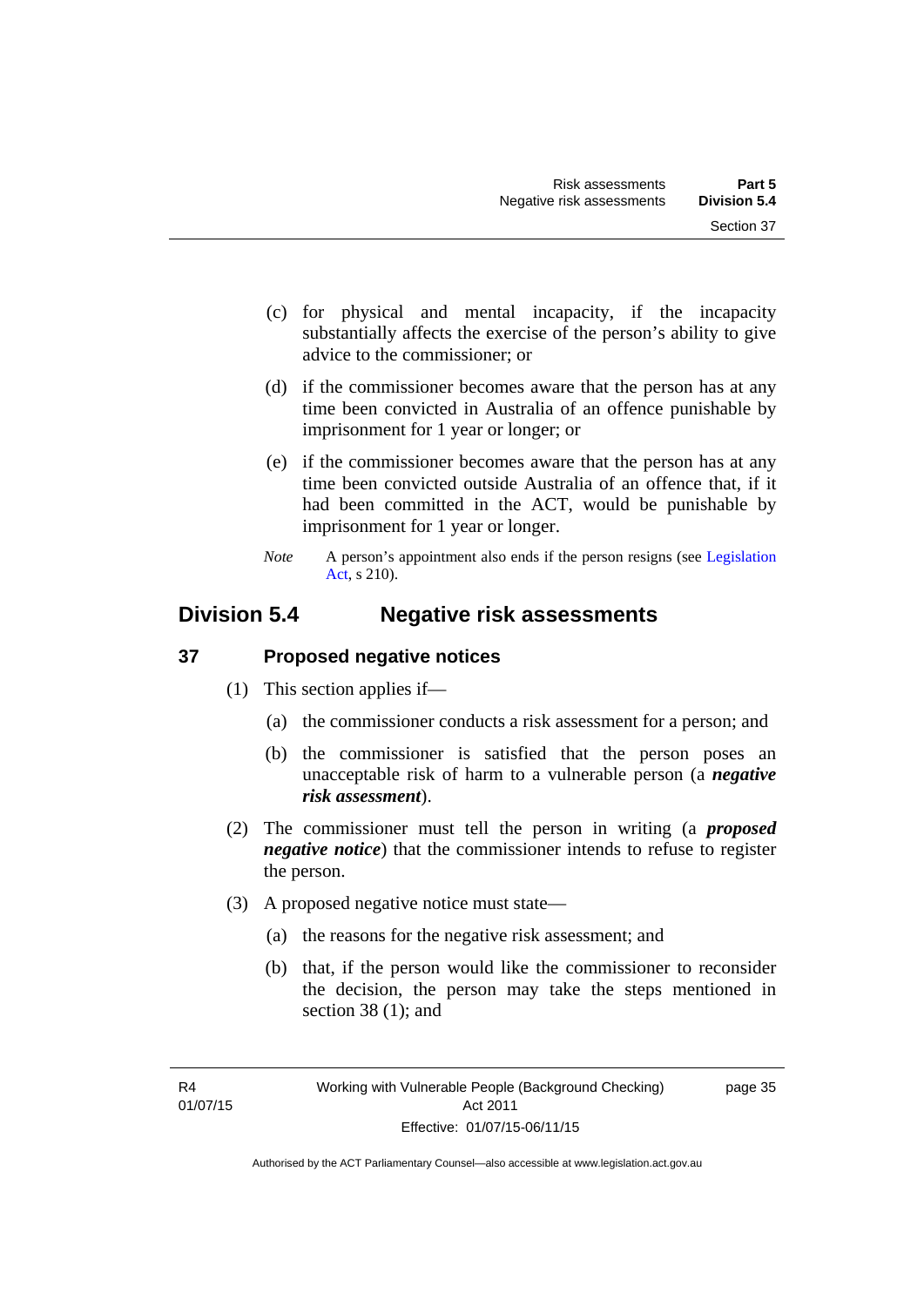(c) for physical and mental incapacity, if the incapacity substantially affects the exercise of the person's ability to give advice to the commissioner; or

(d) if the commissioner becomes aware that the person has at any time been convicted in Australia of an offence punishable by imprisonment for 1 year or longer; or

(e) if the commissioner becomes aware that the person has at any time been convicted outside Australia of an offence that, if it had been committed in the ACT, would be punishable by imprisonment for 1 year or longer.

*Note* A person's appointment also ends if the person resigns (see Legislation Act, s 210).

## Division 5.4 Negative risk assessments

### 37 Proposed negative notices

(1) This section applies if—

(a) the commissioner conducts a risk assessment for a person; and

(b) the commissioner is satisfied that the person poses an unacceptable risk of harm to a vulnerable person (a ***negative risk assessment***).

(2) The commissioner must tell the person in writing (a ***proposed negative notice***) that the commissioner intends to refuse to register the person.

(3) A proposed negative notice must state—

(a) the reasons for the negative risk assessment; and

(b) that, if the person would like the commissioner to reconsider the decision, the person may take the steps mentioned in section 38 (1); and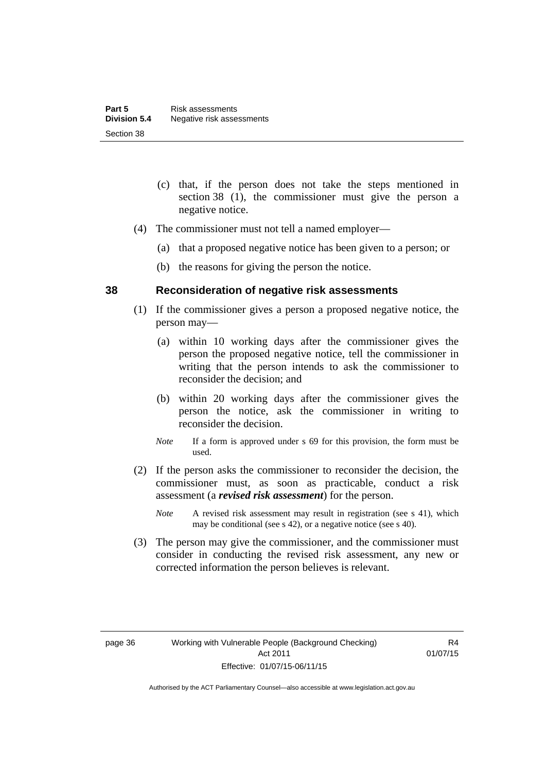(c) that, if the person does not take the steps mentioned in section 38 (1), the commissioner must give the person a negative notice.

(4) The commissioner must not tell a named employer—

(a) that a proposed negative notice has been given to a person; or

(b) the reasons for giving the person the notice.

## 38 Reconsideration of negative risk assessments

(1) If the commissioner gives a person a proposed negative notice, the person may—

(a) within 10 working days after the commissioner gives the person the proposed negative notice, tell the commissioner in writing that the person intends to ask the commissioner to reconsider the decision; and

(b) within 20 working days after the commissioner gives the person the notice, ask the commissioner in writing to reconsider the decision.

*Note* If a form is approved under s 69 for this provision, the form must be used.

(2) If the person asks the commissioner to reconsider the decision, the commissioner must, as soon as practicable, conduct a risk assessment (a ***revised risk assessment***) for the person.

*Note* A revised risk assessment may result in registration (see s 41), which may be conditional (see s 42), or a negative notice (see s 40).

(3) The person may give the commissioner, and the commissioner must consider in conducting the revised risk assessment, any new or corrected information the person believes is relevant.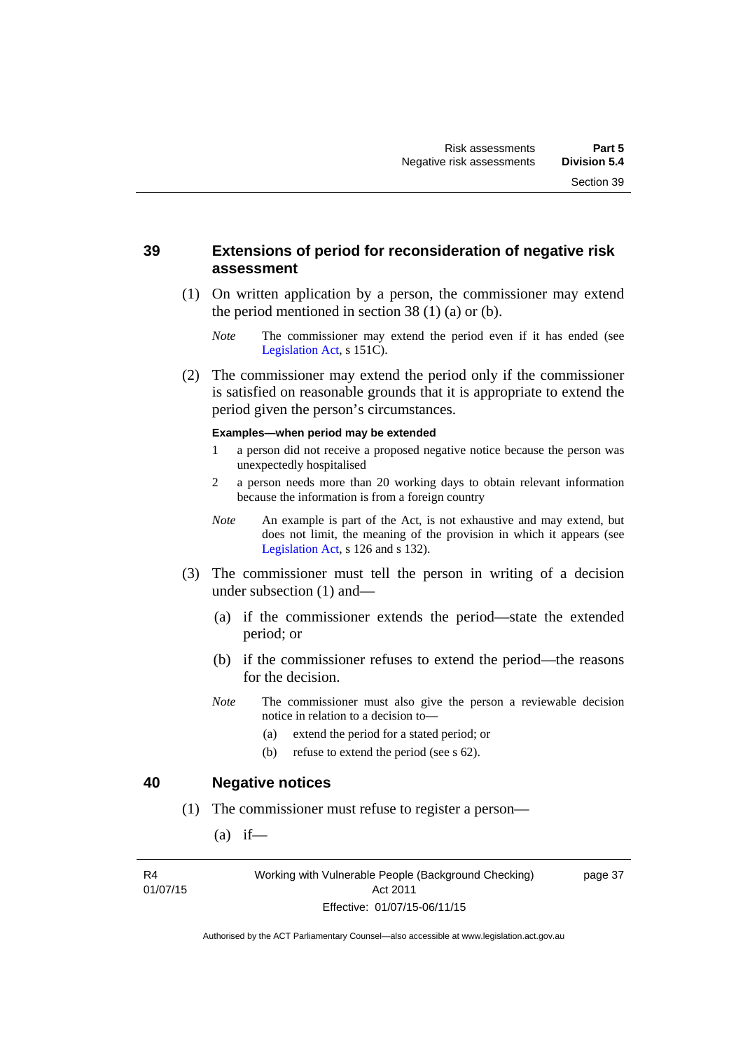## 39 Extensions of period for reconsideration of negative risk assessment

(1) On written application by a person, the commissioner may extend the period mentioned in section 38 (1) (a) or (b).

*Note* The commissioner may extend the period even if it has ended (see Legislation Act, s 151C).

(2) The commissioner may extend the period only if the commissioner is satisfied on reasonable grounds that it is appropriate to extend the period given the person's circumstances.

**Examples—when period may be extended**

1 a person did not receive a proposed negative notice because the person was unexpectedly hospitalised

2 a person needs more than 20 working days to obtain relevant information because the information is from a foreign country

*Note* An example is part of the Act, is not exhaustive and may extend, but does not limit, the meaning of the provision in which it appears (see Legislation Act, s 126 and s 132).

(3) The commissioner must tell the person in writing of a decision under subsection (1) and—

(a) if the commissioner extends the period—state the extended period; or

(b) if the commissioner refuses to extend the period—the reasons for the decision.

*Note* The commissioner must also give the person a reviewable decision notice in relation to a decision to—

(a) extend the period for a stated period; or

(b) refuse to extend the period (see s 62).

## 40 Negative notices

(1) The commissioner must refuse to register a person—

(a) if—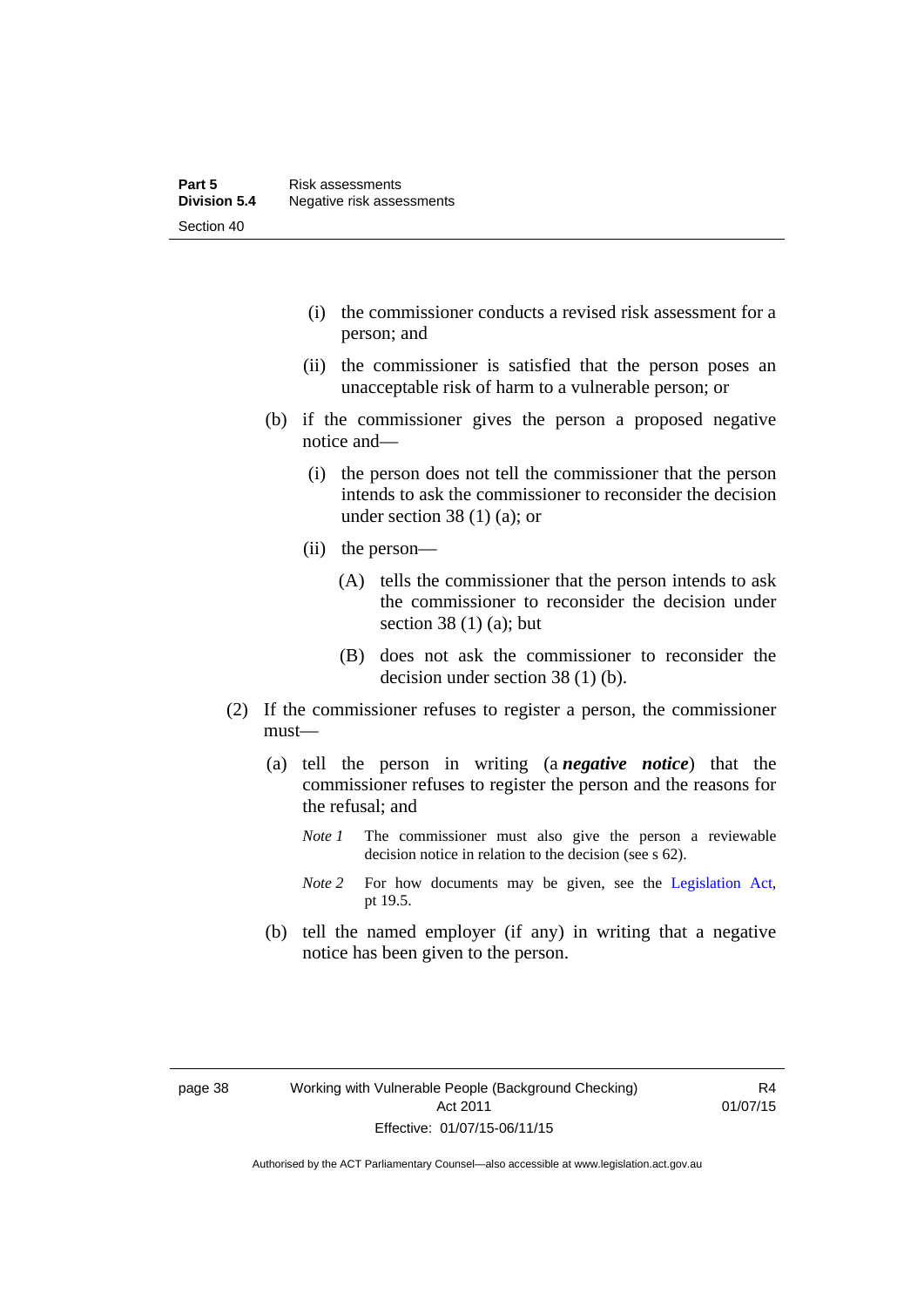(i) the commissioner conducts a revised risk assessment for a person; and

(ii) the commissioner is satisfied that the person poses an unacceptable risk of harm to a vulnerable person; or

(b) if the commissioner gives the person a proposed negative notice and—

(i) the person does not tell the commissioner that the person intends to ask the commissioner to reconsider the decision under section 38 (1) (a); or

(ii) the person—

(A) tells the commissioner that the person intends to ask the commissioner to reconsider the decision under section 38 (1) (a); but

(B) does not ask the commissioner to reconsider the decision under section 38 (1) (b).

(2) If the commissioner refuses to register a person, the commissioner must—

(a) tell the person in writing (a ***negative notice***) that the commissioner refuses to register the person and the reasons for the refusal; and

*Note 1* The commissioner must also give the person a reviewable decision notice in relation to the decision (see s 62).

*Note 2* For how documents may be given, see the Legislation Act, pt 19.5.

(b) tell the named employer (if any) in writing that a negative notice has been given to the person.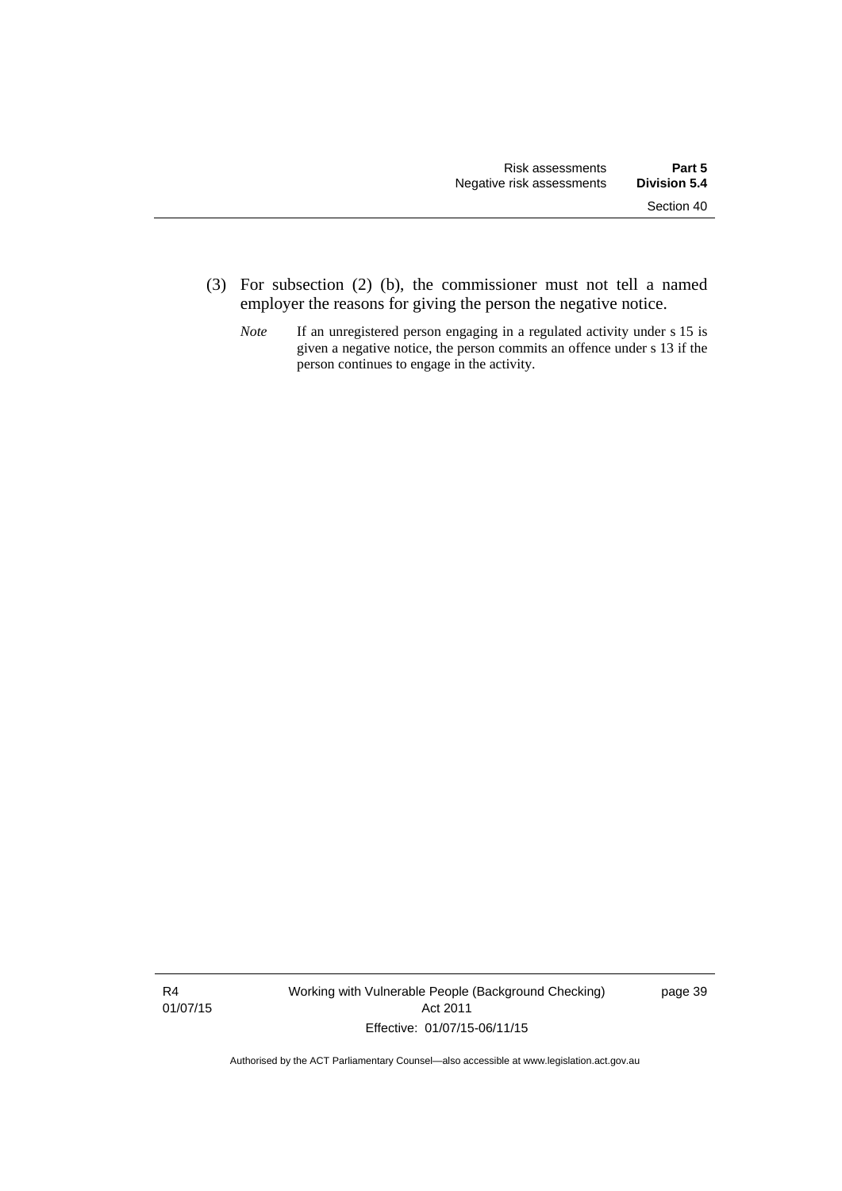(3) For subsection (2) (b), the commissioner must not tell a named employer the reasons for giving the person the negative notice.

*Note* If an unregistered person engaging in a regulated activity under s 15 is given a negative notice, the person commits an offence under s 13 if the person continues to engage in the activity.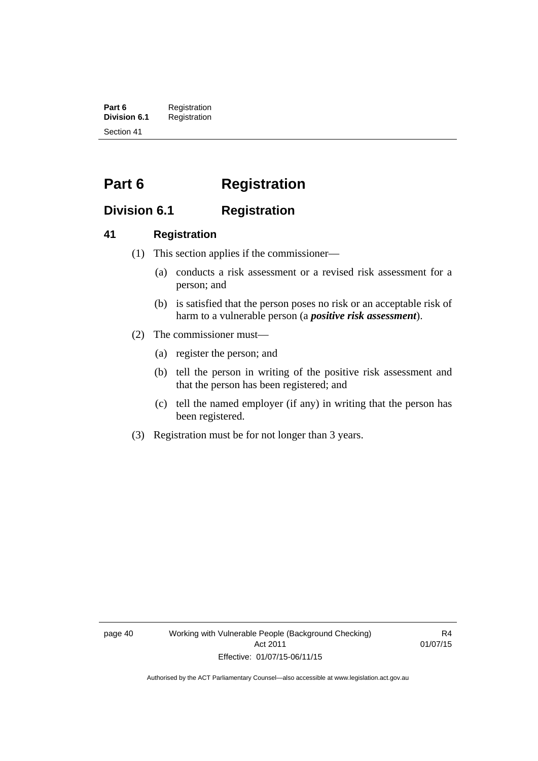# Part 6 Registration

## Division 6.1 Registration

### 41 Registration

(1) This section applies if the commissioner—

(a) conducts a risk assessment or a revised risk assessment for a person; and

(b) is satisfied that the person poses no risk or an acceptable risk of harm to a vulnerable person (a ***positive risk assessment***).

(2) The commissioner must—

(a) register the person; and

(b) tell the person in writing of the positive risk assessment and that the person has been registered; and

(c) tell the named employer (if any) in writing that the person has been registered.

(3) Registration must be for not longer than 3 years.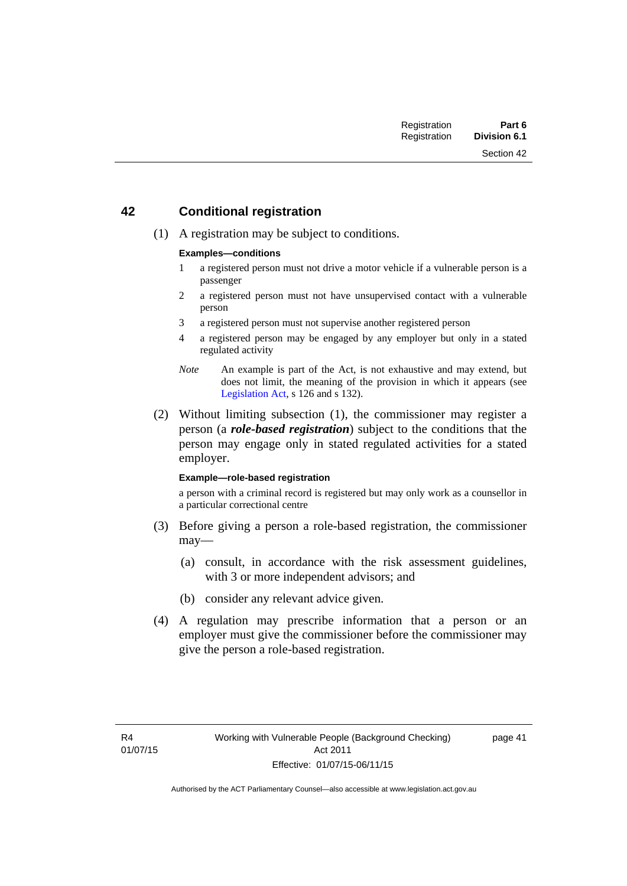## 42 Conditional registration

(1) A registration may be subject to conditions.

**Examples—conditions**

1. a registered person must not drive a motor vehicle if a vulnerable person is a passenger
2. a registered person must not have unsupervised contact with a vulnerable person
3. a registered person must not supervise another registered person
4. a registered person may be engaged by any employer but only in a stated regulated activity

*Note* An example is part of the Act, is not exhaustive and may extend, but does not limit, the meaning of the provision in which it appears (see Legislation Act, s 126 and s 132).

(2) Without limiting subsection (1), the commissioner may register a person (a ***role-based registration***) subject to the conditions that the person may engage only in stated regulated activities for a stated employer.

**Example—role-based registration**

a person with a criminal record is registered but may only work as a counsellor in a particular correctional centre

(3) Before giving a person a role-based registration, the commissioner may—

(a) consult, in accordance with the risk assessment guidelines, with 3 or more independent advisors; and

(b) consider any relevant advice given.

(4) A regulation may prescribe information that a person or an employer must give the commissioner before the commissioner may give the person a role-based registration.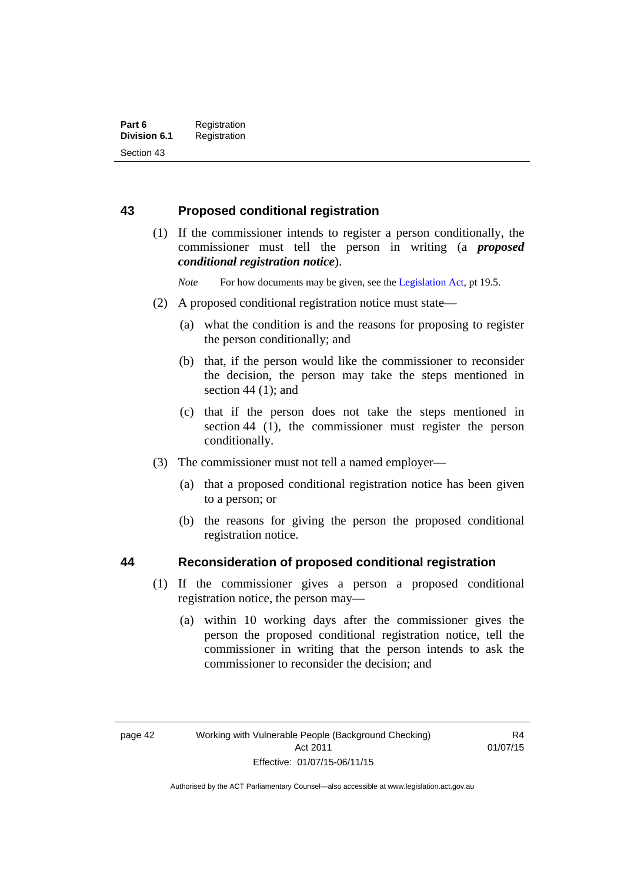## 43 Proposed conditional registration

(1) If the commissioner intends to register a person conditionally, the commissioner must tell the person in writing (a ***proposed conditional registration notice***).

*Note* For how documents may be given, see the Legislation Act, pt 19.5.

(2) A proposed conditional registration notice must state—

(a) what the condition is and the reasons for proposing to register the person conditionally; and

(b) that, if the person would like the commissioner to reconsider the decision, the person may take the steps mentioned in section 44 (1); and

(c) that if the person does not take the steps mentioned in section 44 (1), the commissioner must register the person conditionally.

(3) The commissioner must not tell a named employer—

(a) that a proposed conditional registration notice has been given to a person; or

(b) the reasons for giving the person the proposed conditional registration notice.

## 44 Reconsideration of proposed conditional registration

(1) If the commissioner gives a person a proposed conditional registration notice, the person may—

(a) within 10 working days after the commissioner gives the person the proposed conditional registration notice, tell the commissioner in writing that the person intends to ask the commissioner to reconsider the decision; and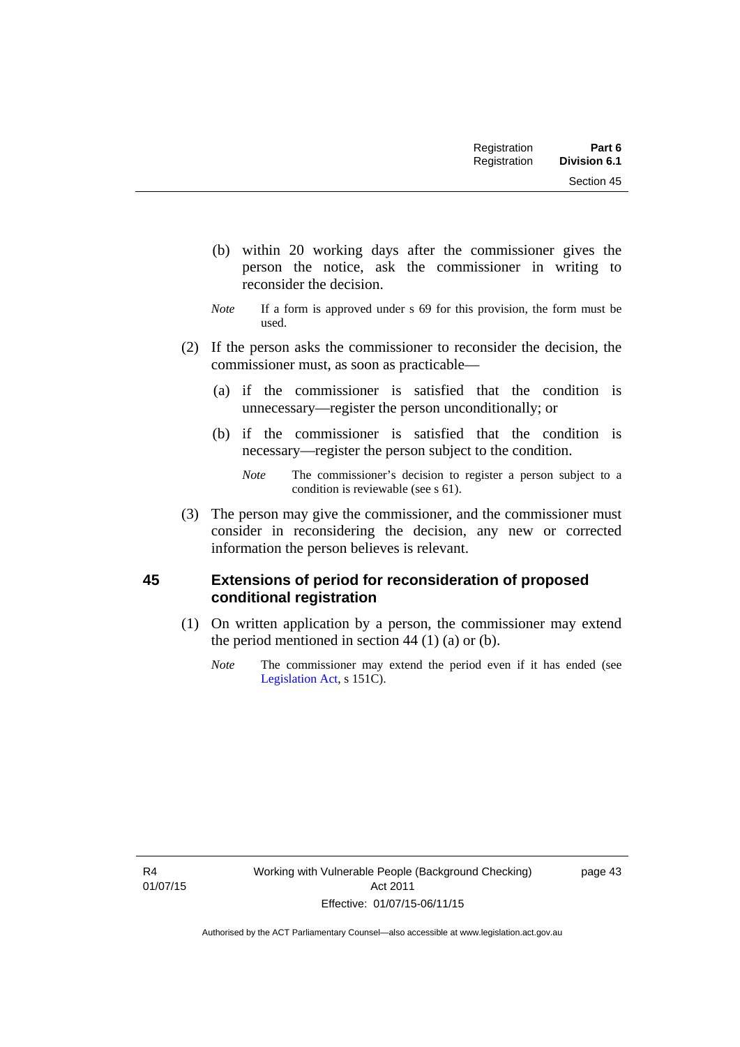(b) within 20 working days after the commissioner gives the person the notice, ask the commissioner in writing to reconsider the decision.

*Note* If a form is approved under s 69 for this provision, the form must be used.

(2) If the person asks the commissioner to reconsider the decision, the commissioner must, as soon as practicable—

(a) if the commissioner is satisfied that the condition is unnecessary—register the person unconditionally; or

(b) if the commissioner is satisfied that the condition is necessary—register the person subject to the condition.

*Note* The commissioner's decision to register a person subject to a condition is reviewable (see s 61).

(3) The person may give the commissioner, and the commissioner must consider in reconsidering the decision, any new or corrected information the person believes is relevant.

## 45 Extensions of period for reconsideration of proposed conditional registration

(1) On written application by a person, the commissioner may extend the period mentioned in section 44 (1) (a) or (b).

*Note* The commissioner may extend the period even if it has ended (see Legislation Act, s 151C).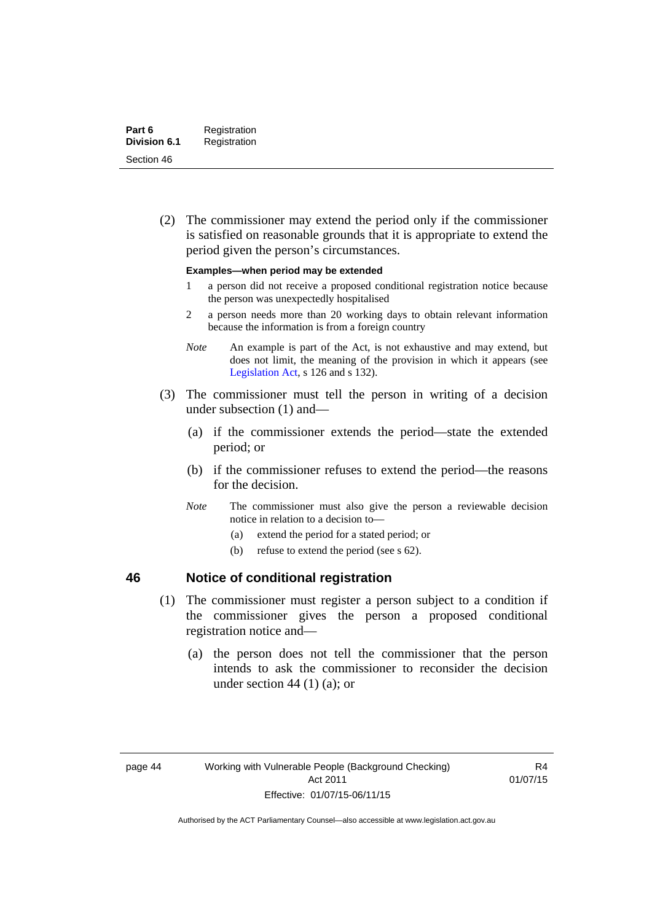(2) The commissioner may extend the period only if the commissioner is satisfied on reasonable grounds that it is appropriate to extend the period given the person's circumstances.

**Examples—when period may be extended**

1 a person did not receive a proposed conditional registration notice because the person was unexpectedly hospitalised

2 a person needs more than 20 working days to obtain relevant information because the information is from a foreign country

*Note* An example is part of the Act, is not exhaustive and may extend, but does not limit, the meaning of the provision in which it appears (see Legislation Act, s 126 and s 132).

(3) The commissioner must tell the person in writing of a decision under subsection (1) and—

(a) if the commissioner extends the period—state the extended period; or

(b) if the commissioner refuses to extend the period—the reasons for the decision.

*Note* The commissioner must also give the person a reviewable decision notice in relation to a decision to—

(a) extend the period for a stated period; or

(b) refuse to extend the period (see s 62).

## 46 Notice of conditional registration

(1) The commissioner must register a person subject to a condition if the commissioner gives the person a proposed conditional registration notice and—

(a) the person does not tell the commissioner that the person intends to ask the commissioner to reconsider the decision under section 44 (1) (a); or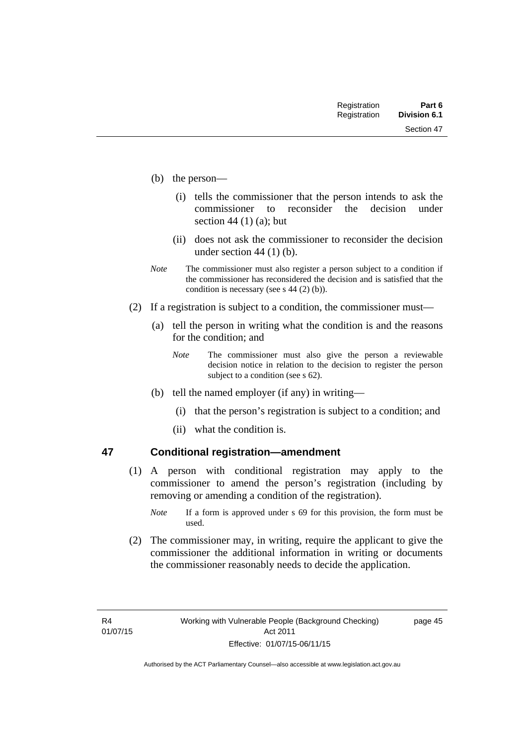(b) the person—

  (i) tells the commissioner that the person intends to ask the commissioner to reconsider the decision under section 44 (1) (a); but

  (ii) does not ask the commissioner to reconsider the decision under section 44 (1) (b).

*Note* The commissioner must also register a person subject to a condition if the commissioner has reconsidered the decision and is satisfied that the condition is necessary (see s 44 (2) (b)).

(2) If a registration is subject to a condition, the commissioner must—

  (a) tell the person in writing what the condition is and the reasons for the condition; and

  *Note* The commissioner must also give the person a reviewable decision notice in relation to the decision to register the person subject to a condition (see s 62).

  (b) tell the named employer (if any) in writing—

    (i) that the person's registration is subject to a condition; and

    (ii) what the condition is.

## 47 Conditional registration—amendment

(1) A person with conditional registration may apply to the commissioner to amend the person's registration (including by removing or amending a condition of the registration).

*Note* If a form is approved under s 69 for this provision, the form must be used.

(2) The commissioner may, in writing, require the applicant to give the commissioner the additional information in writing or documents the commissioner reasonably needs to decide the application.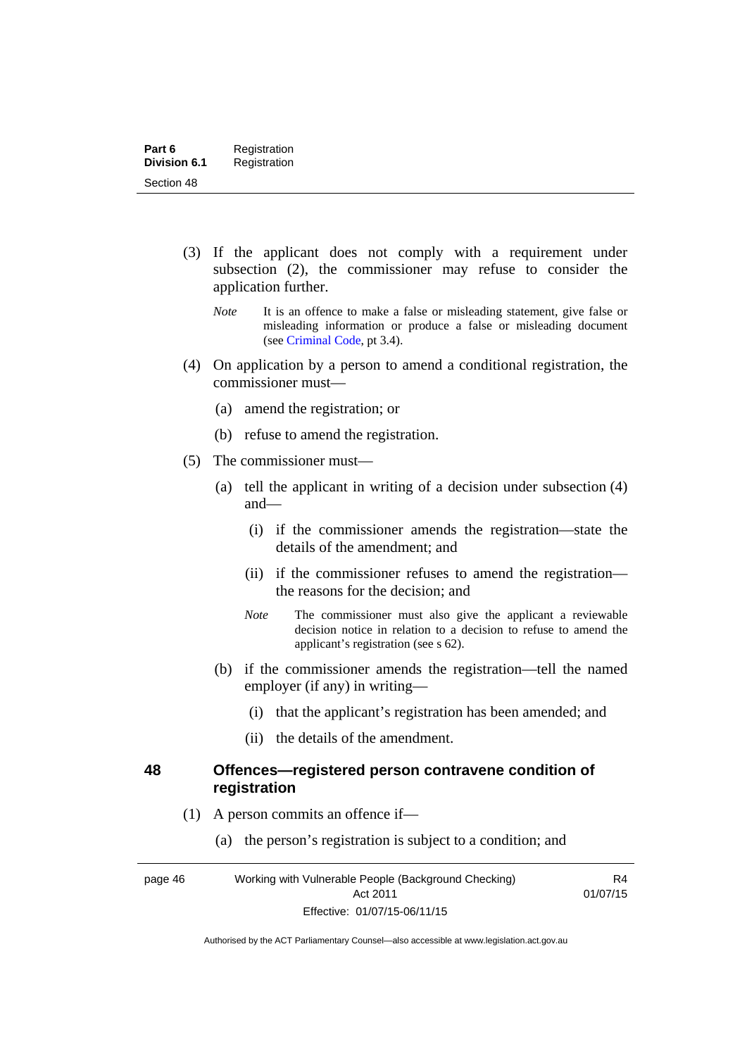(3) If the applicant does not comply with a requirement under subsection (2), the commissioner may refuse to consider the application further.

*Note* It is an offence to make a false or misleading statement, give false or misleading information or produce a false or misleading document (see Criminal Code, pt 3.4).

(4) On application by a person to amend a conditional registration, the commissioner must—

(a) amend the registration; or

(b) refuse to amend the registration.

(5) The commissioner must—

(a) tell the applicant in writing of a decision under subsection (4) and—

(i) if the commissioner amends the registration—state the details of the amendment; and

(ii) if the commissioner refuses to amend the registration—the reasons for the decision; and

*Note* The commissioner must also give the applicant a reviewable decision notice in relation to a decision to refuse to amend the applicant's registration (see s 62).

(b) if the commissioner amends the registration—tell the named employer (if any) in writing—

(i) that the applicant's registration has been amended; and

(ii) the details of the amendment.

## 48 Offences—registered person contravene condition of registration

(1) A person commits an offence if—

(a) the person's registration is subject to a condition; and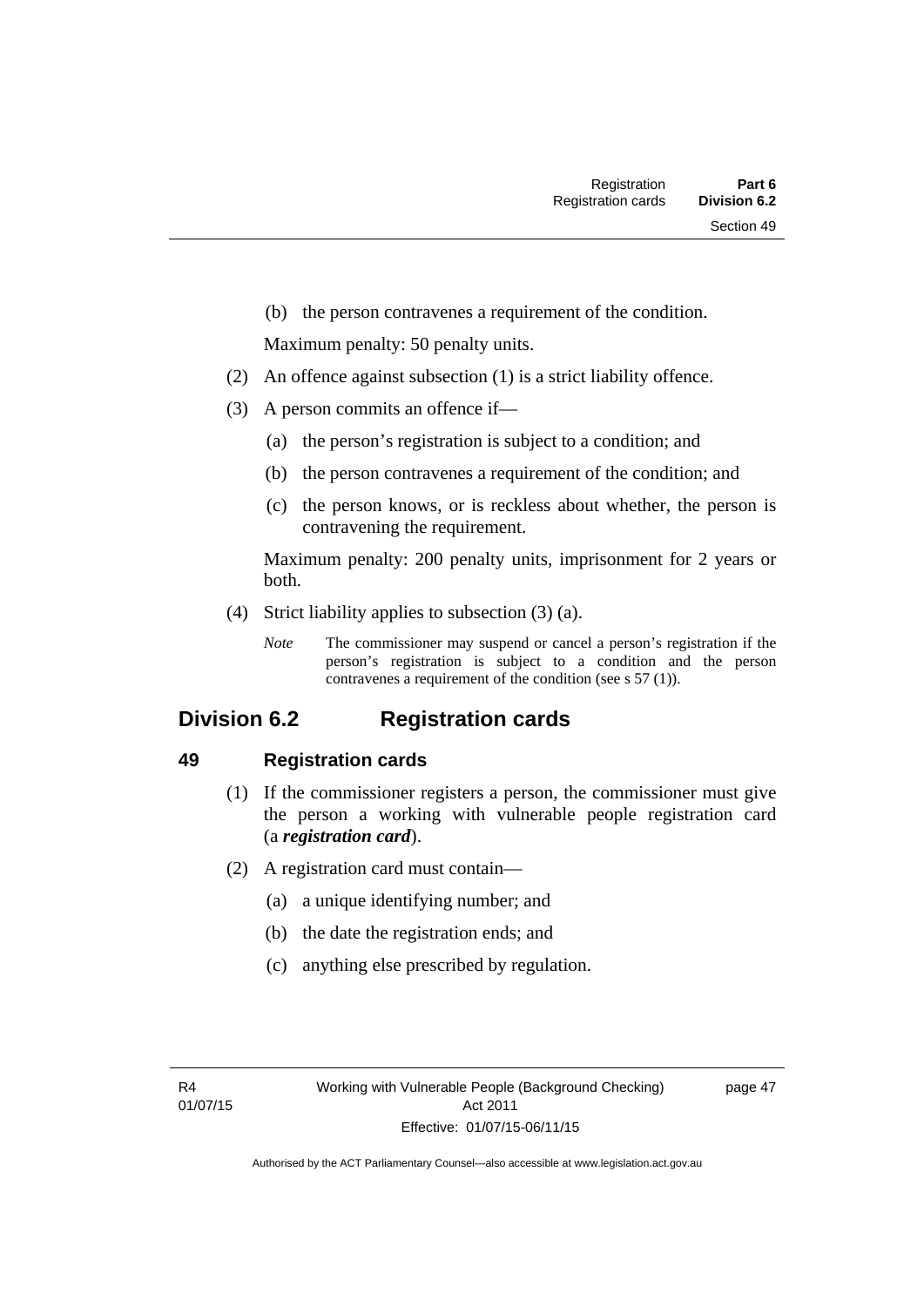(b) the person contravenes a requirement of the condition.

Maximum penalty: 50 penalty units.

(2) An offence against subsection (1) is a strict liability offence.

(3) A person commits an offence if—

(a) the person's registration is subject to a condition; and

(b) the person contravenes a requirement of the condition; and

(c) the person knows, or is reckless about whether, the person is contravening the requirement.

Maximum penalty: 200 penalty units, imprisonment for 2 years or both.

(4) Strict liability applies to subsection (3) (a).

*Note* The commissioner may suspend or cancel a person's registration if the person's registration is subject to a condition and the person contravenes a requirement of the condition (see s 57 (1)).

## Division 6.2 Registration cards

### 49 Registration cards

(1) If the commissioner registers a person, the commissioner must give the person a working with vulnerable people registration card (a ***registration card***).

(2) A registration card must contain—

(a) a unique identifying number; and

(b) the date the registration ends; and

(c) anything else prescribed by regulation.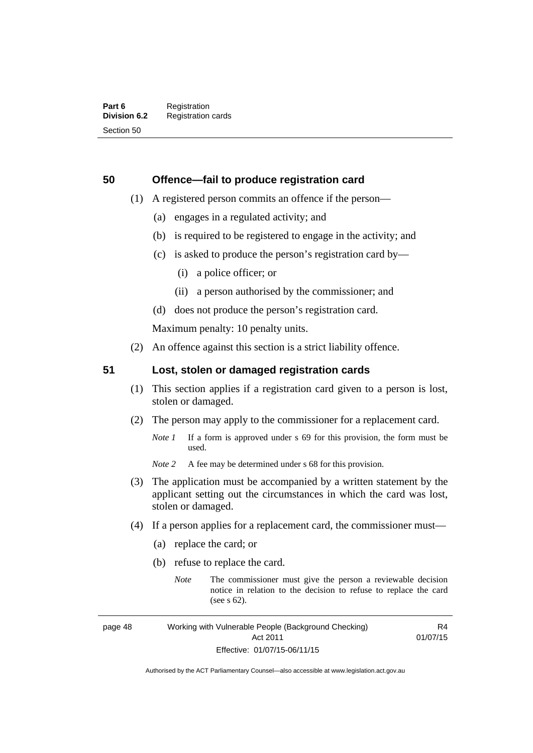## 50 Offence—fail to produce registration card

(1) A registered person commits an offence if the person—

(a) engages in a regulated activity; and

(b) is required to be registered to engage in the activity; and

(c) is asked to produce the person's registration card by—

(i) a police officer; or

(ii) a person authorised by the commissioner; and

(d) does not produce the person's registration card.

Maximum penalty: 10 penalty units.

(2) An offence against this section is a strict liability offence.

## 51 Lost, stolen or damaged registration cards

(1) This section applies if a registration card given to a person is lost, stolen or damaged.

(2) The person may apply to the commissioner for a replacement card.

*Note 1* If a form is approved under s 69 for this provision, the form must be used.

*Note 2* A fee may be determined under s 68 for this provision.

(3) The application must be accompanied by a written statement by the applicant setting out the circumstances in which the card was lost, stolen or damaged.

(4) If a person applies for a replacement card, the commissioner must—

(a) replace the card; or

(b) refuse to replace the card.

*Note* The commissioner must give the person a reviewable decision notice in relation to the decision to refuse to replace the card (see s 62).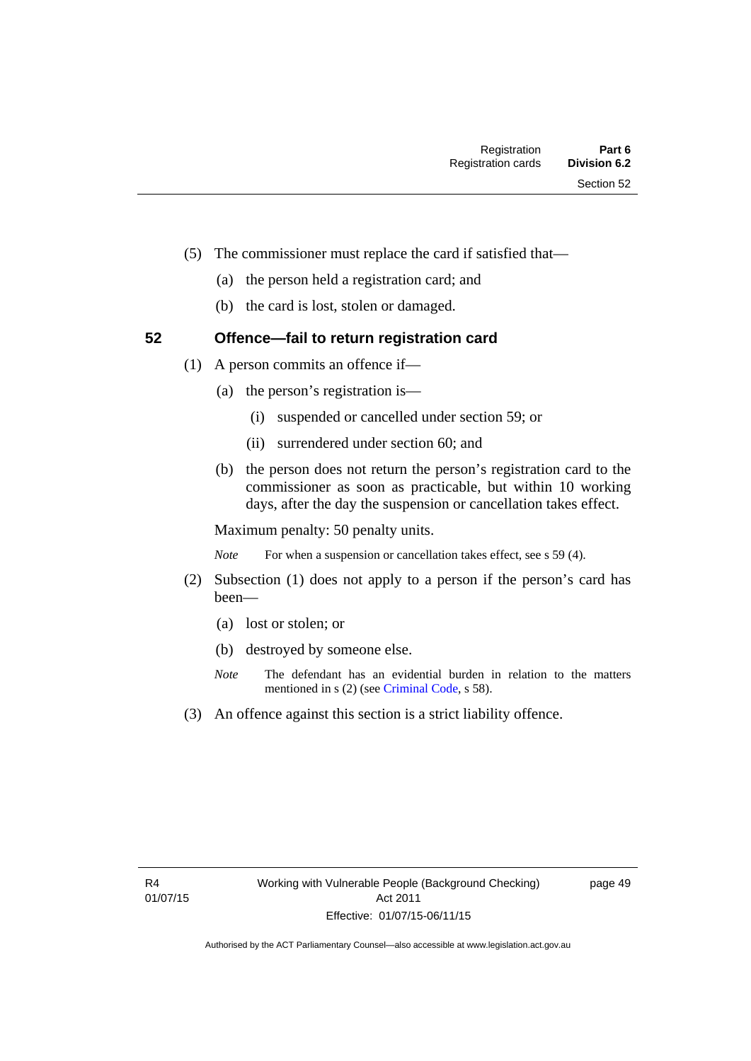(5) The commissioner must replace the card if satisfied that—

(a) the person held a registration card; and

(b) the card is lost, stolen or damaged.

### 52 Offence—fail to return registration card

(1) A person commits an offence if—

(a) the person's registration is—

(i) suspended or cancelled under section 59; or

(ii) surrendered under section 60; and

(b) the person does not return the person's registration card to the commissioner as soon as practicable, but within 10 working days, after the day the suspension or cancellation takes effect.

Maximum penalty: 50 penalty units.

*Note* For when a suspension or cancellation takes effect, see s 59 (4).

(2) Subsection (1) does not apply to a person if the person's card has been—

(a) lost or stolen; or

(b) destroyed by someone else.

*Note* The defendant has an evidential burden in relation to the matters mentioned in s (2) (see Criminal Code, s 58).

(3) An offence against this section is a strict liability offence.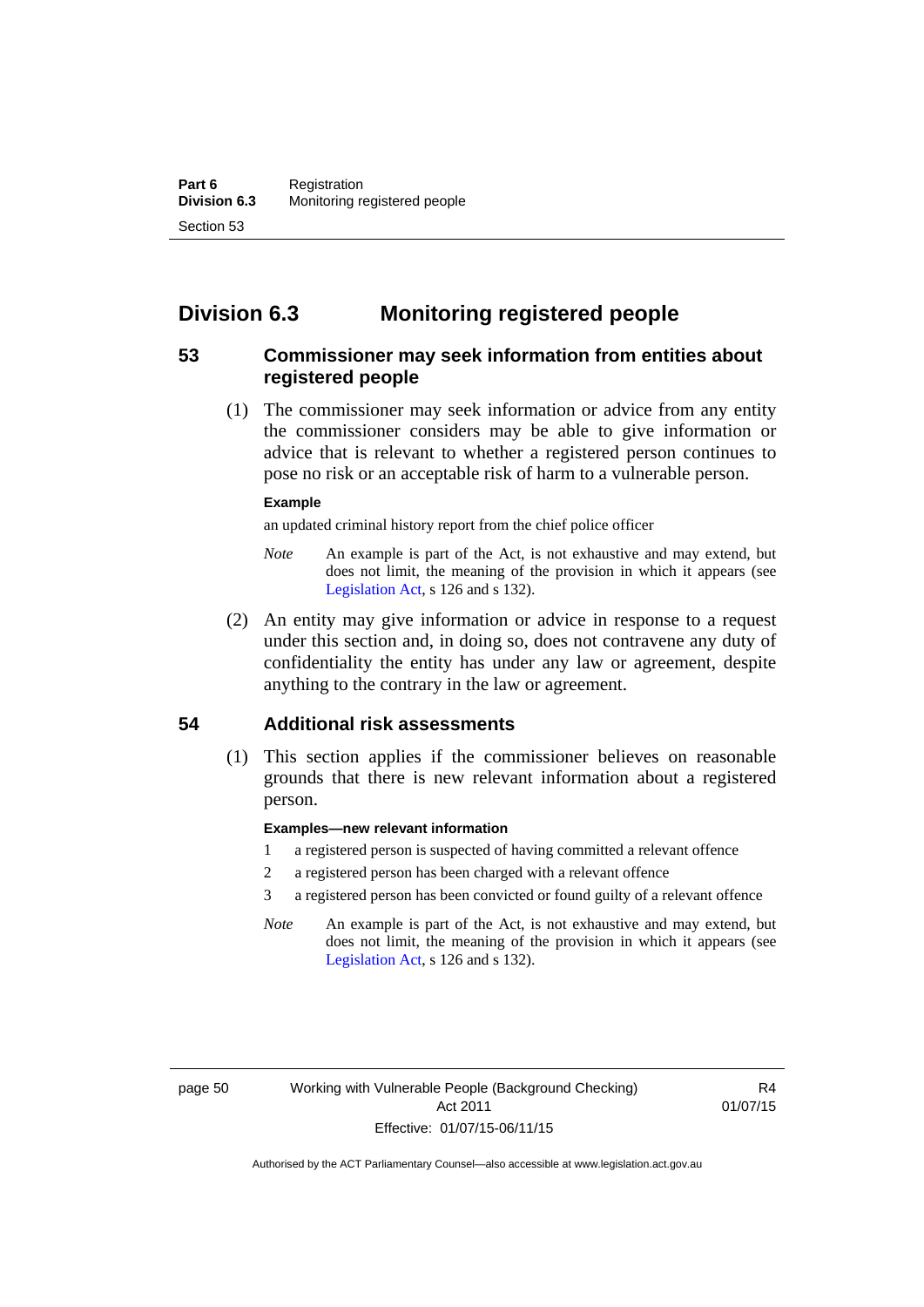## Division 6.3 Monitoring registered people

### 53 Commissioner may seek information from entities about registered people

(1) The commissioner may seek information or advice from any entity the commissioner considers may be able to give information or advice that is relevant to whether a registered person continues to pose no risk or an acceptable risk of harm to a vulnerable person.

**Example**

an updated criminal history report from the chief police officer

*Note* An example is part of the Act, is not exhaustive and may extend, but does not limit, the meaning of the provision in which it appears (see Legislation Act, s 126 and s 132).

(2) An entity may give information or advice in response to a request under this section and, in doing so, does not contravene any duty of confidentiality the entity has under any law or agreement, despite anything to the contrary in the law or agreement.

### 54 Additional risk assessments

(1) This section applies if the commissioner believes on reasonable grounds that there is new relevant information about a registered person.

**Examples—new relevant information**

1 a registered person is suspected of having committed a relevant offence

2 a registered person has been charged with a relevant offence

3 a registered person has been convicted or found guilty of a relevant offence

*Note* An example is part of the Act, is not exhaustive and may extend, but does not limit, the meaning of the provision in which it appears (see Legislation Act, s 126 and s 132).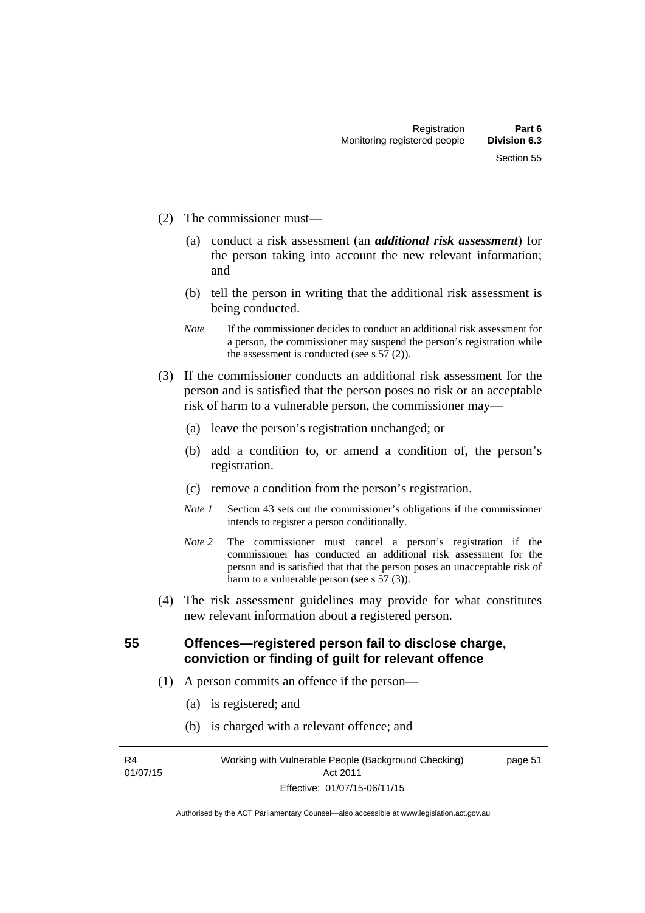(2) The commissioner must—

(a) conduct a risk assessment (an ***additional risk assessment***) for the person taking into account the new relevant information; and

(b) tell the person in writing that the additional risk assessment is being conducted.

*Note* If the commissioner decides to conduct an additional risk assessment for a person, the commissioner may suspend the person's registration while the assessment is conducted (see s 57 (2)).

(3) If the commissioner conducts an additional risk assessment for the person and is satisfied that the person poses no risk or an acceptable risk of harm to a vulnerable person, the commissioner may—

(a) leave the person's registration unchanged; or

(b) add a condition to, or amend a condition of, the person's registration.

(c) remove a condition from the person's registration.

*Note 1* Section 43 sets out the commissioner's obligations if the commissioner intends to register a person conditionally.

*Note 2* The commissioner must cancel a person's registration if the commissioner has conducted an additional risk assessment for the person and is satisfied that that the person poses an unacceptable risk of harm to a vulnerable person (see s 57 (3)).

(4) The risk assessment guidelines may provide for what constitutes new relevant information about a registered person.

### 55 Offences—registered person fail to disclose charge, conviction or finding of guilt for relevant offence

(1) A person commits an offence if the person—

(a) is registered; and

(b) is charged with a relevant offence; and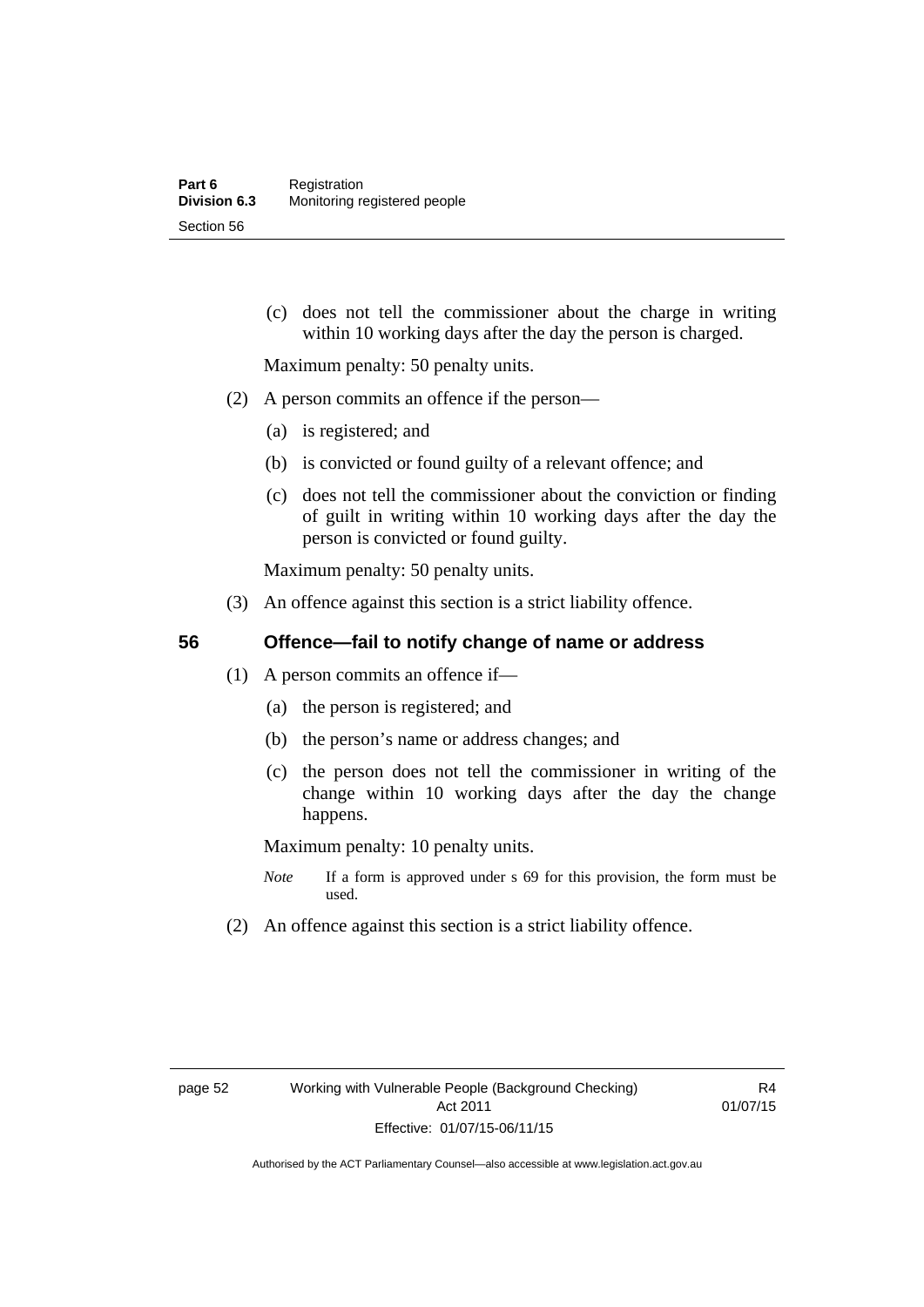(c) does not tell the commissioner about the charge in writing within 10 working days after the day the person is charged.

Maximum penalty: 50 penalty units.

(2) A person commits an offence if the person—

(a) is registered; and

(b) is convicted or found guilty of a relevant offence; and

(c) does not tell the commissioner about the conviction or finding of guilt in writing within 10 working days after the day the person is convicted or found guilty.

Maximum penalty: 50 penalty units.

(3) An offence against this section is a strict liability offence.

## 56 Offence—fail to notify change of name or address

(1) A person commits an offence if—

(a) the person is registered; and

(b) the person's name or address changes; and

(c) the person does not tell the commissioner in writing of the change within 10 working days after the day the change happens.

Maximum penalty: 10 penalty units.

*Note* If a form is approved under s 69 for this provision, the form must be used.

(2) An offence against this section is a strict liability offence.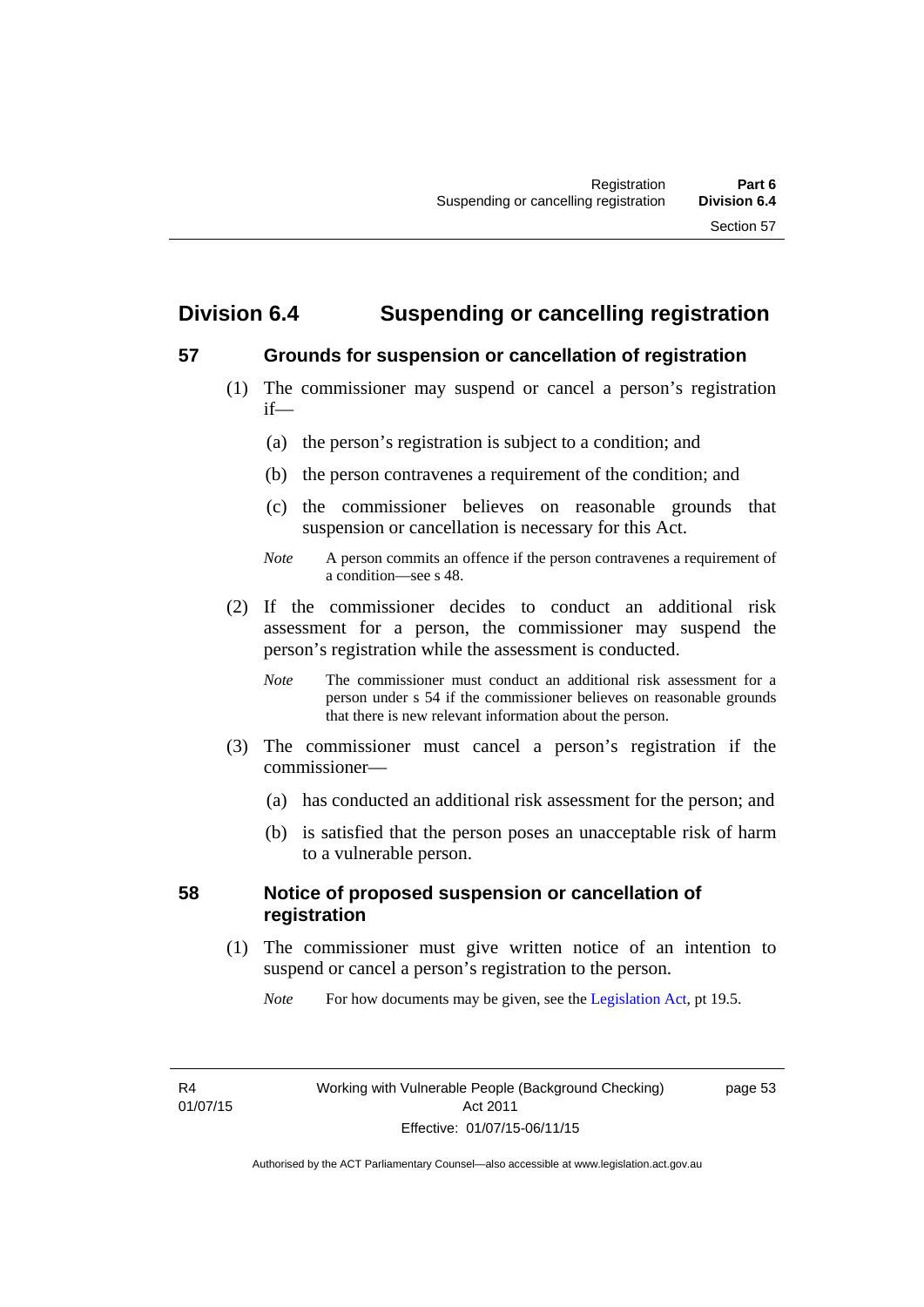## Division 6.4 Suspending or cancelling registration

### 57 Grounds for suspension or cancellation of registration

(1) The commissioner may suspend or cancel a person's registration if—

(a) the person's registration is subject to a condition; and

(b) the person contravenes a requirement of the condition; and

(c) the commissioner believes on reasonable grounds that suspension or cancellation is necessary for this Act.

*Note* A person commits an offence if the person contravenes a requirement of a condition—see s 48.

(2) If the commissioner decides to conduct an additional risk assessment for a person, the commissioner may suspend the person's registration while the assessment is conducted.

*Note* The commissioner must conduct an additional risk assessment for a person under s 54 if the commissioner believes on reasonable grounds that there is new relevant information about the person.

(3) The commissioner must cancel a person's registration if the commissioner—

(a) has conducted an additional risk assessment for the person; and

(b) is satisfied that the person poses an unacceptable risk of harm to a vulnerable person.

### 58 Notice of proposed suspension or cancellation of registration

(1) The commissioner must give written notice of an intention to suspend or cancel a person's registration to the person.

*Note* For how documents may be given, see the Legislation Act, pt 19.5.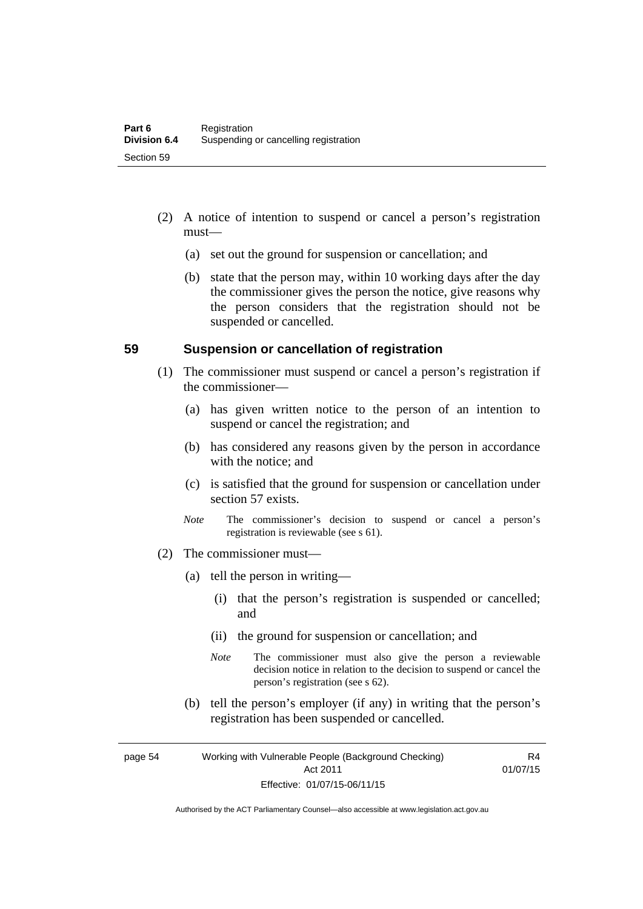(2) A notice of intention to suspend or cancel a person's registration must—

  (a) set out the ground for suspension or cancellation; and

  (b) state that the person may, within 10 working days after the day the commissioner gives the person the notice, give reasons why the person considers that the registration should not be suspended or cancelled.

## 59 Suspension or cancellation of registration

(1) The commissioner must suspend or cancel a person's registration if the commissioner—

  (a) has given written notice to the person of an intention to suspend or cancel the registration; and

  (b) has considered any reasons given by the person in accordance with the notice; and

  (c) is satisfied that the ground for suspension or cancellation under section 57 exists.

  *Note* The commissioner's decision to suspend or cancel a person's registration is reviewable (see s 61).

(2) The commissioner must—

  (a) tell the person in writing—

    (i) that the person's registration is suspended or cancelled; and

    (ii) the ground for suspension or cancellation; and

    *Note* The commissioner must also give the person a reviewable decision notice in relation to the decision to suspend or cancel the person's registration (see s 62).

  (b) tell the person's employer (if any) in writing that the person's registration has been suspended or cancelled.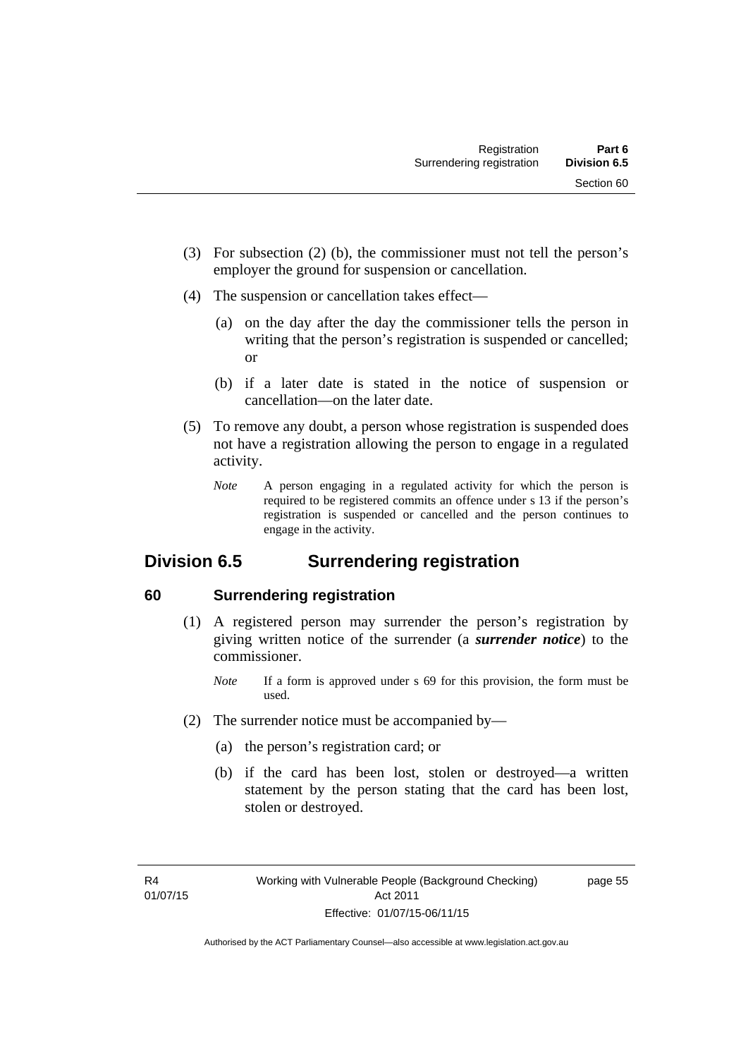(3) For subsection (2) (b), the commissioner must not tell the person's employer the ground for suspension or cancellation.

(4) The suspension or cancellation takes effect—

(a) on the day after the day the commissioner tells the person in writing that the person's registration is suspended or cancelled; or

(b) if a later date is stated in the notice of suspension or cancellation—on the later date.

(5) To remove any doubt, a person whose registration is suspended does not have a registration allowing the person to engage in a regulated activity.

*Note* A person engaging in a regulated activity for which the person is required to be registered commits an offence under s 13 if the person's registration is suspended or cancelled and the person continues to engage in the activity.

## Division 6.5 Surrendering registration

### 60 Surrendering registration

(1) A registered person may surrender the person's registration by giving written notice of the surrender (a ***surrender notice***) to the commissioner.

*Note* If a form is approved under s 69 for this provision, the form must be used.

(2) The surrender notice must be accompanied by—

(a) the person's registration card; or

(b) if the card has been lost, stolen or destroyed—a written statement by the person stating that the card has been lost, stolen or destroyed.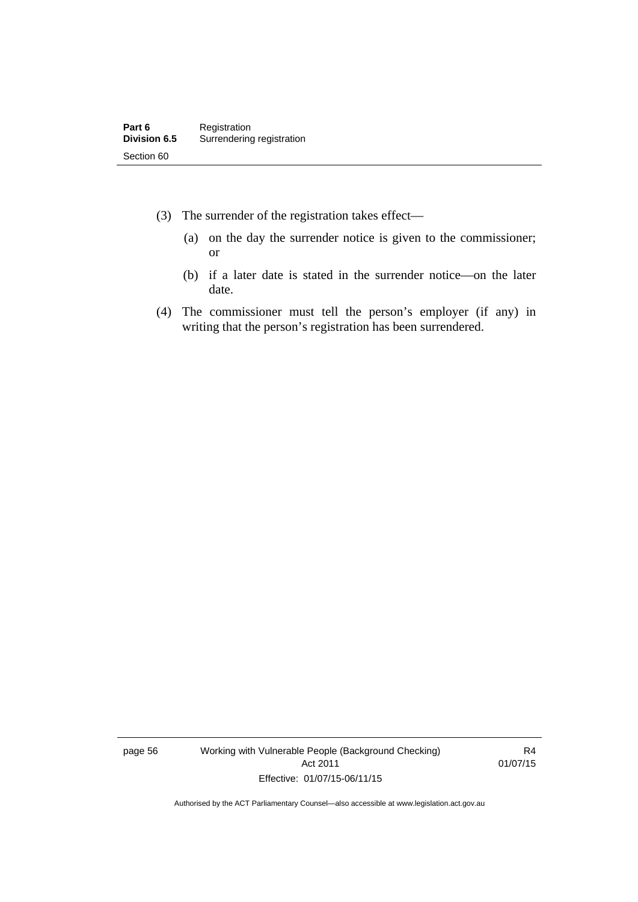(3) The surrender of the registration takes effect—

(a) on the day the surrender notice is given to the commissioner; or

(b) if a later date is stated in the surrender notice—on the later date.

(4) The commissioner must tell the person's employer (if any) in writing that the person's registration has been surrendered.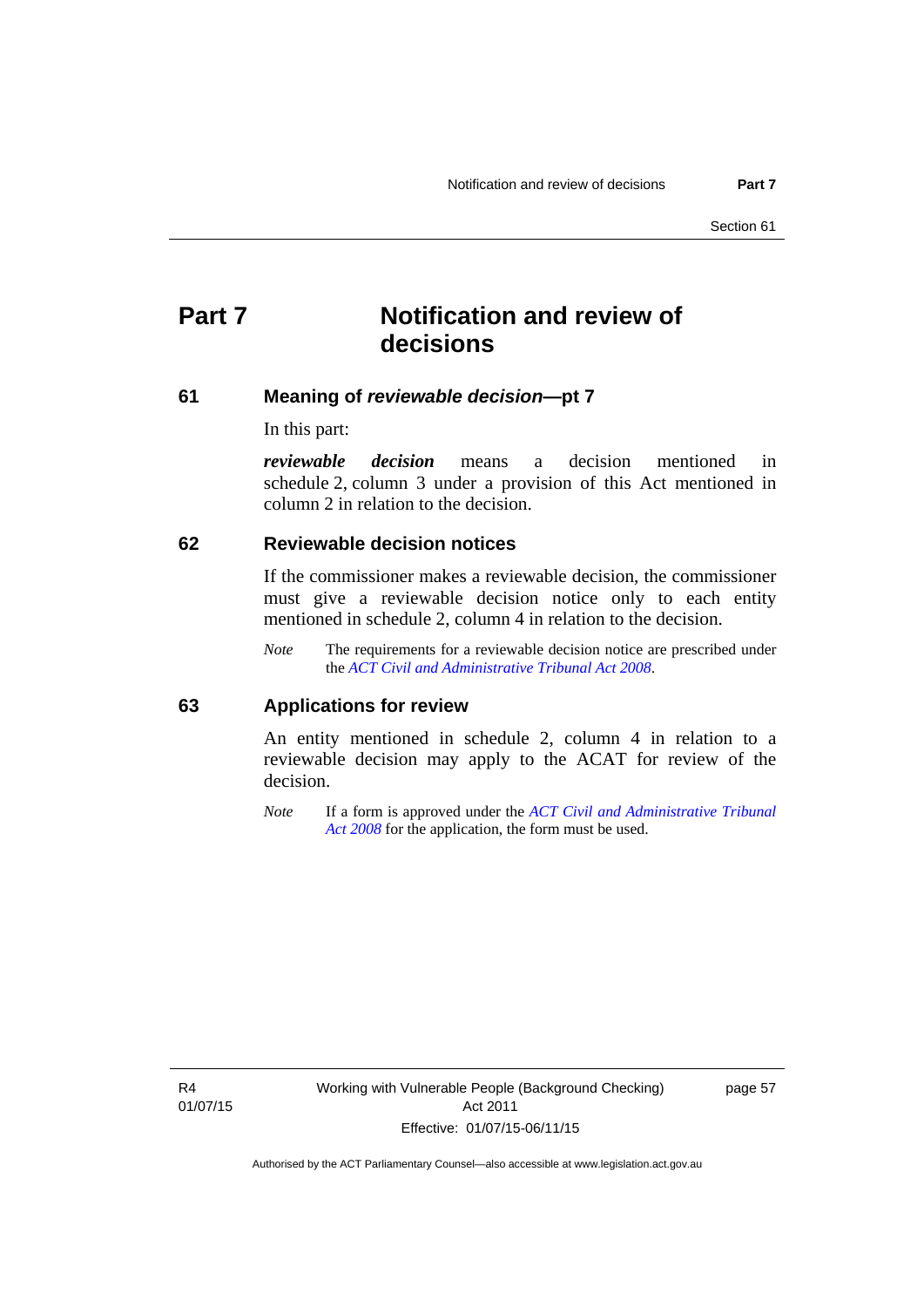# Part 7 Notification and review of decisions

## 61 Meaning of *reviewable decision*—pt 7

In this part:

***reviewable decision*** means a decision mentioned in schedule 2, column 3 under a provision of this Act mentioned in column 2 in relation to the decision.

## 62 Reviewable decision notices

If the commissioner makes a reviewable decision, the commissioner must give a reviewable decision notice only to each entity mentioned in schedule 2, column 4 in relation to the decision.

*Note* The requirements for a reviewable decision notice are prescribed under the *ACT Civil and Administrative Tribunal Act 2008*.

## 63 Applications for review

An entity mentioned in schedule 2, column 4 in relation to a reviewable decision may apply to the ACAT for review of the decision.

*Note* If a form is approved under the *ACT Civil and Administrative Tribunal Act 2008* for the application, the form must be used.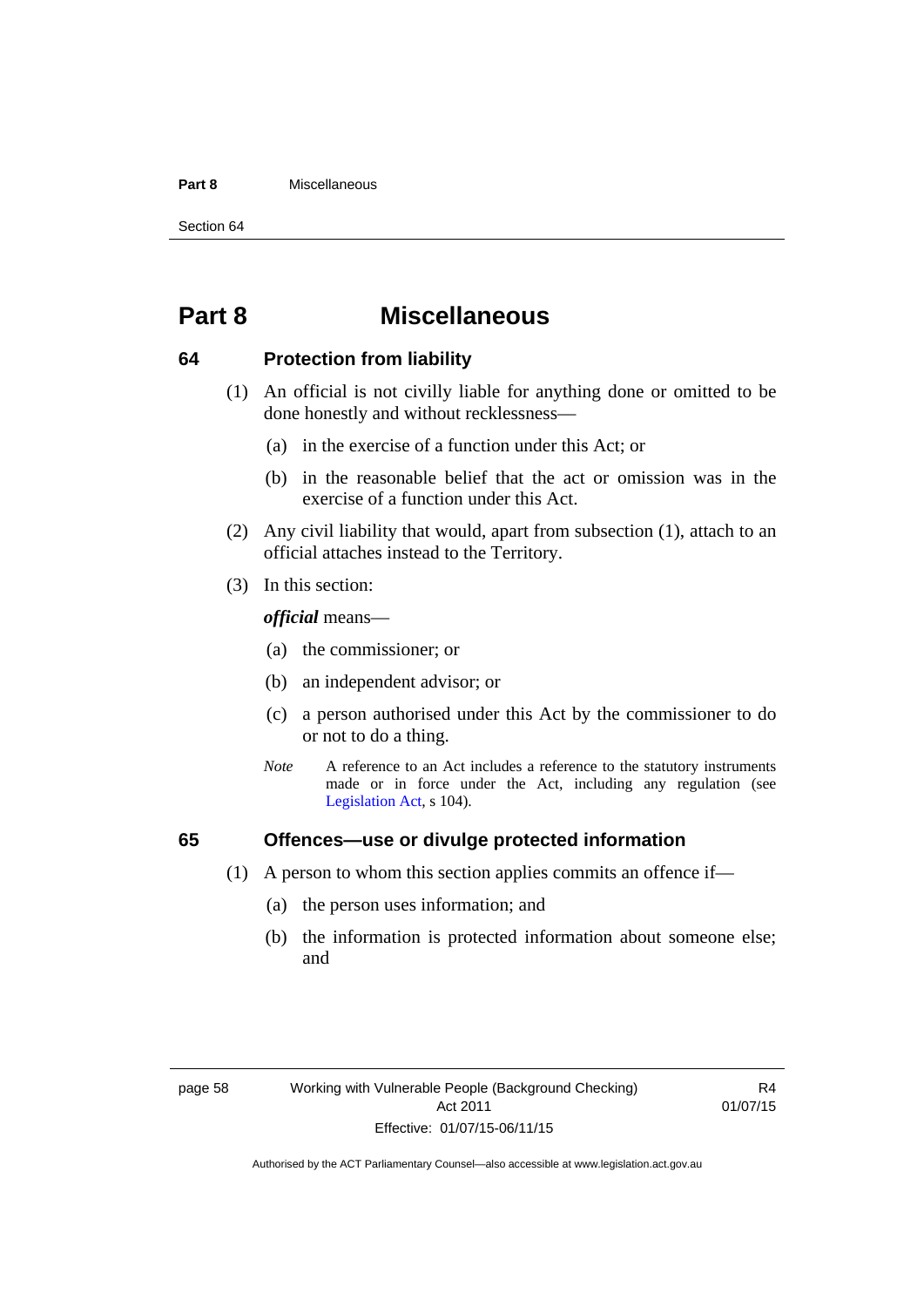# Part 8 Miscellaneous

## 64 Protection from liability

(1) An official is not civilly liable for anything done or omitted to be done honestly and without recklessness—

(a) in the exercise of a function under this Act; or

(b) in the reasonable belief that the act or omission was in the exercise of a function under this Act.

(2) Any civil liability that would, apart from subsection (1), attach to an official attaches instead to the Territory.

(3) In this section:

***official*** means—

(a) the commissioner; or

(b) an independent advisor; or

(c) a person authorised under this Act by the commissioner to do or not to do a thing.

*Note* A reference to an Act includes a reference to the statutory instruments made or in force under the Act, including any regulation (see Legislation Act, s 104).

## 65 Offences—use or divulge protected information

(1) A person to whom this section applies commits an offence if—

(a) the person uses information; and

(b) the information is protected information about someone else; and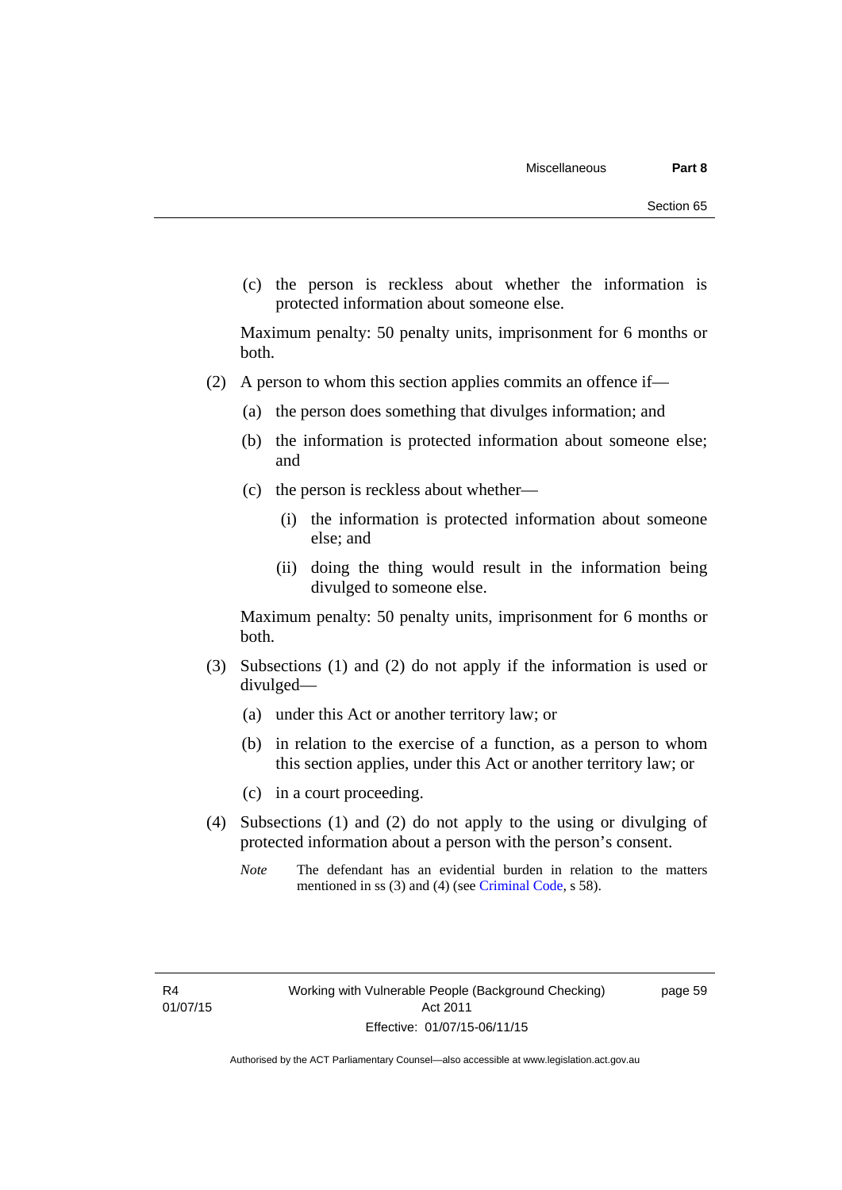(c) the person is reckless about whether the information is protected information about someone else.

Maximum penalty: 50 penalty units, imprisonment for 6 months or both.

(2) A person to whom this section applies commits an offence if—

(a) the person does something that divulges information; and

(b) the information is protected information about someone else; and

(c) the person is reckless about whether—

(i) the information is protected information about someone else; and

(ii) doing the thing would result in the information being divulged to someone else.

Maximum penalty: 50 penalty units, imprisonment for 6 months or both.

(3) Subsections (1) and (2) do not apply if the information is used or divulged—

(a) under this Act or another territory law; or

(b) in relation to the exercise of a function, as a person to whom this section applies, under this Act or another territory law; or

(c) in a court proceeding.

(4) Subsections (1) and (2) do not apply to the using or divulging of protected information about a person with the person's consent.

*Note* The defendant has an evidential burden in relation to the matters mentioned in ss (3) and (4) (see Criminal Code, s 58).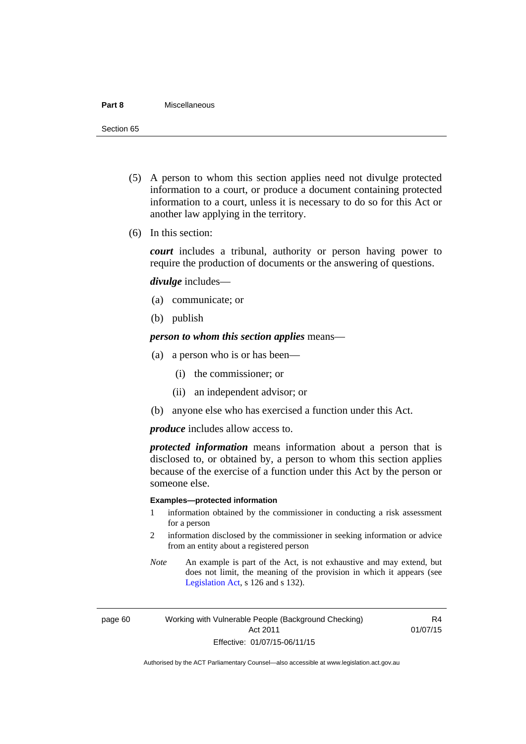(5) A person to whom this section applies need not divulge protected information to a court, or produce a document containing protected information to a court, unless it is necessary to do so for this Act or another law applying in the territory.

(6) In this section:

***court*** includes a tribunal, authority or person having power to require the production of documents or the answering of questions.

***divulge*** includes—

(a) communicate; or

(b) publish

***person to whom this section applies*** means—

(a) a person who is or has been—

(i) the commissioner; or

(ii) an independent advisor; or

(b) anyone else who has exercised a function under this Act.

***produce*** includes allow access to.

***protected information*** means information about a person that is disclosed to, or obtained by, a person to whom this section applies because of the exercise of a function under this Act by the person or someone else.

**Examples—protected information**

1 information obtained by the commissioner in conducting a risk assessment for a person

2 information disclosed by the commissioner in seeking information or advice from an entity about a registered person

*Note* An example is part of the Act, is not exhaustive and may extend, but does not limit, the meaning of the provision in which it appears (see Legislation Act, s 126 and s 132).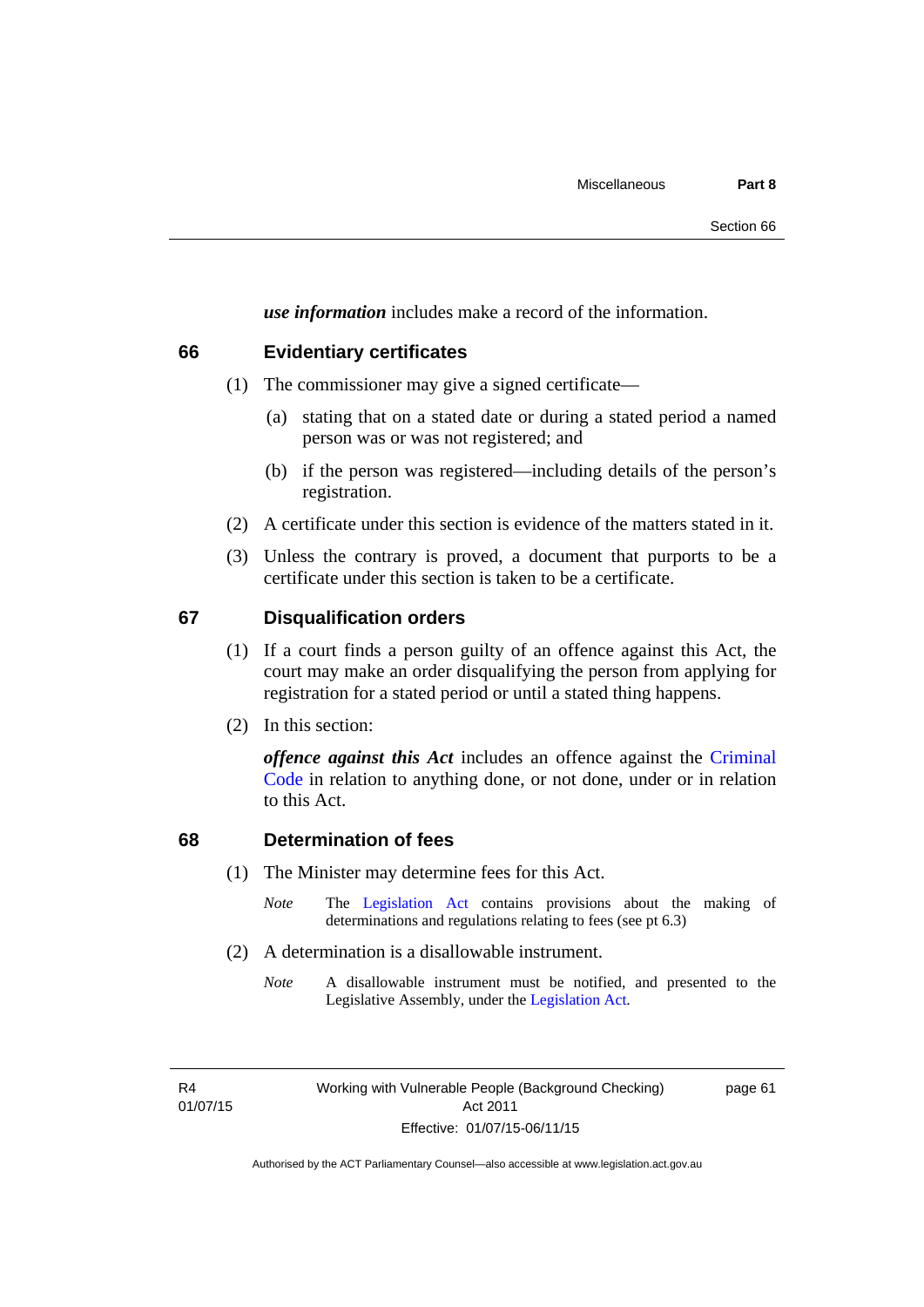***use information*** includes make a record of the information.

## 66 Evidentiary certificates

(1) The commissioner may give a signed certificate—

(a) stating that on a stated date or during a stated period a named person was or was not registered; and

(b) if the person was registered—including details of the person's registration.

(2) A certificate under this section is evidence of the matters stated in it.

(3) Unless the contrary is proved, a document that purports to be a certificate under this section is taken to be a certificate.

## 67 Disqualification orders

(1) If a court finds a person guilty of an offence against this Act, the court may make an order disqualifying the person from applying for registration for a stated period or until a stated thing happens.

(2) In this section:

***offence against this Act*** includes an offence against the Criminal Code in relation to anything done, or not done, under or in relation to this Act.

## 68 Determination of fees

(1) The Minister may determine fees for this Act.

*Note* The Legislation Act contains provisions about the making of determinations and regulations relating to fees (see pt 6.3)

(2) A determination is a disallowable instrument.

*Note* A disallowable instrument must be notified, and presented to the Legislative Assembly, under the Legislation Act.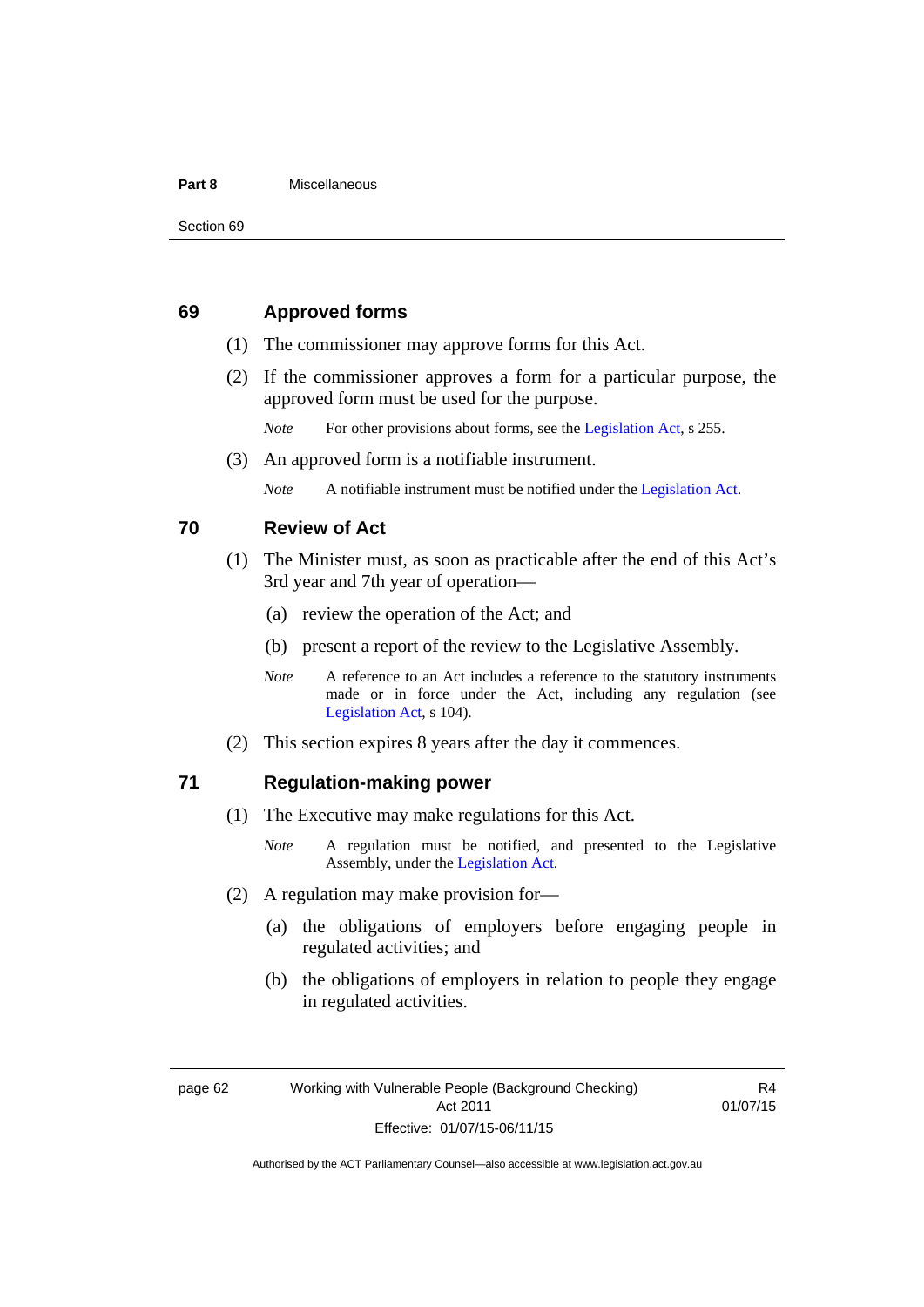## 69 Approved forms

(1) The commissioner may approve forms for this Act.

(2) If the commissioner approves a form for a particular purpose, the approved form must be used for the purpose.

*Note* For other provisions about forms, see the Legislation Act, s 255.

(3) An approved form is a notifiable instrument.

*Note* A notifiable instrument must be notified under the Legislation Act.

## 70 Review of Act

(1) The Minister must, as soon as practicable after the end of this Act's 3rd year and 7th year of operation—

(a) review the operation of the Act; and

(b) present a report of the review to the Legislative Assembly.

*Note* A reference to an Act includes a reference to the statutory instruments made or in force under the Act, including any regulation (see Legislation Act, s 104).

(2) This section expires 8 years after the day it commences.

## 71 Regulation-making power

(1) The Executive may make regulations for this Act.

*Note* A regulation must be notified, and presented to the Legislative Assembly, under the Legislation Act.

(2) A regulation may make provision for—

(a) the obligations of employers before engaging people in regulated activities; and

(b) the obligations of employers in relation to people they engage in regulated activities.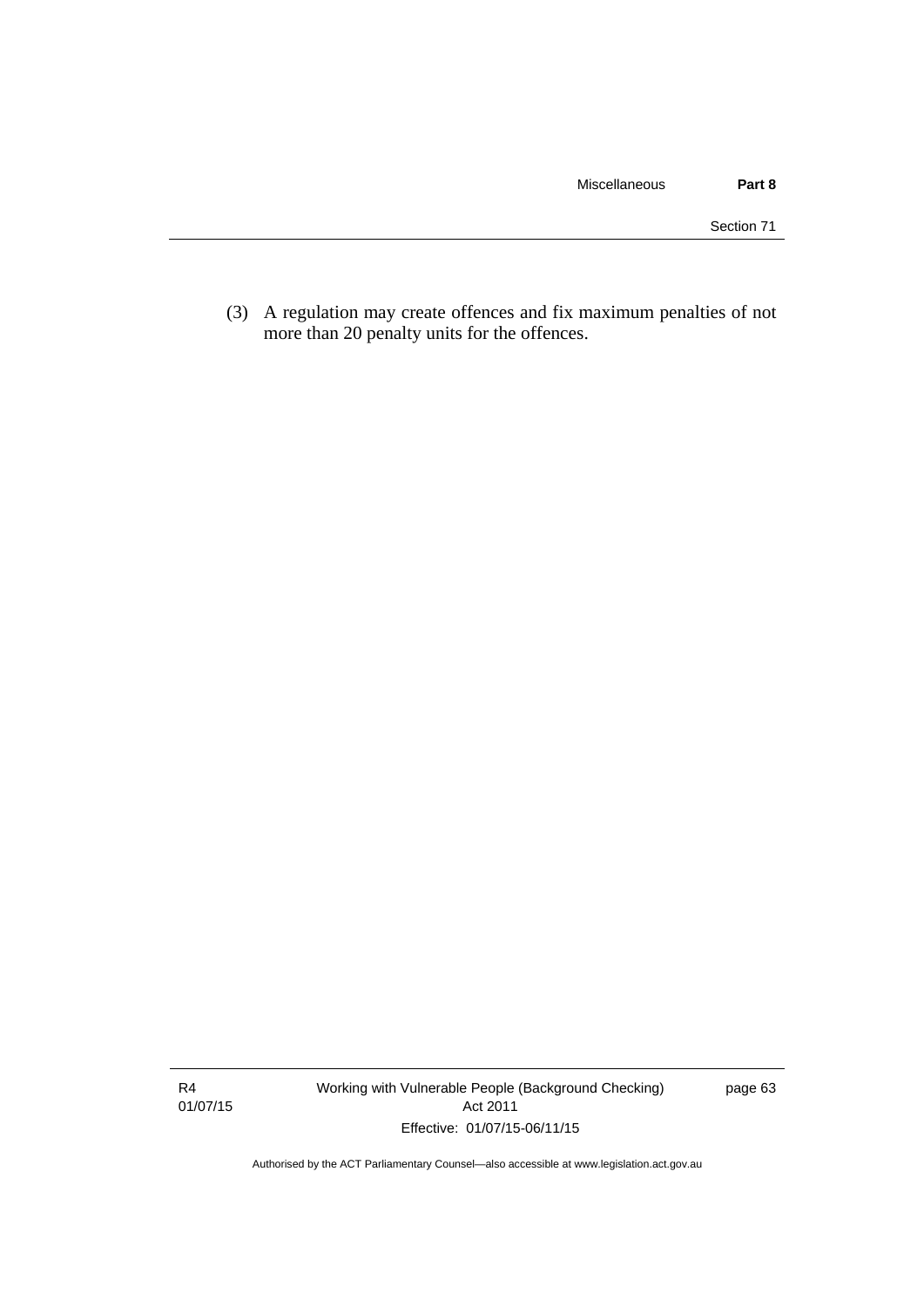(3) A regulation may create offences and fix maximum penalties of not more than 20 penalty units for the offences.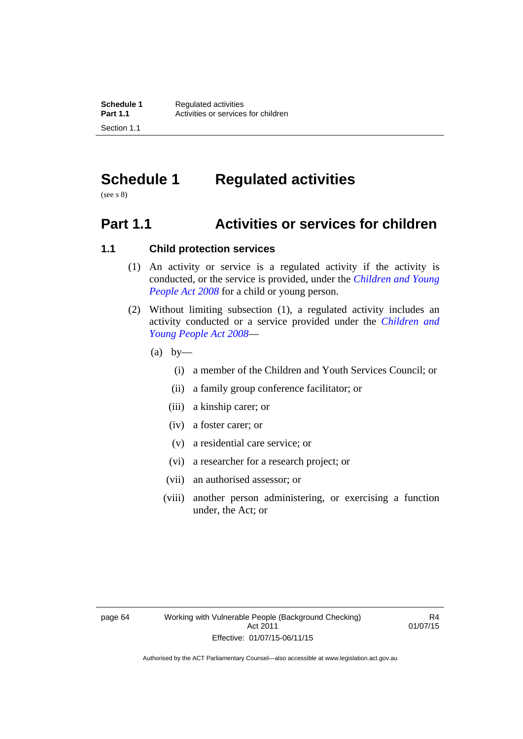# Schedule 1 Regulated activities

(see s 8)

## Part 1.1 Activities or services for children

### 1.1 Child protection services

(1) An activity or service is a regulated activity if the activity is conducted, or the service is provided, under the *Children and Young People Act 2008* for a child or young person.

(2) Without limiting subsection (1), a regulated activity includes an activity conducted or a service provided under the *Children and Young People Act 2008*—

(a) by—

(i) a member of the Children and Youth Services Council; or

(ii) a family group conference facilitator; or

(iii) a kinship carer; or

(iv) a foster carer; or

(v) a residential care service; or

(vi) a researcher for a research project; or

(vii) an authorised assessor; or

(viii) another person administering, or exercising a function under, the Act; or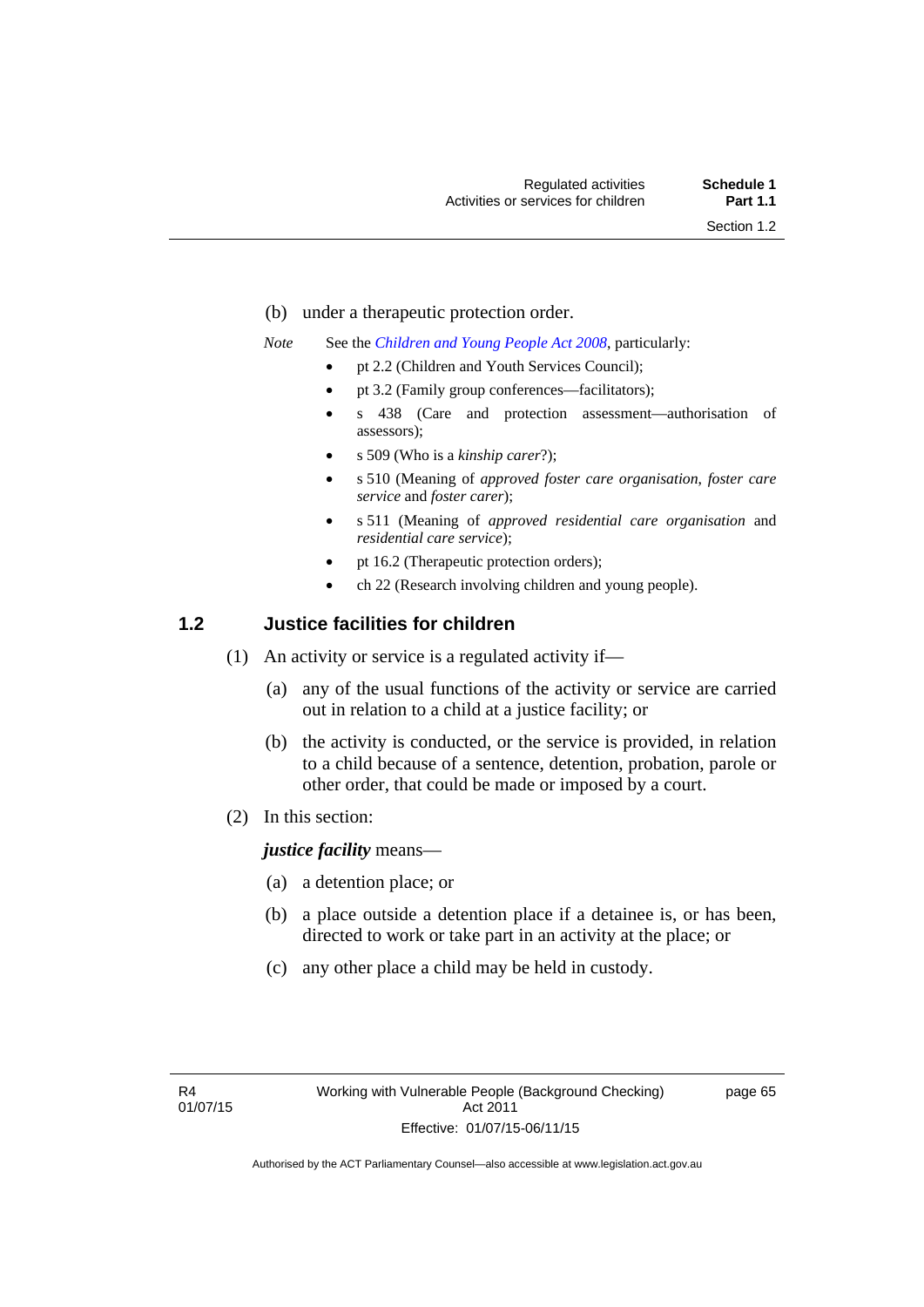(b) under a therapeutic protection order.

*Note* See the *Children and Young People Act 2008*, particularly:

- pt 2.2 (Children and Youth Services Council);
- pt 3.2 (Family group conferences—facilitators);
- s 438 (Care and protection assessment—authorisation of assessors);
- s 509 (Who is a *kinship carer*?);
- s 510 (Meaning of *approved foster care organisation*, *foster care service* and *foster carer*);
- s 511 (Meaning of *approved residential care organisation* and *residential care service*);
- pt 16.2 (Therapeutic protection orders);
- ch 22 (Research involving children and young people).

## 1.2 Justice facilities for children

(1) An activity or service is a regulated activity if—

(a) any of the usual functions of the activity or service are carried out in relation to a child at a justice facility; or

(b) the activity is conducted, or the service is provided, in relation to a child because of a sentence, detention, probation, parole or other order, that could be made or imposed by a court.

(2) In this section:

***justice facility*** means—

(a) a detention place; or

(b) a place outside a detention place if a detainee is, or has been, directed to work or take part in an activity at the place; or

(c) any other place a child may be held in custody.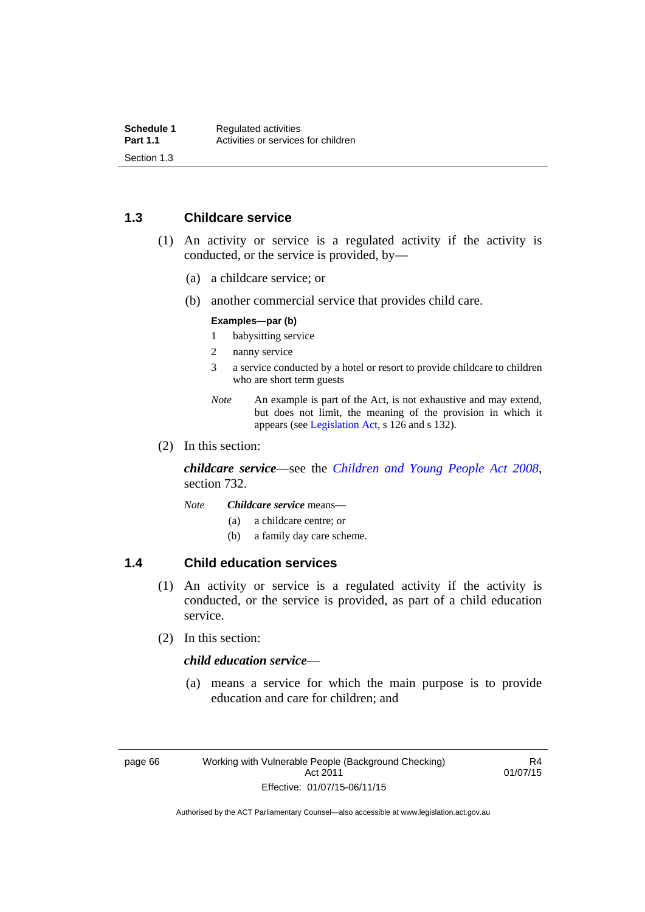### 1.3 Childcare service

(1) An activity or service is a regulated activity if the activity is conducted, or the service is provided, by—

(a) a childcare service; or

(b) another commercial service that provides child care.

**Examples—par (b)**

1 babysitting service

2 nanny service

3 a service conducted by a hotel or resort to provide childcare to children who are short term guests

*Note* An example is part of the Act, is not exhaustive and may extend, but does not limit, the meaning of the provision in which it appears (see Legislation Act, s 126 and s 132).

(2) In this section:

***childcare service***—see the *Children and Young People Act 2008*, section 732.

*Note* ***Childcare service*** means—

(a) a childcare centre; or

(b) a family day care scheme.

### 1.4 Child education services

(1) An activity or service is a regulated activity if the activity is conducted, or the service is provided, as part of a child education service.

(2) In this section:

***child education service***—

(a) means a service for which the main purpose is to provide education and care for children; and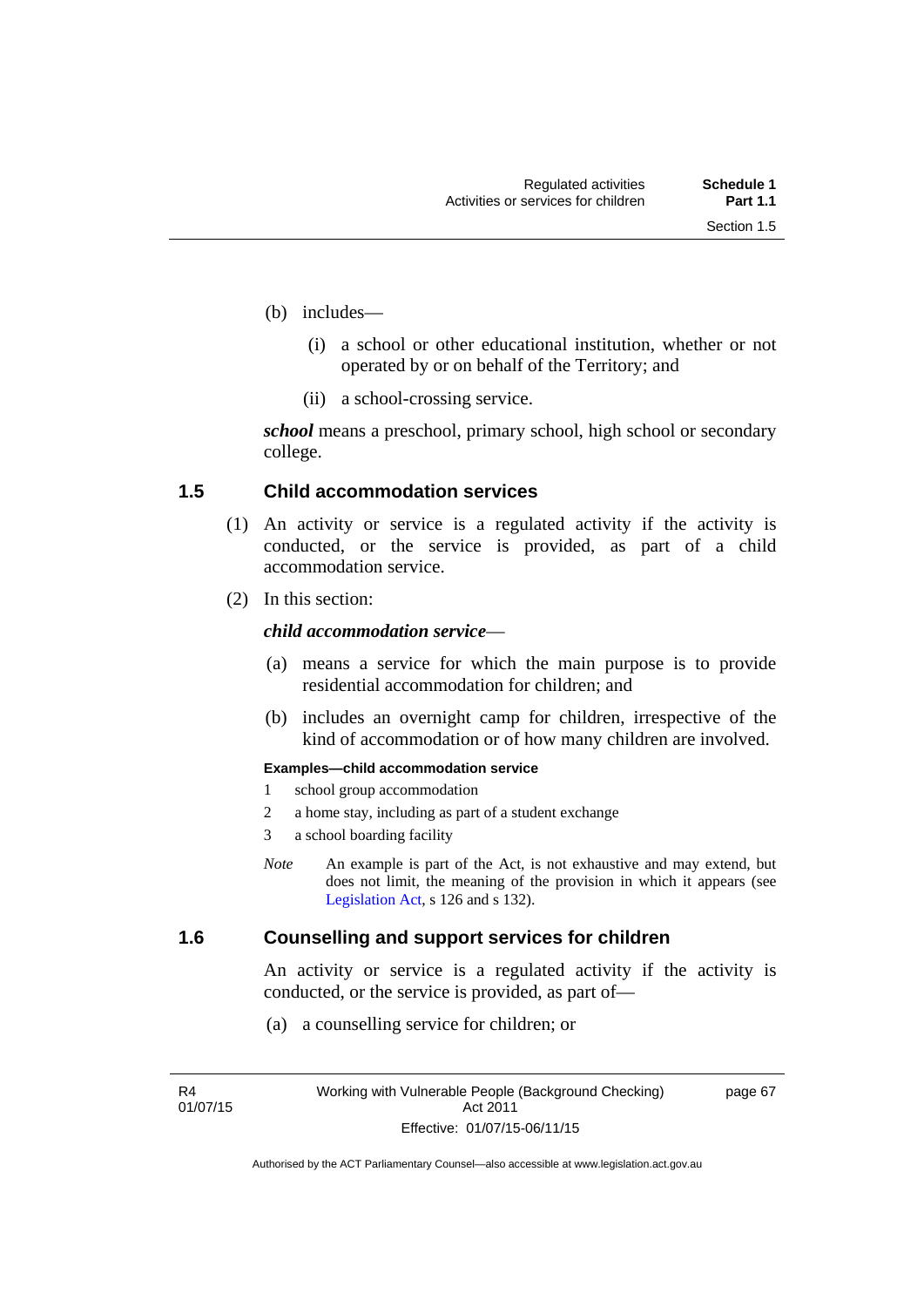(b) includes—

(i) a school or other educational institution, whether or not operated by or on behalf of the Territory; and

(ii) a school-crossing service.

***school*** means a preschool, primary school, high school or secondary college.

## 1.5 Child accommodation services

(1) An activity or service is a regulated activity if the activity is conducted, or the service is provided, as part of a child accommodation service.

(2) In this section:

***child accommodation service***—

(a) means a service for which the main purpose is to provide residential accommodation for children; and

(b) includes an overnight camp for children, irrespective of the kind of accommodation or of how many children are involved.

**Examples—child accommodation service**

1 school group accommodation

2 a home stay, including as part of a student exchange

3 a school boarding facility

*Note* An example is part of the Act, is not exhaustive and may extend, but does not limit, the meaning of the provision in which it appears (see Legislation Act, s 126 and s 132).

## 1.6 Counselling and support services for children

An activity or service is a regulated activity if the activity is conducted, or the service is provided, as part of—

(a) a counselling service for children; or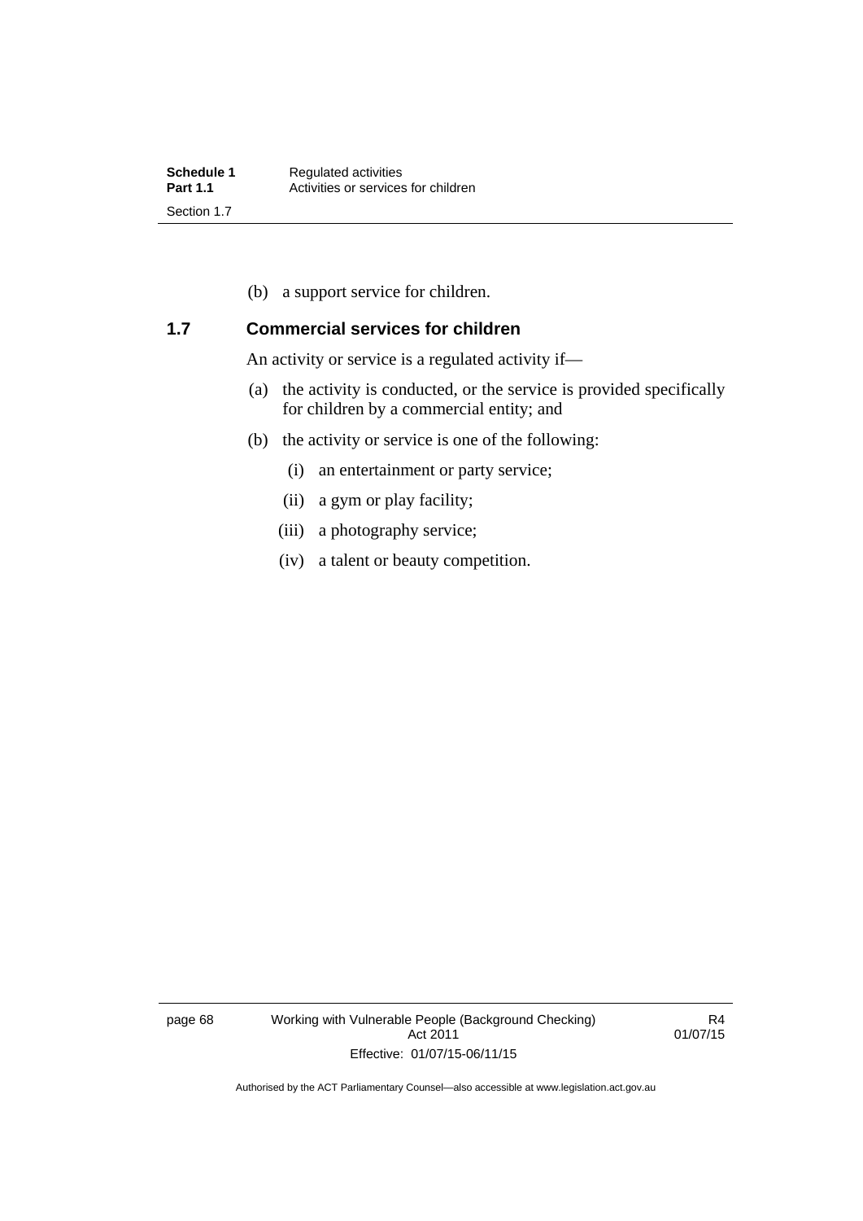(b) a support service for children.

## 1.7 Commercial services for children

An activity or service is a regulated activity if—

(a) the activity is conducted, or the service is provided specifically for children by a commercial entity; and

(b) the activity or service is one of the following:

   (i) an entertainment or party service;

   (ii) a gym or play facility;

   (iii) a photography service;

   (iv) a talent or beauty competition.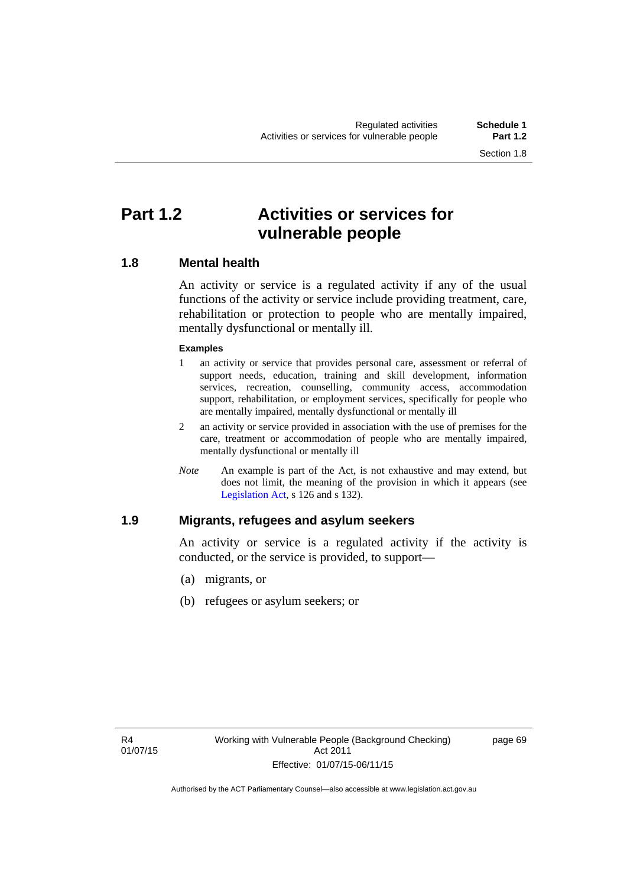# Part 1.2 Activities or services for vulnerable people

## 1.8 Mental health

An activity or service is a regulated activity if any of the usual functions of the activity or service include providing treatment, care, rehabilitation or protection to people who are mentally impaired, mentally dysfunctional or mentally ill.

**Examples**

1. an activity or service that provides personal care, assessment or referral of support needs, education, training and skill development, information services, recreation, counselling, community access, accommodation support, rehabilitation, or employment services, specifically for people who are mentally impaired, mentally dysfunctional or mentally ill
2. an activity or service provided in association with the use of premises for the care, treatment or accommodation of people who are mentally impaired, mentally dysfunctional or mentally ill

*Note* An example is part of the Act, is not exhaustive and may extend, but does not limit, the meaning of the provision in which it appears (see Legislation Act, s 126 and s 132).

## 1.9 Migrants, refugees and asylum seekers

An activity or service is a regulated activity if the activity is conducted, or the service is provided, to support—

(a) migrants, or

(b) refugees or asylum seekers; or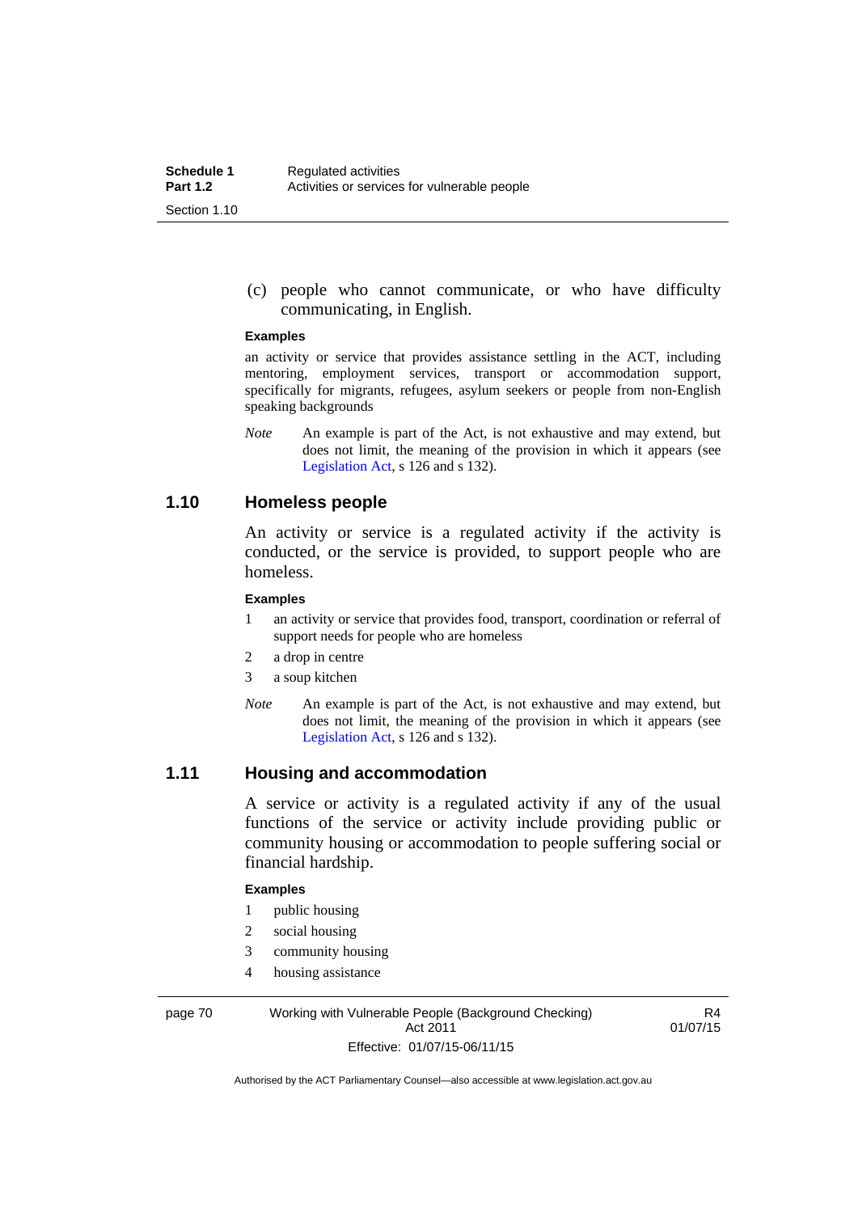(c) people who cannot communicate, or who have difficulty communicating, in English.

**Examples**

an activity or service that provides assistance settling in the ACT, including mentoring, employment services, transport or accommodation support, specifically for migrants, refugees, asylum seekers or people from non-English speaking backgrounds

*Note* An example is part of the Act, is not exhaustive and may extend, but does not limit, the meaning of the provision in which it appears (see Legislation Act, s 126 and s 132).

## 1.10 Homeless people

An activity or service is a regulated activity if the activity is conducted, or the service is provided, to support people who are homeless.

**Examples**

1 an activity or service that provides food, transport, coordination or referral of support needs for people who are homeless

2 a drop in centre

3 a soup kitchen

*Note* An example is part of the Act, is not exhaustive and may extend, but does not limit, the meaning of the provision in which it appears (see Legislation Act, s 126 and s 132).

## 1.11 Housing and accommodation

A service or activity is a regulated activity if any of the usual functions of the service or activity include providing public or community housing or accommodation to people suffering social or financial hardship.

**Examples**

1 public housing

2 social housing

3 community housing

4 housing assistance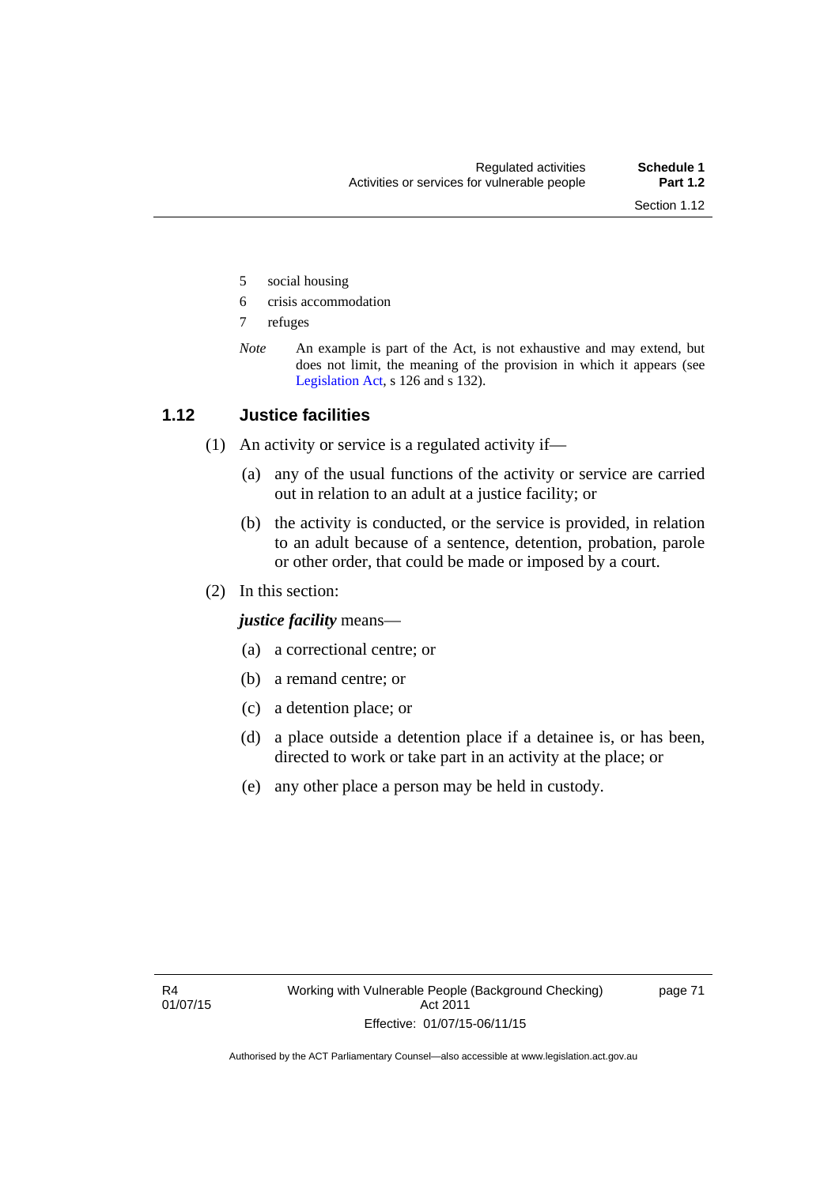5 social housing

6 crisis accommodation

7 refuges

*Note* An example is part of the Act, is not exhaustive and may extend, but does not limit, the meaning of the provision in which it appears (see Legislation Act, s 126 and s 132).

## 1.12 Justice facilities

(1) An activity or service is a regulated activity if—

(a) any of the usual functions of the activity or service are carried out in relation to an adult at a justice facility; or

(b) the activity is conducted, or the service is provided, in relation to an adult because of a sentence, detention, probation, parole or other order, that could be made or imposed by a court.

(2) In this section:

***justice facility*** means—

(a) a correctional centre; or

(b) a remand centre; or

(c) a detention place; or

(d) a place outside a detention place if a detainee is, or has been, directed to work or take part in an activity at the place; or

(e) any other place a person may be held in custody.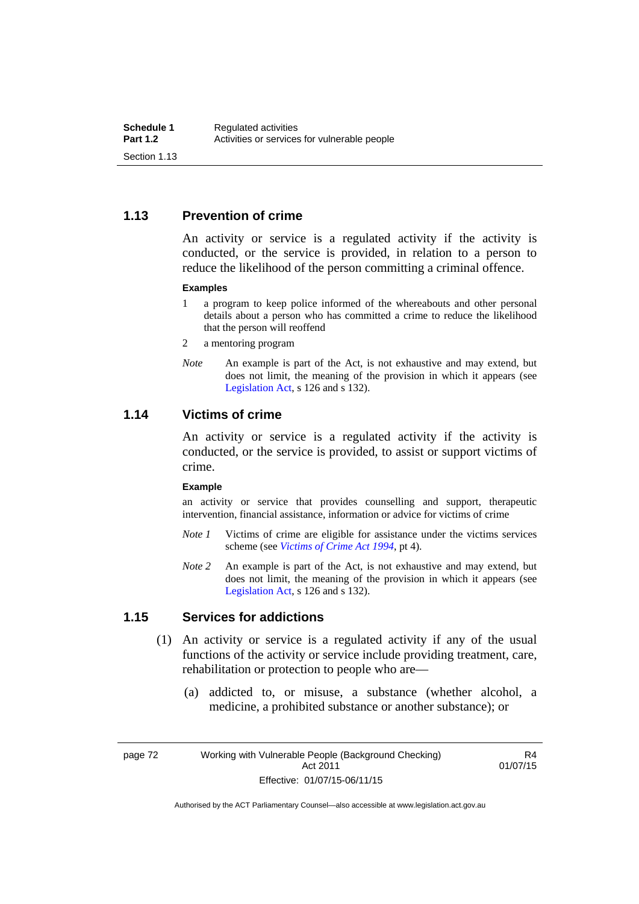## 1.13 Prevention of crime

An activity or service is a regulated activity if the activity is conducted, or the service is provided, in relation to a person to reduce the likelihood of the person committing a criminal offence.

**Examples**

1 a program to keep police informed of the whereabouts and other personal details about a person who has committed a crime to reduce the likelihood that the person will reoffend

2 a mentoring program

*Note* An example is part of the Act, is not exhaustive and may extend, but does not limit, the meaning of the provision in which it appears (see Legislation Act, s 126 and s 132).

## 1.14 Victims of crime

An activity or service is a regulated activity if the activity is conducted, or the service is provided, to assist or support victims of crime.

**Example**

an activity or service that provides counselling and support, therapeutic intervention, financial assistance, information or advice for victims of crime

*Note 1* Victims of crime are eligible for assistance under the victims services scheme (see *Victims of Crime Act 1994*, pt 4).

*Note 2* An example is part of the Act, is not exhaustive and may extend, but does not limit, the meaning of the provision in which it appears (see Legislation Act, s 126 and s 132).

## 1.15 Services for addictions

(1) An activity or service is a regulated activity if any of the usual functions of the activity or service include providing treatment, care, rehabilitation or protection to people who are—

(a) addicted to, or misuse, a substance (whether alcohol, a medicine, a prohibited substance or another substance); or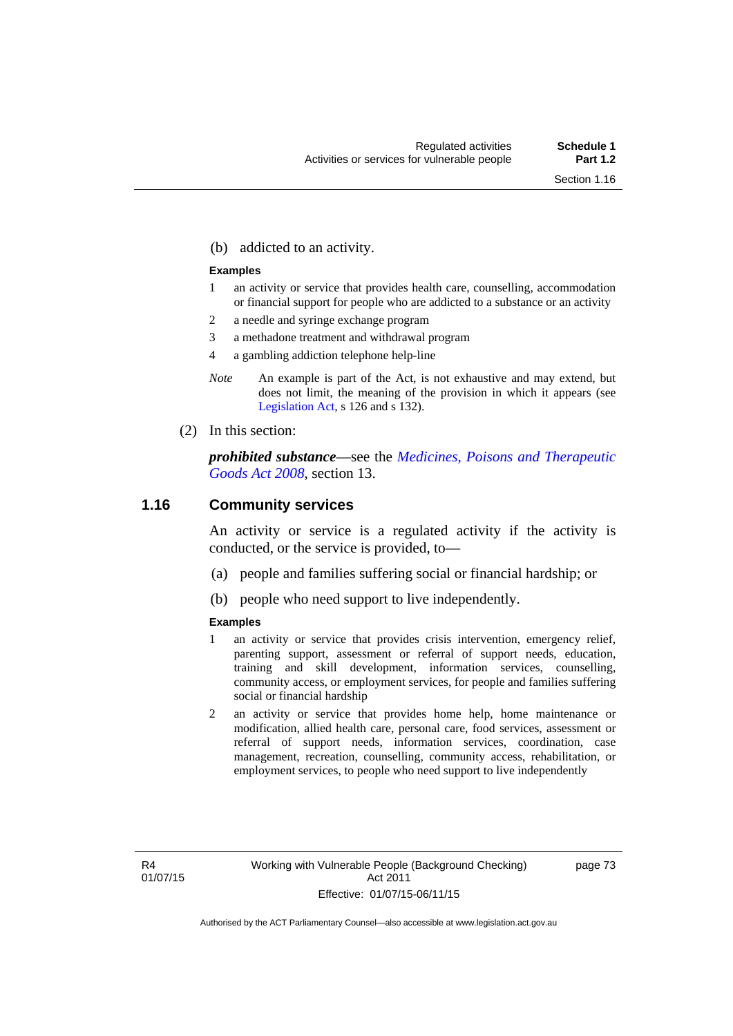(b) addicted to an activity.

**Examples**

1 an activity or service that provides health care, counselling, accommodation or financial support for people who are addicted to a substance or an activity

2 a needle and syringe exchange program

3 a methadone treatment and withdrawal program

4 a gambling addiction telephone help-line

*Note* An example is part of the Act, is not exhaustive and may extend, but does not limit, the meaning of the provision in which it appears (see Legislation Act, s 126 and s 132).

(2) In this section:

***prohibited substance***—see the *Medicines, Poisons and Therapeutic Goods Act 2008*, section 13.

## 1.16 Community services

An activity or service is a regulated activity if the activity is conducted, or the service is provided, to—

(a) people and families suffering social or financial hardship; or

(b) people who need support to live independently.

**Examples**

1 an activity or service that provides crisis intervention, emergency relief, parenting support, assessment or referral of support needs, education, training and skill development, information services, counselling, community access, or employment services, for people and families suffering social or financial hardship

2 an activity or service that provides home help, home maintenance or modification, allied health care, personal care, food services, assessment or referral of support needs, information services, coordination, case management, recreation, counselling, community access, rehabilitation, or employment services, to people who need support to live independently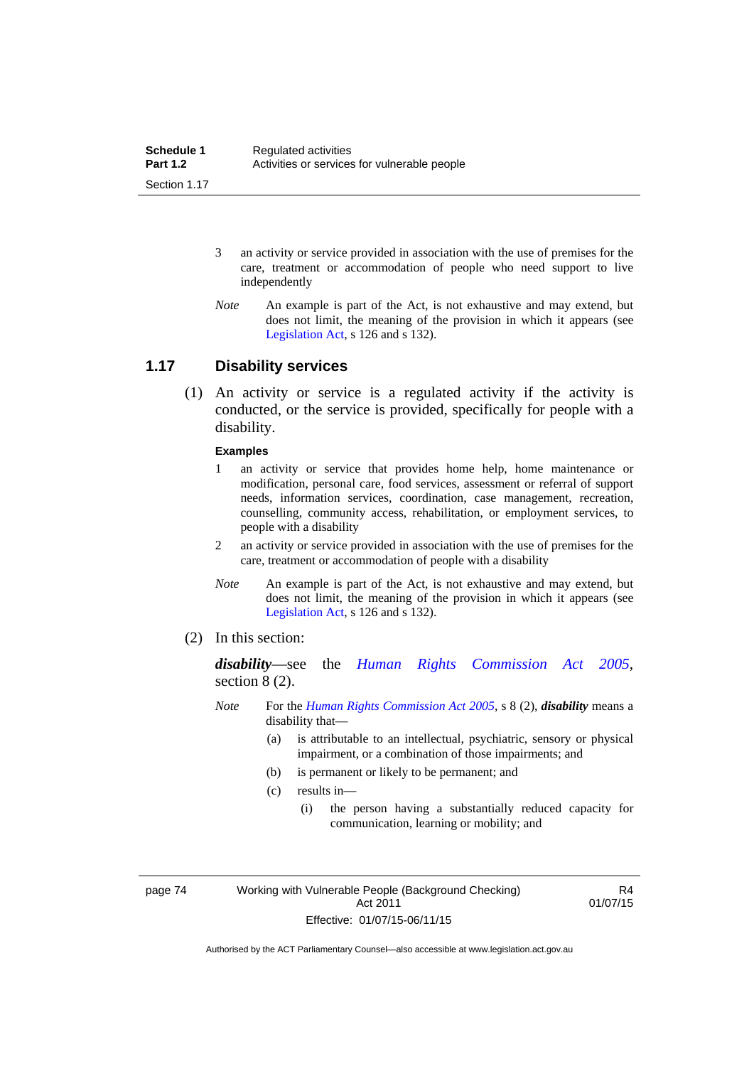3 an activity or service provided in association with the use of premises for the care, treatment or accommodation of people who need support to live independently

*Note* An example is part of the Act, is not exhaustive and may extend, but does not limit, the meaning of the provision in which it appears (see Legislation Act, s 126 and s 132).

## 1.17 Disability services

(1) An activity or service is a regulated activity if the activity is conducted, or the service is provided, specifically for people with a disability.

**Examples**

1 an activity or service that provides home help, home maintenance or modification, personal care, food services, assessment or referral of support needs, information services, coordination, case management, recreation, counselling, community access, rehabilitation, or employment services, to people with a disability

2 an activity or service provided in association with the use of premises for the care, treatment or accommodation of people with a disability

*Note* An example is part of the Act, is not exhaustive and may extend, but does not limit, the meaning of the provision in which it appears (see Legislation Act, s 126 and s 132).

(2) In this section:

***disability***—see the *Human Rights Commission Act 2005*, section 8 (2).

*Note* For the *Human Rights Commission Act 2005*, s 8 (2), ***disability*** means a disability that—

(a) is attributable to an intellectual, psychiatric, sensory or physical impairment, or a combination of those impairments; and

(b) is permanent or likely to be permanent; and

(c) results in—

(i) the person having a substantially reduced capacity for communication, learning or mobility; and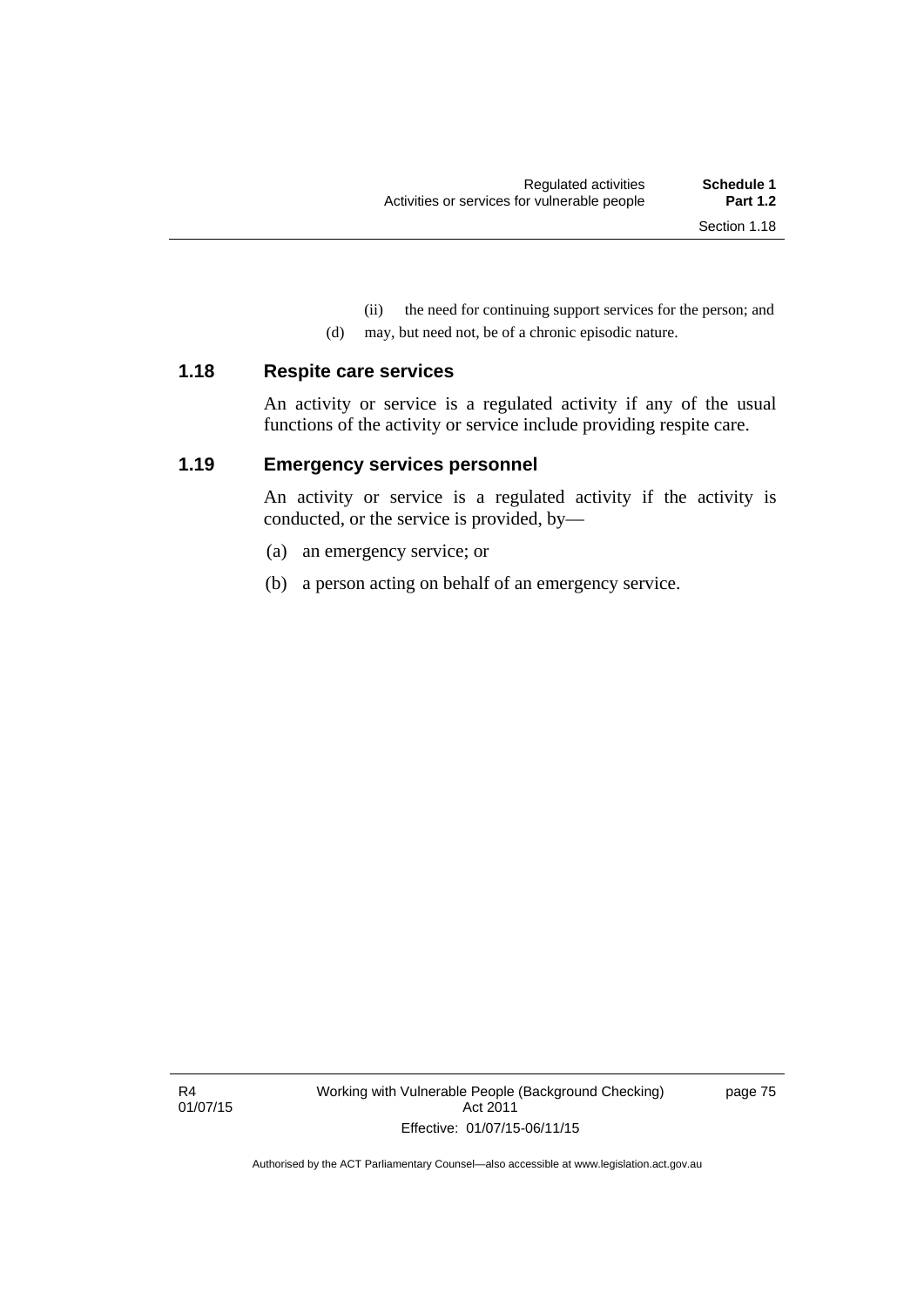(ii) the need for continuing support services for the person; and

(d) may, but need not, be of a chronic episodic nature.

## 1.18 Respite care services

An activity or service is a regulated activity if any of the usual functions of the activity or service include providing respite care.

## 1.19 Emergency services personnel

An activity or service is a regulated activity if the activity is conducted, or the service is provided, by—

(a) an emergency service; or

(b) a person acting on behalf of an emergency service.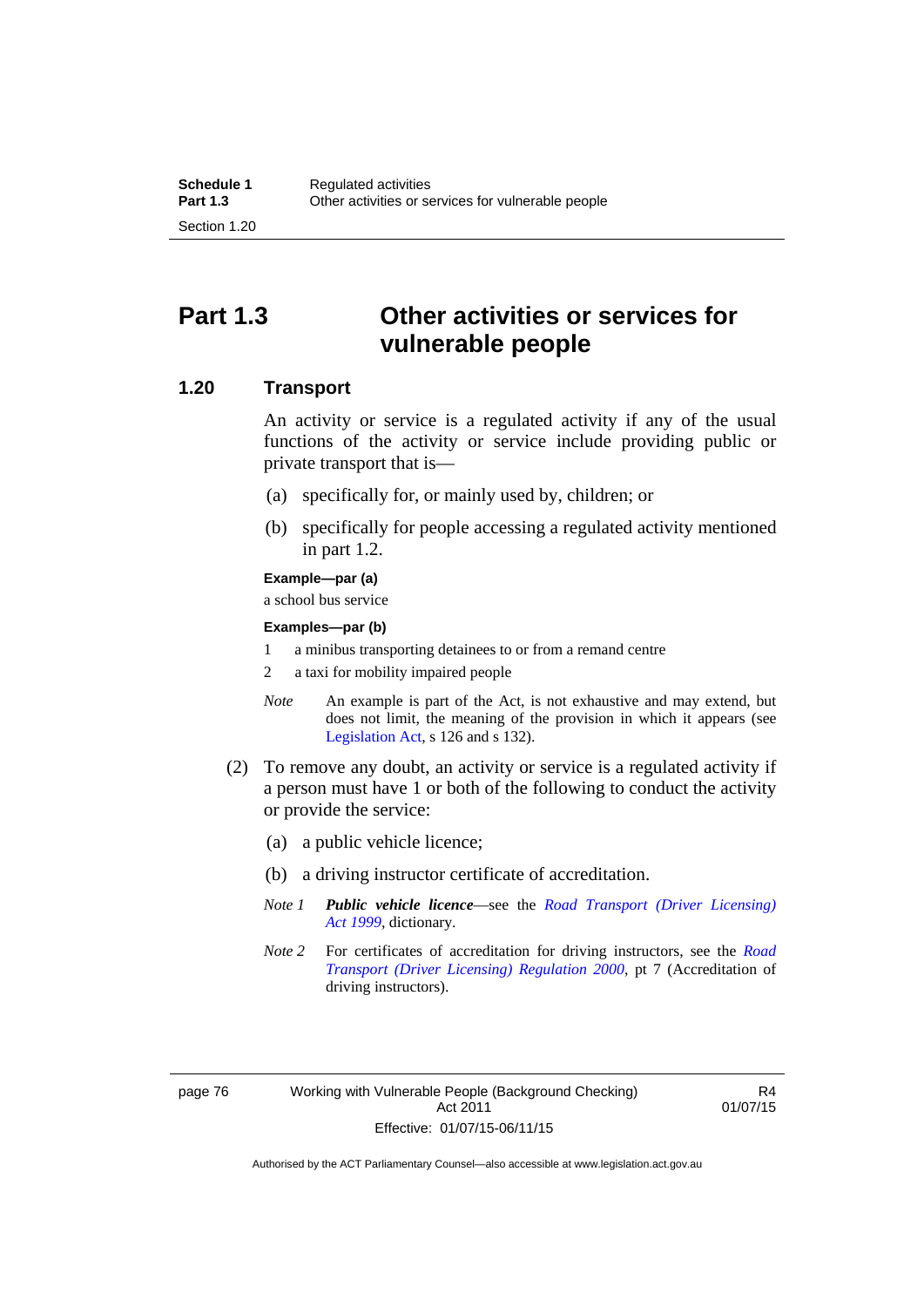# Part 1.3 Other activities or services for vulnerable people

## 1.20 Transport

An activity or service is a regulated activity if any of the usual functions of the activity or service include providing public or private transport that is—

(a) specifically for, or mainly used by, children; or

(b) specifically for people accessing a regulated activity mentioned in part 1.2.

**Example—par (a)**

a school bus service

**Examples—par (b)**

1 a minibus transporting detainees to or from a remand centre

2 a taxi for mobility impaired people

*Note* An example is part of the Act, is not exhaustive and may extend, but does not limit, the meaning of the provision in which it appears (see Legislation Act, s 126 and s 132).

(2) To remove any doubt, an activity or service is a regulated activity if a person must have 1 or both of the following to conduct the activity or provide the service:

(a) a public vehicle licence;

(b) a driving instructor certificate of accreditation.

*Note 1* ***Public vehicle licence***—see the *Road Transport (Driver Licensing) Act 1999*, dictionary.

*Note 2* For certificates of accreditation for driving instructors, see the *Road Transport (Driver Licensing) Regulation 2000*, pt 7 (Accreditation of driving instructors).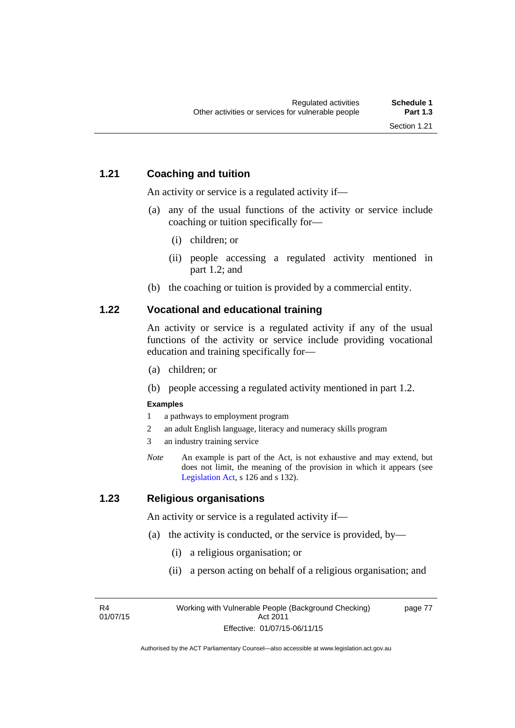### 1.21 Coaching and tuition

An activity or service is a regulated activity if—

(a) any of the usual functions of the activity or service include coaching or tuition specifically for—

  (i) children; or

  (ii) people accessing a regulated activity mentioned in part 1.2; and

(b) the coaching or tuition is provided by a commercial entity.

### 1.22 Vocational and educational training

An activity or service is a regulated activity if any of the usual functions of the activity or service include providing vocational education and training specifically for—

(a) children; or

(b) people accessing a regulated activity mentioned in part 1.2.

**Examples**

1 a pathways to employment program

2 an adult English language, literacy and numeracy skills program

3 an industry training service

*Note* An example is part of the Act, is not exhaustive and may extend, but does not limit, the meaning of the provision in which it appears (see Legislation Act, s 126 and s 132).

### 1.23 Religious organisations

An activity or service is a regulated activity if—

(a) the activity is conducted, or the service is provided, by—

  (i) a religious organisation; or

  (ii) a person acting on behalf of a religious organisation; and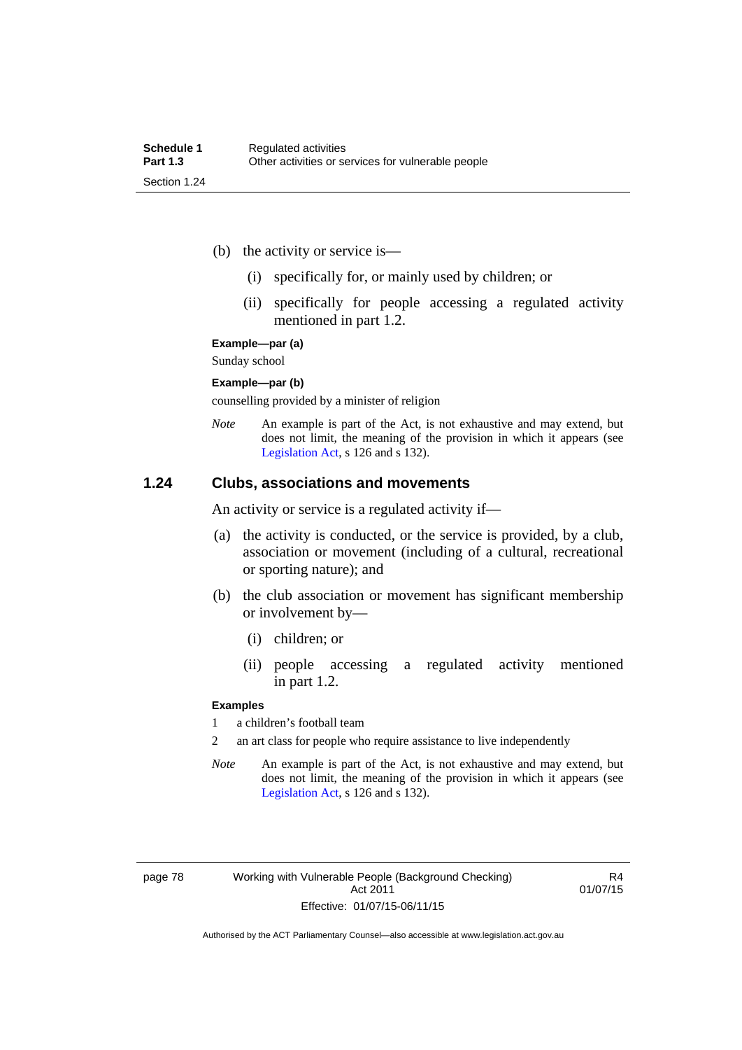(b) the activity or service is—

   (i) specifically for, or mainly used by children; or

   (ii) specifically for people accessing a regulated activity mentioned in part 1.2.

**Example—par (a)**

Sunday school

**Example—par (b)**

counselling provided by a minister of religion

*Note* An example is part of the Act, is not exhaustive and may extend, but does not limit, the meaning of the provision in which it appears (see Legislation Act, s 126 and s 132).

### 1.24 Clubs, associations and movements

An activity or service is a regulated activity if—

(a) the activity is conducted, or the service is provided, by a club, association or movement (including of a cultural, recreational or sporting nature); and

(b) the club association or movement has significant membership or involvement by—

   (i) children; or

   (ii) people accessing a regulated activity mentioned in part 1.2.

**Examples**

1 a children's football team

2 an art class for people who require assistance to live independently

*Note* An example is part of the Act, is not exhaustive and may extend, but does not limit, the meaning of the provision in which it appears (see Legislation Act, s 126 and s 132).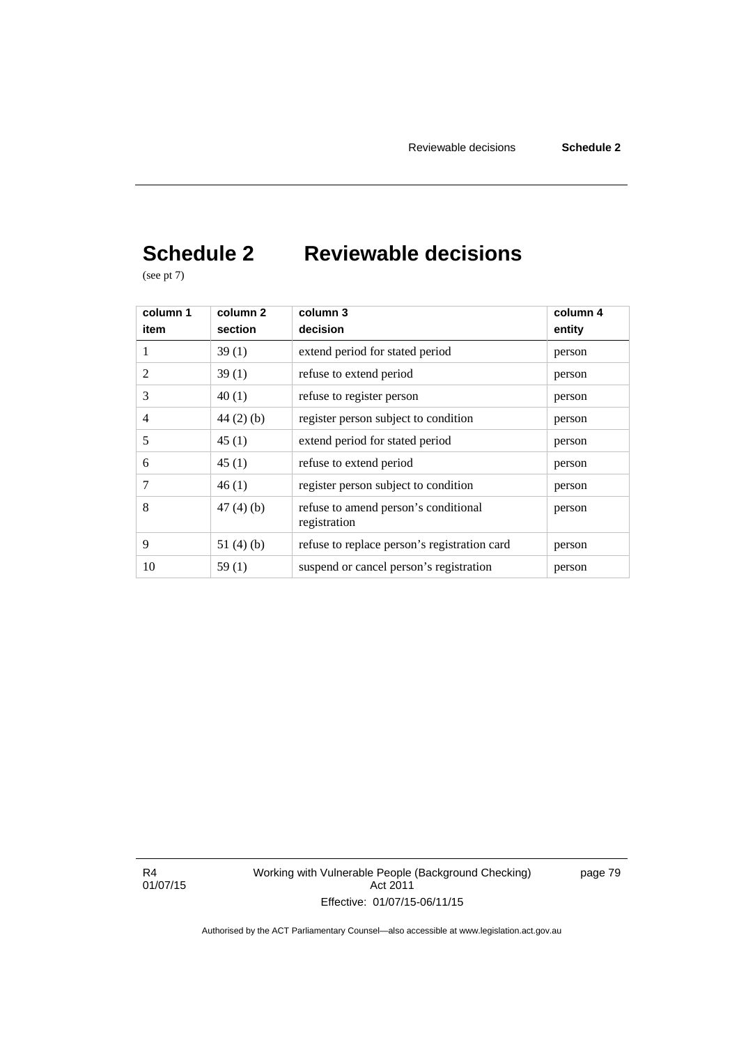# Schedule 2 Reviewable decisions

(see pt 7)

| column 1<br>item | column 2<br>section | column 3<br>decision | column 4<br>entity |
|---|---|---|---|
| 1 | 39 (1) | extend period for stated period | person |
| 2 | 39 (1) | refuse to extend period | person |
| 3 | 40 (1) | refuse to register person | person |
| 4 | 44 (2) (b) | register person subject to condition | person |
| 5 | 45 (1) | extend period for stated period | person |
| 6 | 45 (1) | refuse to extend period | person |
| 7 | 46 (1) | register person subject to condition | person |
| 8 | 47 (4) (b) | refuse to amend person's conditional registration | person |
| 9 | 51 (4) (b) | refuse to replace person's registration card | person |
| 10 | 59 (1) | suspend or cancel person's registration | person |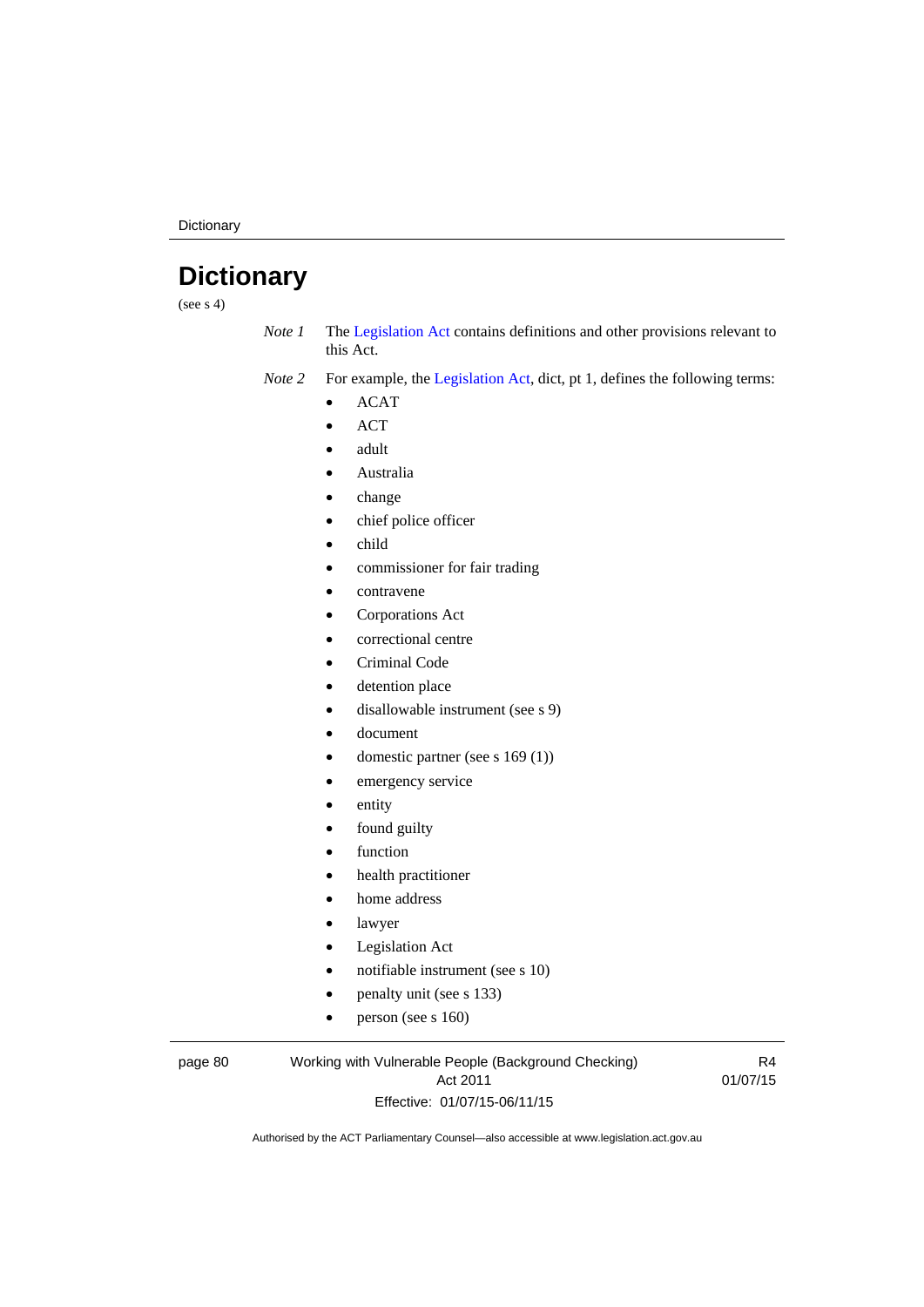# Dictionary

(see s 4)

*Note 1* The Legislation Act contains definitions and other provisions relevant to this Act.

*Note 2* For example, the Legislation Act, dict, pt 1, defines the following terms:

- ACAT
- ACT
- adult
- Australia
- change
- chief police officer
- child
- commissioner for fair trading
- contravene
- Corporations Act
- correctional centre
- Criminal Code
- detention place
- disallowable instrument (see s 9)
- document
- domestic partner (see s 169 (1))
- emergency service
- entity
- found guilty
- function
- health practitioner
- home address
- lawyer
- Legislation Act
- notifiable instrument (see s 10)
- penalty unit (see s 133)
- person (see s 160)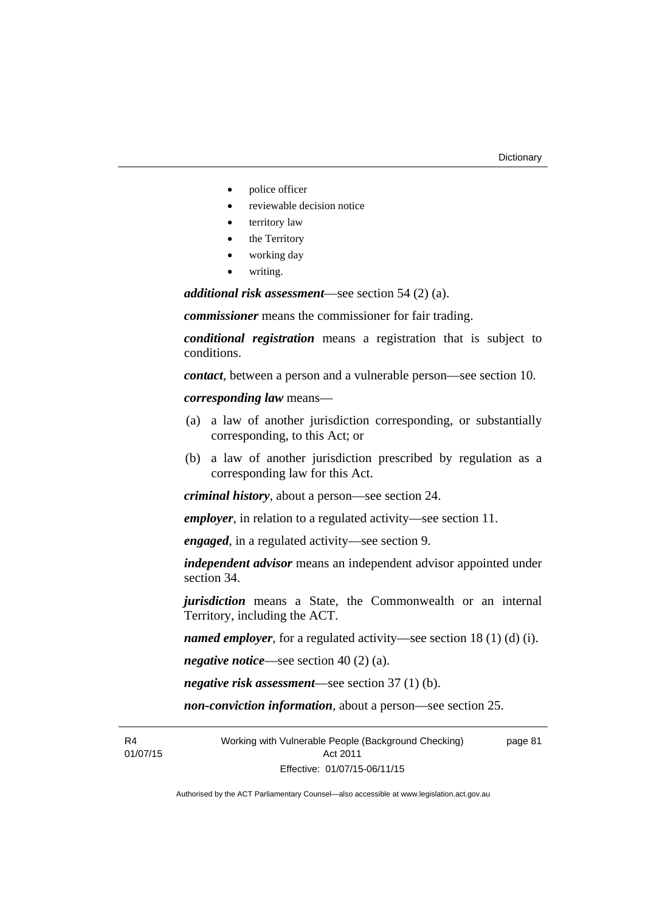- police officer
- reviewable decision notice
- territory law
- the Territory
- working day
- writing.

***additional risk assessment***—see section 54 (2) (a).

***commissioner*** means the commissioner for fair trading.

***conditional registration*** means a registration that is subject to conditions.

***contact***, between a person and a vulnerable person—see section 10.

***corresponding law*** means—

(a) a law of another jurisdiction corresponding, or substantially corresponding, to this Act; or

(b) a law of another jurisdiction prescribed by regulation as a corresponding law for this Act.

***criminal history***, about a person—see section 24.

***employer***, in relation to a regulated activity—see section 11.

***engaged***, in a regulated activity—see section 9.

***independent advisor*** means an independent advisor appointed under section 34.

***jurisdiction*** means a State, the Commonwealth or an internal Territory, including the ACT.

***named employer***, for a regulated activity—see section 18 (1) (d) (i).

***negative notice***—see section 40 (2) (a).

***negative risk assessment***—see section 37 (1) (b).

***non-conviction information***, about a person—see section 25.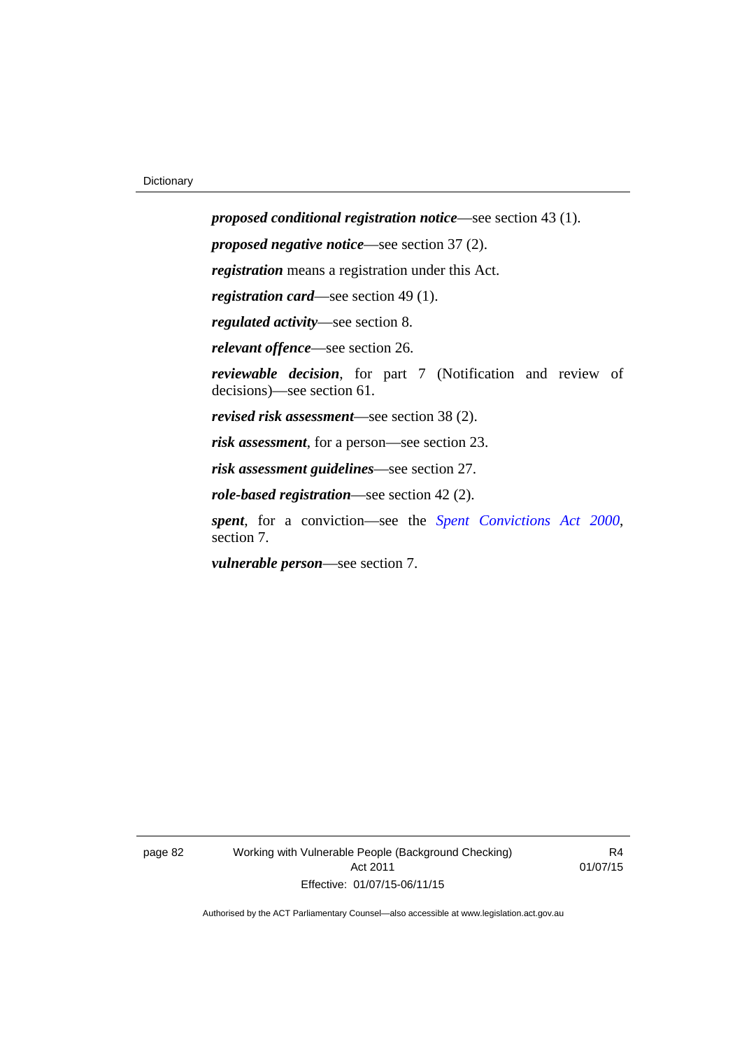***proposed conditional registration notice***—see section 43 (1).

***proposed negative notice***—see section 37 (2).

***registration*** means a registration under this Act.

***registration card***—see section 49 (1).

***regulated activity***—see section 8.

***relevant offence***—see section 26.

***reviewable decision***, for part 7 (Notification and review of decisions)—see section 61.

***revised risk assessment***—see section 38 (2).

***risk assessment***, for a person—see section 23.

***risk assessment guidelines***—see section 27.

***role-based registration***—see section 42 (2).

***spent***, for a conviction—see the *Spent Convictions Act 2000*, section 7.

***vulnerable person***—see section 7.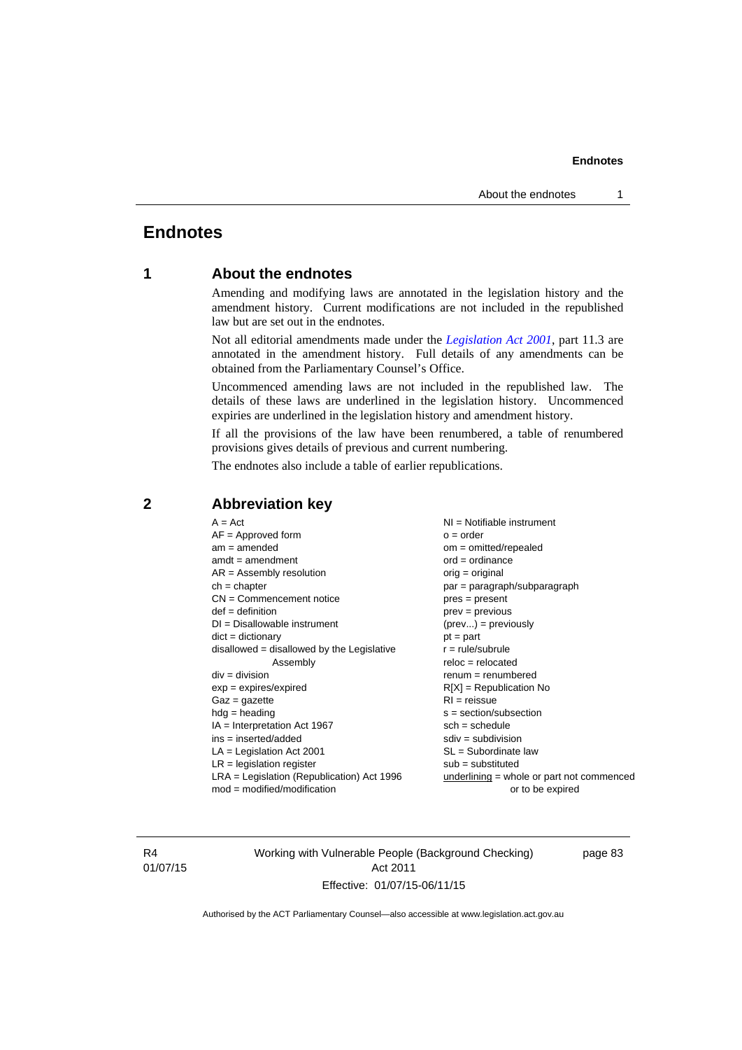# Endnotes

## 1 About the endnotes

Amending and modifying laws are annotated in the legislation history and the amendment history. Current modifications are not included in the republished law but are set out in the endnotes.

Not all editorial amendments made under the *Legislation Act 2001*, part 11.3 are annotated in the amendment history. Full details of any amendments can be obtained from the Parliamentary Counsel's Office.

Uncommenced amending laws are not included in the republished law. The details of these laws are underlined in the legislation history. Uncommenced expiries are underlined in the legislation history and amendment history.

If all the provisions of the law have been renumbered, a table of renumbered provisions gives details of previous and current numbering.

The endnotes also include a table of earlier republications.

## 2 Abbreviation key

A = Act
AF = Approved form
am = amended
amdt = amendment
AR = Assembly resolution
ch = chapter
CN = Commencement notice
def = definition
DI = Disallowable instrument
dict = dictionary
disallowed = disallowed by the Legislative Assembly
div = division
exp = expires/expired
Gaz = gazette
hdg = heading
IA = Interpretation Act 1967
ins = inserted/added
LA = Legislation Act 2001
LR = legislation register
LRA = Legislation (Republication) Act 1996
mod = modified/modification
NI = Notifiable instrument
o = order
om = omitted/repealed
ord = ordinance
orig = original
par = paragraph/subparagraph
pres = present
prev = previous
(prev...) = previously
pt = part
r = rule/subrule
reloc = relocated
renum = renumbered
R[X] = Republication No
RI = reissue
s = section/subsection
sch = schedule
sdiv = subdivision
SL = Subordinate law
sub = substituted
underlining = whole or part not commenced or to be expired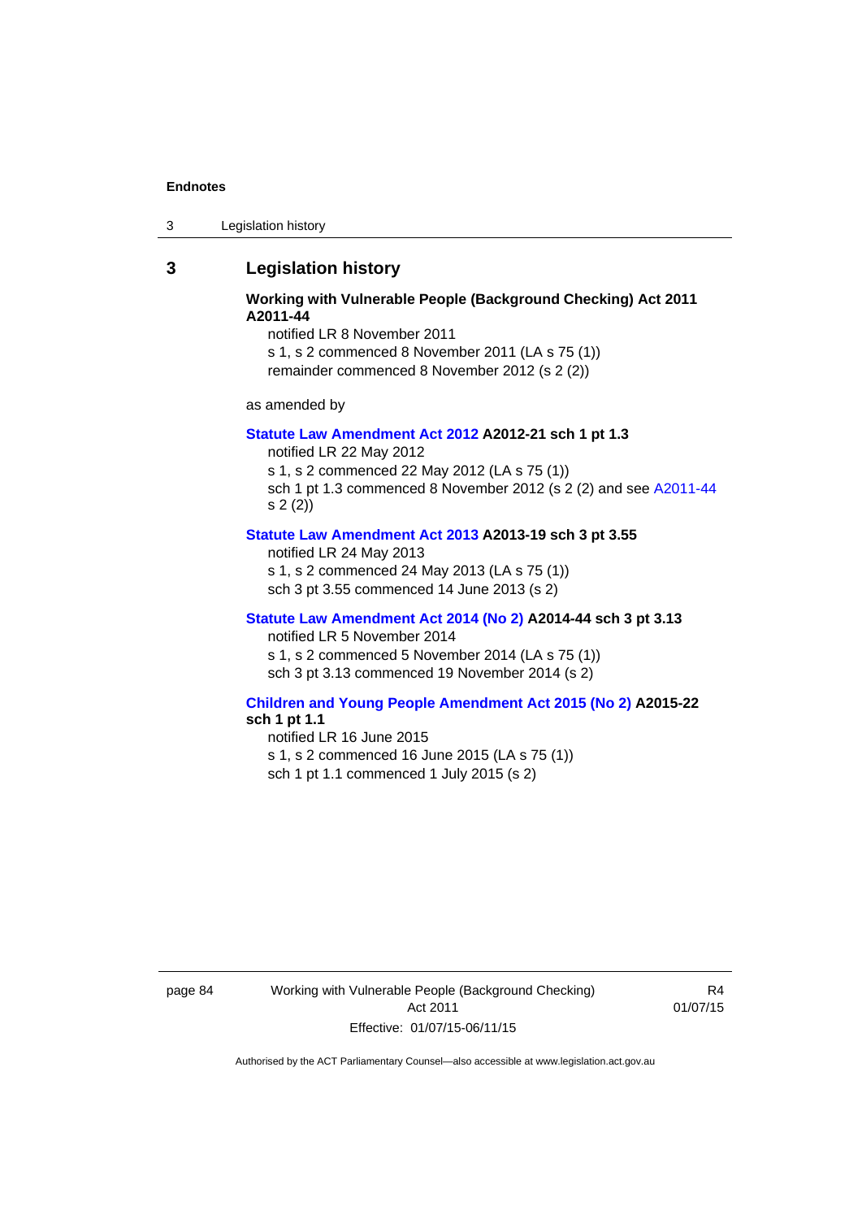## 3 Legislation history

**Working with Vulnerable People (Background Checking) Act 2011 A2011-44**

notified LR 8 November 2011

s 1, s 2 commenced 8 November 2011 (LA s 75 (1))

remainder commenced 8 November 2012 (s 2 (2))

as amended by

**Statute Law Amendment Act 2012 A2012-21 sch 1 pt 1.3**

notified LR 22 May 2012

s 1, s 2 commenced 22 May 2012 (LA s 75 (1))

sch 1 pt 1.3 commenced 8 November 2012 (s 2 (2) and see A2011-44 s 2 (2))

**Statute Law Amendment Act 2013 A2013-19 sch 3 pt 3.55**

notified LR 24 May 2013

s 1, s 2 commenced 24 May 2013 (LA s 75 (1))

sch 3 pt 3.55 commenced 14 June 2013 (s 2)

**Statute Law Amendment Act 2014 (No 2) A2014-44 sch 3 pt 3.13**

notified LR 5 November 2014

s 1, s 2 commenced 5 November 2014 (LA s 75 (1))

sch 3 pt 3.13 commenced 19 November 2014 (s 2)

**Children and Young People Amendment Act 2015 (No 2) A2015-22 sch 1 pt 1.1**

notified LR 16 June 2015

s 1, s 2 commenced 16 June 2015 (LA s 75 (1))

sch 1 pt 1.1 commenced 1 July 2015 (s 2)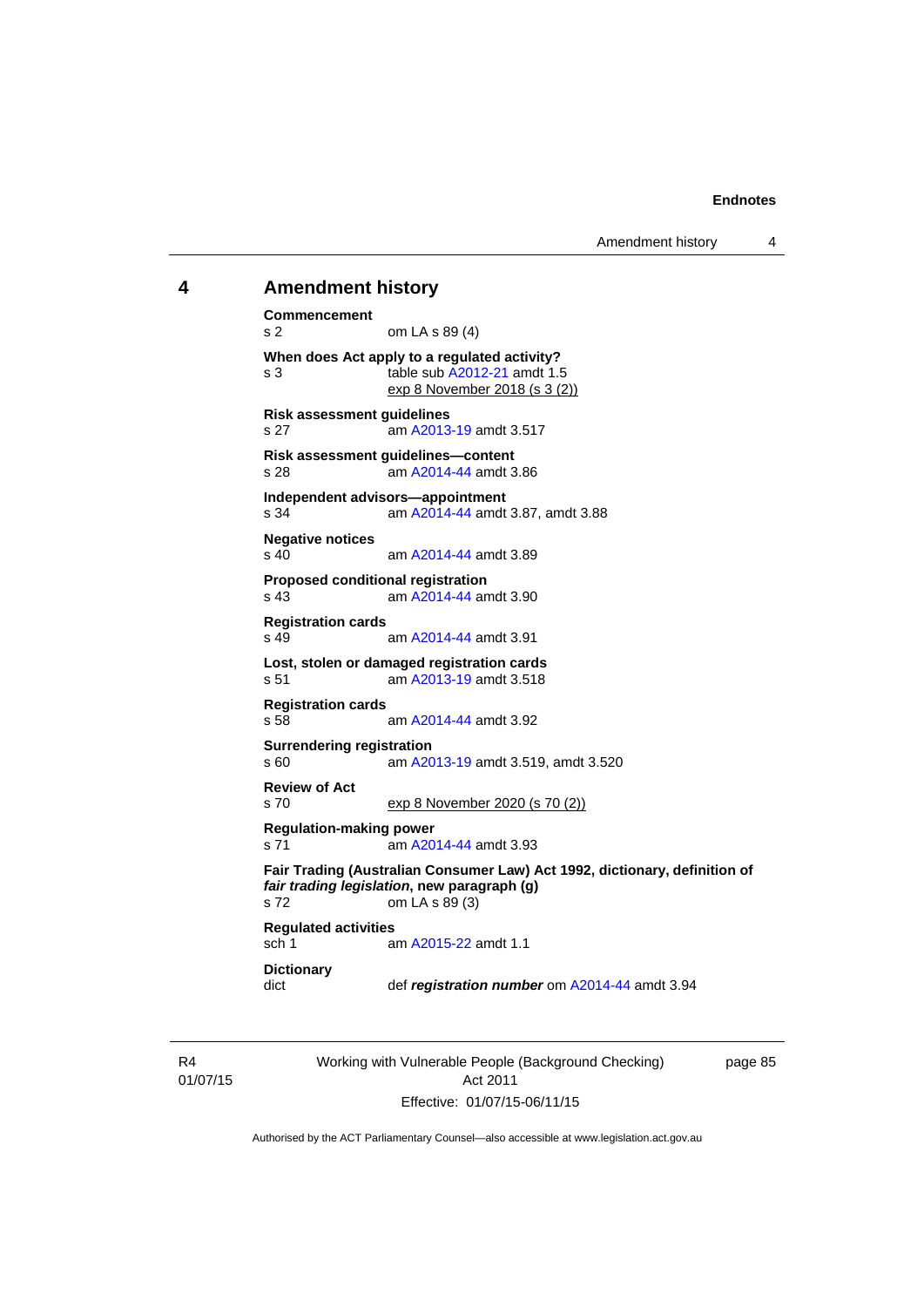## 4 Amendment history

**Commencement**
s 2 om LA s 89 (4)

**When does Act apply to a regulated activity?**
s 3 table sub A2012-21 amdt 1.5
exp 8 November 2018 (s 3 (2))

**Risk assessment guidelines**
s 27 am A2013-19 amdt 3.517

**Risk assessment guidelines—content**
s 28 am A2014-44 amdt 3.86

**Independent advisors—appointment**
s 34 am A2014-44 amdt 3.87, amdt 3.88

**Negative notices**
s 40 am A2014-44 amdt 3.89

**Proposed conditional registration**
s 43 am A2014-44 amdt 3.90

**Registration cards**
s 49 am A2014-44 amdt 3.91

**Lost, stolen or damaged registration cards**
s 51 am A2013-19 amdt 3.518

**Registration cards**
s 58 am A2014-44 amdt 3.92

**Surrendering registration**
s 60 am A2013-19 amdt 3.519, amdt 3.520

**Review of Act**
s 70 exp 8 November 2020 (s 70 (2))

**Regulation-making power**
s 71 am A2014-44 amdt 3.93

**Fair Trading (Australian Consumer Law) Act 1992, dictionary, definition of *fair trading legislation*, new paragraph (g)**
s 72 om LA s 89 (3)

**Regulated activities**
sch 1 am A2015-22 amdt 1.1

**Dictionary**
dict def ***registration number*** om A2014-44 amdt 3.94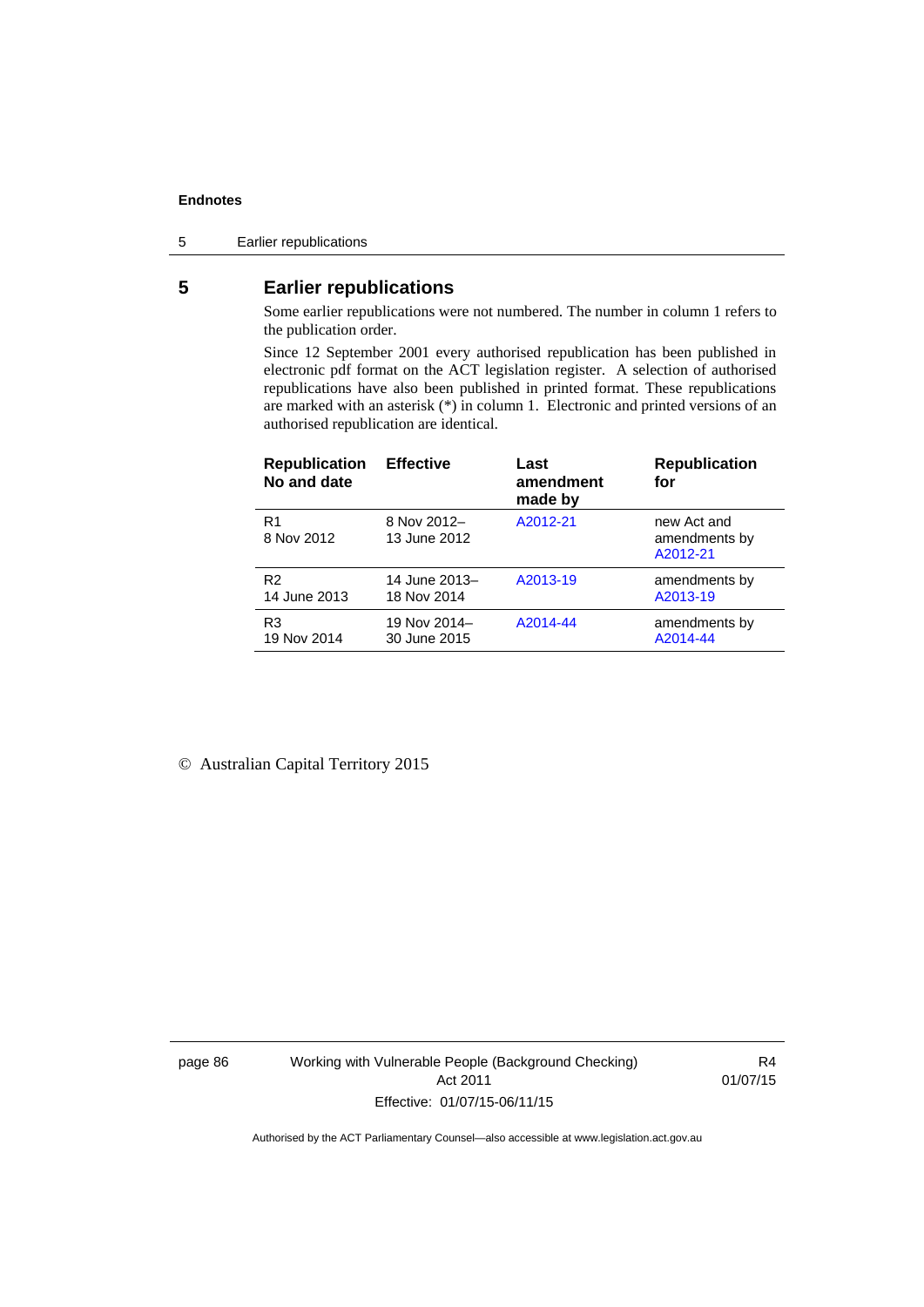## 5 Earlier republications

Some earlier republications were not numbered. The number in column 1 refers to the publication order.

Since 12 September 2001 every authorised republication has been published in electronic pdf format on the ACT legislation register. A selection of authorised republications have also been published in printed format. These republications are marked with an asterisk (*) in column 1. Electronic and printed versions of an authorised republication are identical.

| Republication No and date | Effective | Last amendment made by | Republication for |
|---|---|---|---|
| R1<br>8 Nov 2012 | 8 Nov 2012–<br>13 June 2012 | A2012-21 | new Act and amendments by A2012-21 |
| R2<br>14 June 2013 | 14 June 2013–<br>18 Nov 2014 | A2013-19 | amendments by A2013-19 |
| R3<br>19 Nov 2014 | 19 Nov 2014–<br>30 June 2015 | A2014-44 | amendments by A2014-44 |

© Australian Capital Territory 2015